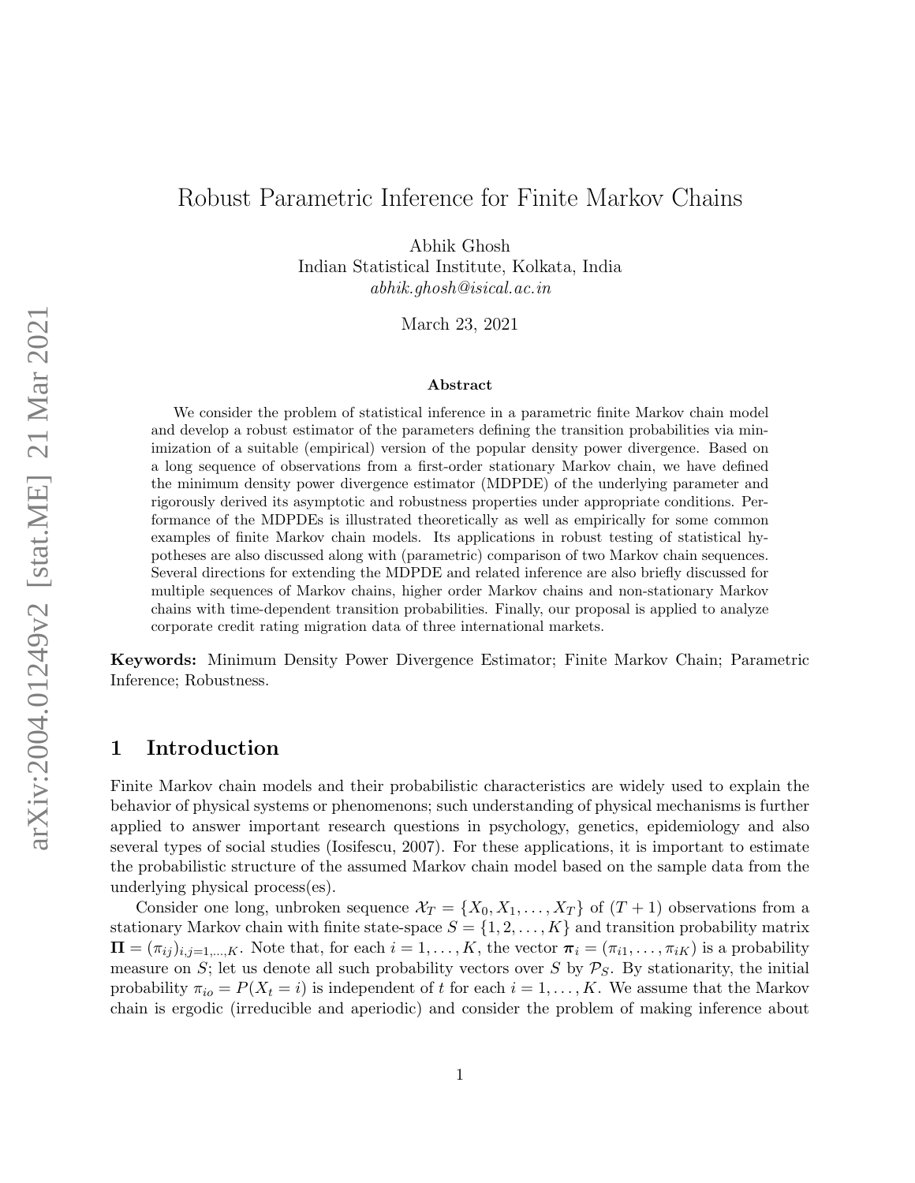# Robust Parametric Inference for Finite Markov Chains

Abhik Ghosh
Indian Statistical Institute, Kolkata, India
*abhik.ghosh@isical.ac.in*

March 23, 2021

### Abstract

We consider the problem of statistical inference in a parametric finite Markov chain model and develop a robust estimator of the parameters defining the transition probabilities via minimization of a suitable (empirical) version of the popular density power divergence. Based on a long sequence of observations from a first-order stationary Markov chain, we have defined the minimum density power divergence estimator (MDPDE) of the underlying parameter and rigorously derived its asymptotic and robustness properties under appropriate conditions. Performance of the MDPDEs is illustrated theoretically as well as empirically for some common examples of finite Markov chain models. Its applications in robust testing of statistical hypotheses are also discussed along with (parametric) comparison of two Markov chain sequences. Several directions for extending the MDPDE and related inference are also briefly discussed for multiple sequences of Markov chains, higher order Markov chains and non-stationary Markov chains with time-dependent transition probabilities. Finally, our proposal is applied to analyze corporate credit rating migration data of three international markets.

**Keywords:** Minimum Density Power Divergence Estimator; Finite Markov Chain; Parametric Inference; Robustness.

## 1 Introduction

Finite Markov chain models and their probabilistic characteristics are widely used to explain the behavior of physical systems or phenomenons; such understanding of physical mechanisms is further applied to answer important research questions in psychology, genetics, epidemiology and also several types of social studies (Iosifescu, 2007). For these applications, it is important to estimate the probabilistic structure of the assumed Markov chain model based on the sample data from the underlying physical process(es).

Consider one long, unbroken sequence $\mathcal{X}_T = \{X_0, X_1, \ldots, X_T\}$ of $(T+1)$ observations from a stationary Markov chain with finite state-space $S = \{1, 2, \ldots, K\}$ and transition probability matrix $\mathbf{\Pi} = (\pi_{ij})_{i,j=1,\ldots,K}$. Note that, for each $i = 1, \ldots, K$, the vector $\boldsymbol{\pi}_i = (\pi_{i1}, \ldots, \pi_{iK})$ is a probability measure on $S$; let us denote all such probability vectors over $S$ by $\mathcal{P}_S$. By stationarity, the initial probability $\pi_{io} = P(X_t = i)$ is independent of $t$ for each $i = 1, \ldots, K$. We assume that the Markov chain is ergodic (irreducible and aperiodic) and consider the problem of making inference about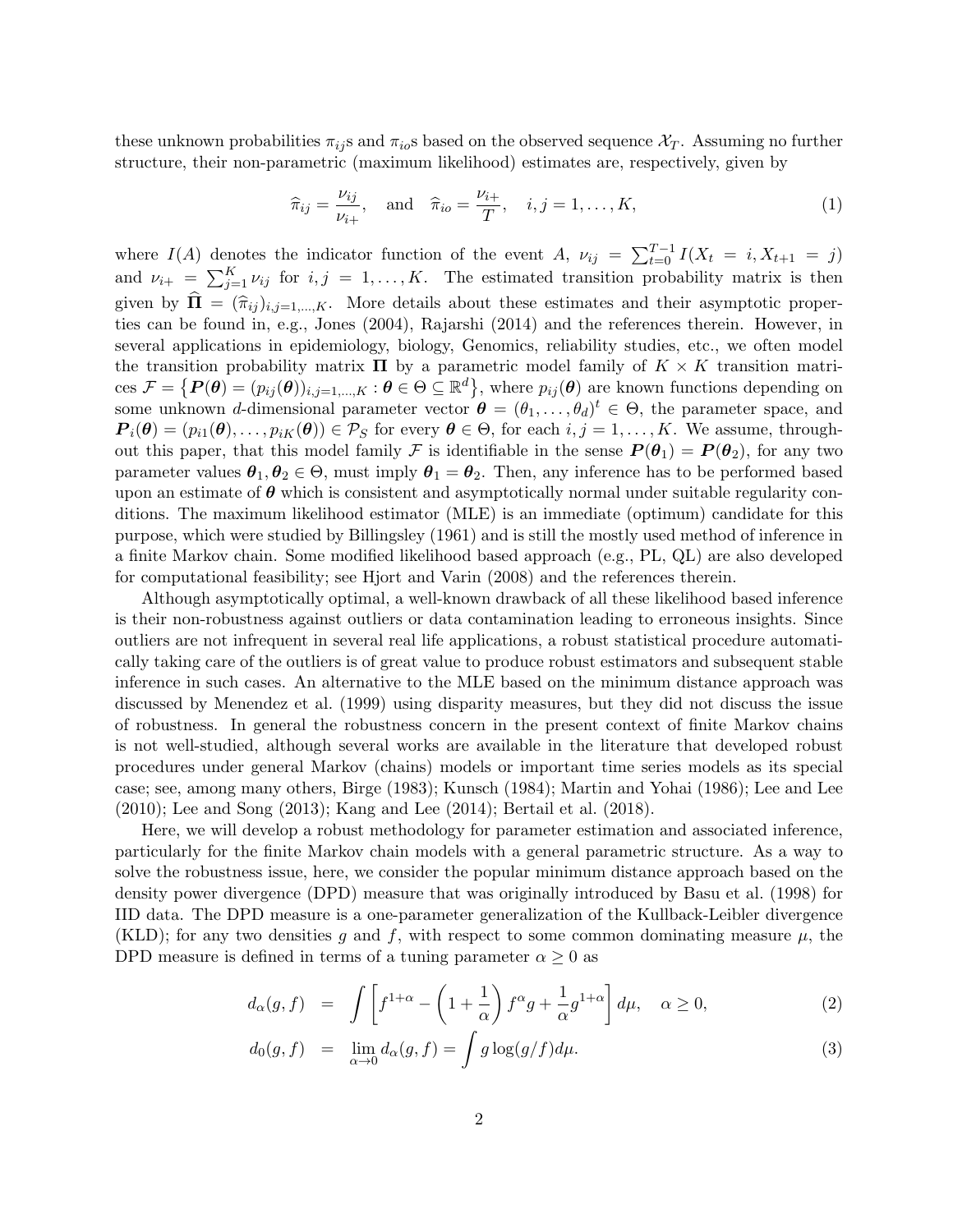these unknown probabilities $\pi_{ij}$s and $\pi_{io}$s based on the observed sequence $\mathcal{X}_T$. Assuming no further structure, their non-parametric (maximum likelihood) estimates are, respectively, given by

$$\widehat{\pi}_{ij} = \frac{\nu_{ij}}{\nu_{i+}}, \quad \text{and} \quad \widehat{\pi}_{io} = \frac{\nu_{i+}}{T}, \quad i, j = 1, \ldots, K, \tag{1}$$

where $I(A)$ denotes the indicator function of the event $A$, $\nu_{ij} = \sum_{t=0}^{T-1} I(X_t = i, X_{t+1} = j)$ and $\nu_{i+} = \sum_{j=1}^{K} \nu_{ij}$ for $i, j = 1, \ldots, K$. The estimated transition probability matrix is then given by $\widehat{\mathbf{\Pi}} = (\widehat{\pi}_{ij})_{i,j=1,\ldots,K}$. More details about these estimates and their asymptotic properties can be found in, e.g., Jones (2004), Rajarshi (2014) and the references therein. However, in several applications in epidemiology, biology, Genomics, reliability studies, etc., we often model the transition probability matrix $\mathbf{\Pi}$ by a parametric model family of $K \times K$ transition matrices $\mathcal{F} = \left\{ \boldsymbol{P}(\boldsymbol{\theta}) = (p_{ij}(\boldsymbol{\theta}))_{i,j=1,\ldots,K} : \boldsymbol{\theta} \in \Theta \subseteq \mathbb{R}^d \right\}$, where $p_{ij}(\boldsymbol{\theta})$ are known functions depending on some unknown $d$-dimensional parameter vector $\boldsymbol{\theta} = (\theta_1, \ldots, \theta_d)^t \in \Theta$, the parameter space, and $\boldsymbol{P}_i(\boldsymbol{\theta}) = (p_{i1}(\boldsymbol{\theta}), \ldots, p_{iK}(\boldsymbol{\theta})) \in \mathcal{P}_S$ for every $\boldsymbol{\theta} \in \Theta$, for each $i, j = 1, \ldots, K$. We assume, throughout this paper, that this model family $\mathcal{F}$ is identifiable in the sense $\boldsymbol{P}(\boldsymbol{\theta}_1) = \boldsymbol{P}(\boldsymbol{\theta}_2)$, for any two parameter values $\boldsymbol{\theta}_1, \boldsymbol{\theta}_2 \in \Theta$, must imply $\boldsymbol{\theta}_1 = \boldsymbol{\theta}_2$. Then, any inference has to be performed based upon an estimate of $\boldsymbol{\theta}$ which is consistent and asymptotically normal under suitable regularity conditions. The maximum likelihood estimator (MLE) is an immediate (optimum) candidate for this purpose, which were studied by Billingsley (1961) and is still the mostly used method of inference in a finite Markov chain. Some modified likelihood based approach (e.g., PL, QL) are also developed for computational feasibility; see Hjort and Varin (2008) and the references therein.

Although asymptotically optimal, a well-known drawback of all these likelihood based inference is their non-robustness against outliers or data contamination leading to erroneous insights. Since outliers are not infrequent in several real life applications, a robust statistical procedure automatically taking care of the outliers is of great value to produce robust estimators and subsequent stable inference in such cases. An alternative to the MLE based on the minimum distance approach was discussed by Menendez et al. (1999) using disparity measures, but they did not discuss the issue of robustness. In general the robustness concern in the present context of finite Markov chains is not well-studied, although several works are available in the literature that developed robust procedures under general Markov (chains) models or important time series models as its special case; see, among many others, Birge (1983); Kunsch (1984); Martin and Yohai (1986); Lee and Lee (2010); Lee and Song (2013); Kang and Lee (2014); Bertail et al. (2018).

Here, we will develop a robust methodology for parameter estimation and associated inference, particularly for the finite Markov chain models with a general parametric structure. As a way to solve the robustness issue, here, we consider the popular minimum distance approach based on the density power divergence (DPD) measure that was originally introduced by Basu et al. (1998) for IID data. The DPD measure is a one-parameter generalization of the Kullback-Leibler divergence (KLD); for any two densities $g$ and $f$, with respect to some common dominating measure $\mu$, the DPD measure is defined in terms of a tuning parameter $\alpha \geq 0$ as

$$d_\alpha(g, f) = \int \left[ f^{1+\alpha} - \left(1 + \frac{1}{\alpha}\right) f^\alpha g + \frac{1}{\alpha} g^{1+\alpha} \right] d\mu, \quad \alpha \geq 0, \tag{2}$$

$$d_0(g, f) = \lim_{\alpha \to 0} d_\alpha(g, f) = \int g \log(g/f) d\mu. \tag{3}$$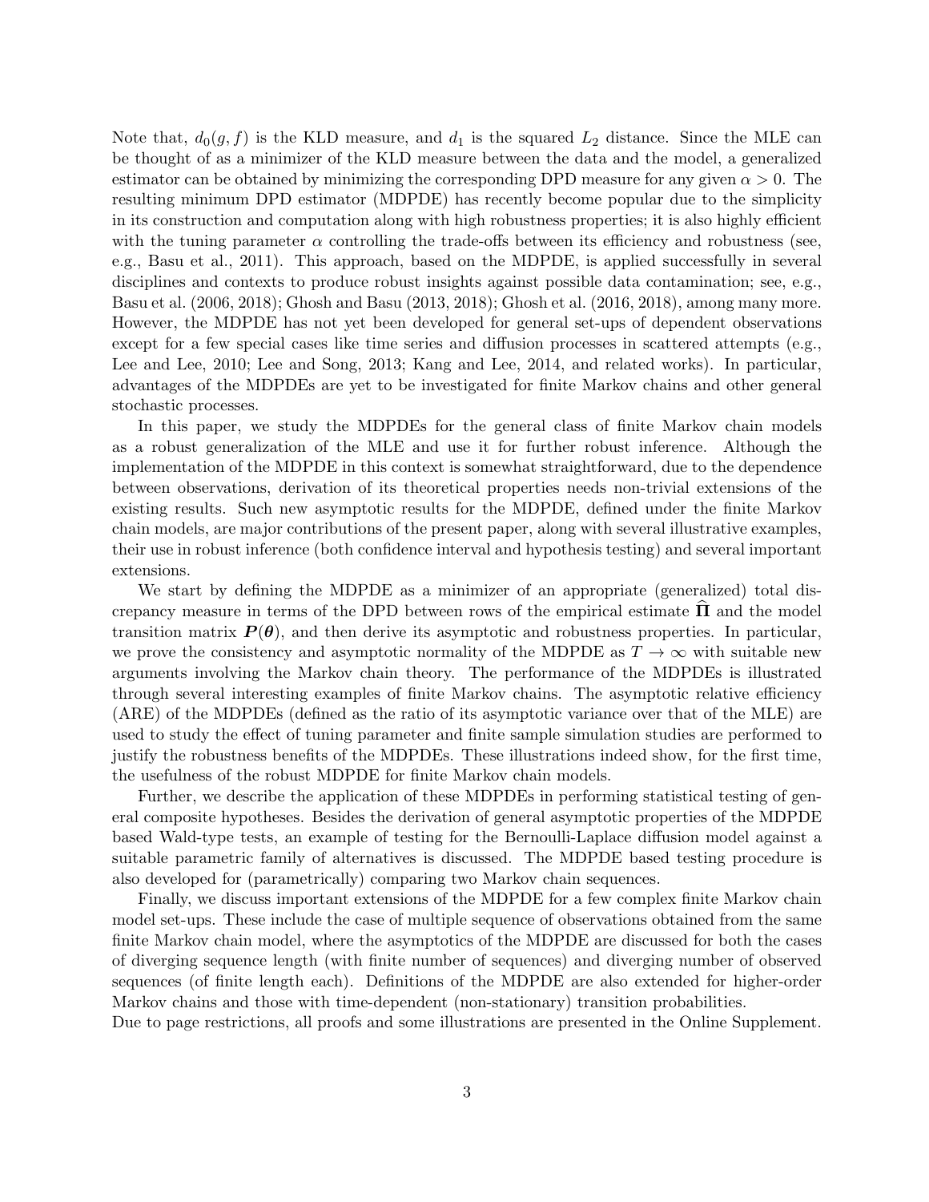Note that, $d_0(g, f)$ is the KLD measure, and $d_1$ is the squared $L_2$ distance. Since the MLE can be thought of as a minimizer of the KLD measure between the data and the model, a generalized estimator can be obtained by minimizing the corresponding DPD measure for any given $\alpha > 0$. The resulting minimum DPD estimator (MDPDE) has recently become popular due to the simplicity in its construction and computation along with high robustness properties; it is also highly efficient with the tuning parameter $\alpha$ controlling the trade-offs between its efficiency and robustness (see, e.g., Basu et al., 2011). This approach, based on the MDPDE, is applied successfully in several disciplines and contexts to produce robust insights against possible data contamination; see, e.g., Basu et al. (2006, 2018); Ghosh and Basu (2013, 2018); Ghosh et al. (2016, 2018), among many more. However, the MDPDE has not yet been developed for general set-ups of dependent observations except for a few special cases like time series and diffusion processes in scattered attempts (e.g., Lee and Lee, 2010; Lee and Song, 2013; Kang and Lee, 2014, and related works). In particular, advantages of the MDPDEs are yet to be investigated for finite Markov chains and other general stochastic processes.

In this paper, we study the MDPDEs for the general class of finite Markov chain models as a robust generalization of the MLE and use it for further robust inference. Although the implementation of the MDPDE in this context is somewhat straightforward, due to the dependence between observations, derivation of its theoretical properties needs non-trivial extensions of the existing results. Such new asymptotic results for the MDPDE, defined under the finite Markov chain models, are major contributions of the present paper, along with several illustrative examples, their use in robust inference (both confidence interval and hypothesis testing) and several important extensions.

We start by defining the MDPDE as a minimizer of an appropriate (generalized) total discrepancy measure in terms of the DPD between rows of the empirical estimate $\widehat{\boldsymbol{\Pi}}$ and the model transition matrix $\boldsymbol{P}(\boldsymbol{\theta})$, and then derive its asymptotic and robustness properties. In particular, we prove the consistency and asymptotic normality of the MDPDE as $T \to \infty$ with suitable new arguments involving the Markov chain theory. The performance of the MDPDEs is illustrated through several interesting examples of finite Markov chains. The asymptotic relative efficiency (ARE) of the MDPDEs (defined as the ratio of its asymptotic variance over that of the MLE) are used to study the effect of tuning parameter and finite sample simulation studies are performed to justify the robustness benefits of the MDPDEs. These illustrations indeed show, for the first time, the usefulness of the robust MDPDE for finite Markov chain models.

Further, we describe the application of these MDPDEs in performing statistical testing of general composite hypotheses. Besides the derivation of general asymptotic properties of the MDPDE based Wald-type tests, an example of testing for the Bernoulli-Laplace diffusion model against a suitable parametric family of alternatives is discussed. The MDPDE based testing procedure is also developed for (parametrically) comparing two Markov chain sequences.

Finally, we discuss important extensions of the MDPDE for a few complex finite Markov chain model set-ups. These include the case of multiple sequence of observations obtained from the same finite Markov chain model, where the asymptotics of the MDPDE are discussed for both the cases of diverging sequence length (with finite number of sequences) and diverging number of observed sequences (of finite length each). Definitions of the MDPDE are also extended for higher-order Markov chains and those with time-dependent (non-stationary) transition probabilities.

Due to page restrictions, all proofs and some illustrations are presented in the Online Supplement.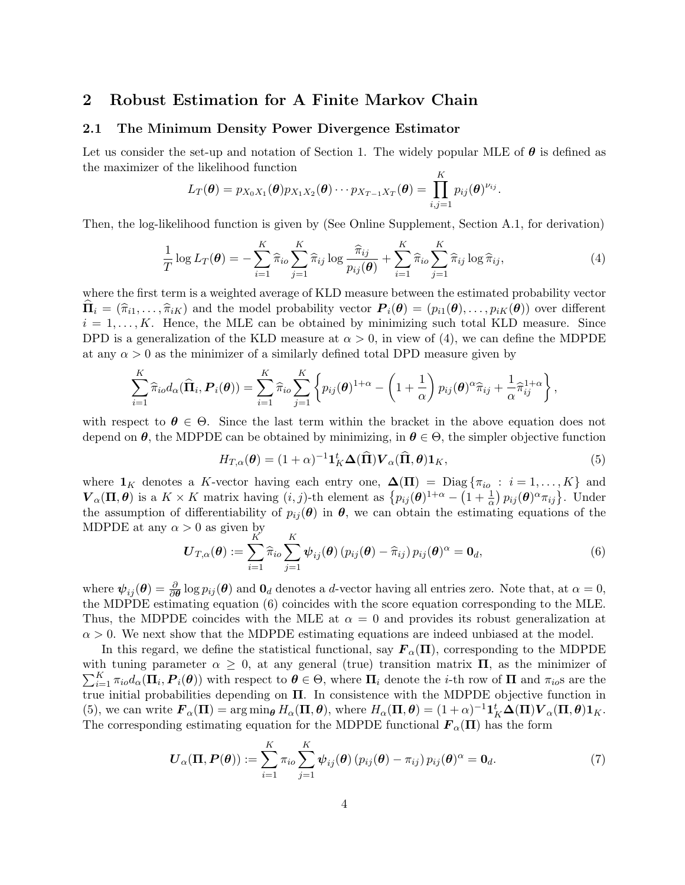## 2 Robust Estimation for A Finite Markov Chain

### 2.1 The Minimum Density Power Divergence Estimator

Let us consider the set-up and notation of Section 1. The widely popular MLE of $\boldsymbol{\theta}$ is defined as the maximizer of the likelihood function

$$L_T(\boldsymbol{\theta}) = p_{X_0X_1}(\boldsymbol{\theta})p_{X_1X_2}(\boldsymbol{\theta})\cdots p_{X_{T-1}X_T}(\boldsymbol{\theta}) = \prod_{i,j=1}^{K} p_{ij}(\boldsymbol{\theta})^{\nu_{ij}}.$$

Then, the log-likelihood function is given by (See Online Supplement, Section A.1, for derivation)

$$\frac{1}{T}\log L_T(\boldsymbol{\theta}) = -\sum_{i=1}^{K}\widehat{\pi}_{io}\sum_{j=1}^{K}\widehat{\pi}_{ij}\log\frac{\widehat{\pi}_{ij}}{p_{ij}(\boldsymbol{\theta})} + \sum_{i=1}^{K}\widehat{\pi}_{io}\sum_{j=1}^{K}\widehat{\pi}_{ij}\log\widehat{\pi}_{ij}, \tag{4}$$

where the first term is a weighted average of KLD measure between the estimated probability vector $\widehat{\boldsymbol{\Pi}}_i = (\widehat{\pi}_{i1}, \ldots, \widehat{\pi}_{iK})$ and the model probability vector $\boldsymbol{P}_i(\boldsymbol{\theta}) = (p_{i1}(\boldsymbol{\theta}), \ldots, p_{iK}(\boldsymbol{\theta}))$ over different $i = 1, \ldots, K$. Hence, the MLE can be obtained by minimizing such total KLD measure. Since DPD is a generalization of the KLD measure at $\alpha > 0$, in view of (4), we can define the MDPDE at any $\alpha > 0$ as the minimizer of a similarly defined total DPD measure given by

$$\sum_{i=1}^{K}\widehat{\pi}_{io}d_\alpha(\widehat{\boldsymbol{\Pi}}_i, \boldsymbol{P}_i(\boldsymbol{\theta})) = \sum_{i=1}^{K}\widehat{\pi}_{io}\sum_{j=1}^{K}\left\{p_{ij}(\boldsymbol{\theta})^{1+\alpha} - \left(1+\frac{1}{\alpha}\right)p_{ij}(\boldsymbol{\theta})^{\alpha}\widehat{\pi}_{ij} + \frac{1}{\alpha}\widehat{\pi}_{ij}^{1+\alpha}\right\},$$

with respect to $\boldsymbol{\theta} \in \Theta$. Since the last term within the bracket in the above equation does not depend on $\boldsymbol{\theta}$, the MDPDE can be obtained by minimizing, in $\boldsymbol{\theta} \in \Theta$, the simpler objective function

$$H_{T,\alpha}(\boldsymbol{\theta}) = (1+\alpha)^{-1}\mathbf{1}_K^t\boldsymbol{\Delta}(\widehat{\boldsymbol{\Pi}})\boldsymbol{V}_\alpha(\widehat{\boldsymbol{\Pi}}, \boldsymbol{\theta})\mathbf{1}_K, \tag{5}$$

where $\mathbf{1}_K$ denotes a $K$-vector having each entry one, $\boldsymbol{\Delta}(\boldsymbol{\Pi}) = \text{Diag}\{\pi_{io} : i = 1, \ldots, K\}$ and $\boldsymbol{V}_\alpha(\boldsymbol{\Pi}, \boldsymbol{\theta})$ is a $K \times K$ matrix having $(i,j)$-th element as $\left\{p_{ij}(\boldsymbol{\theta})^{1+\alpha} - \left(1+\frac{1}{\alpha}\right)p_{ij}(\boldsymbol{\theta})^{\alpha}\pi_{ij}\right\}$. Under the assumption of differentiability of $p_{ij}(\boldsymbol{\theta})$ in $\boldsymbol{\theta}$, we can obtain the estimating equations of the MDPDE at any $\alpha > 0$ as given by

$$\boldsymbol{U}_{T,\alpha}(\boldsymbol{\theta}) := \sum_{i=1}^{K}\widehat{\pi}_{io}\sum_{j=1}^{K}\boldsymbol{\psi}_{ij}(\boldsymbol{\theta})\left(p_{ij}(\boldsymbol{\theta}) - \widehat{\pi}_{ij}\right)p_{ij}(\boldsymbol{\theta})^{\alpha} = \mathbf{0}_d, \tag{6}$$

where $\boldsymbol{\psi}_{ij}(\boldsymbol{\theta}) = \frac{\partial}{\partial\boldsymbol{\theta}}\log p_{ij}(\boldsymbol{\theta})$ and $\mathbf{0}_d$ denotes a $d$-vector having all entries zero. Note that, at $\alpha = 0$, the MDPDE estimating equation (6) coincides with the score equation corresponding to the MLE. Thus, the MDPDE coincides with the MLE at $\alpha = 0$ and provides its robust generalization at $\alpha > 0$. We next show that the MDPDE estimating equations are indeed unbiased at the model.

In this regard, we define the statistical functional, say $\boldsymbol{F}_\alpha(\boldsymbol{\Pi})$, corresponding to the MDPDE with tuning parameter $\alpha \geq 0$, at any general (true) transition matrix $\boldsymbol{\Pi}$, as the minimizer of $\sum_{i=1}^{K}\pi_{io}d_\alpha(\boldsymbol{\Pi}_i, \boldsymbol{P}_i(\boldsymbol{\theta}))$ with respect to $\boldsymbol{\theta} \in \Theta$, where $\boldsymbol{\Pi}_i$ denote the $i$-th row of $\boldsymbol{\Pi}$ and $\pi_{io}$s are the true initial probabilities depending on $\boldsymbol{\Pi}$. In consistence with the MDPDE objective function in (5), we can write $\boldsymbol{F}_\alpha(\boldsymbol{\Pi}) = \arg\min_{\boldsymbol{\theta}} H_\alpha(\boldsymbol{\Pi}, \boldsymbol{\theta})$, where $H_\alpha(\boldsymbol{\Pi}, \boldsymbol{\theta}) = (1+\alpha)^{-1}\mathbf{1}_K^t\boldsymbol{\Delta}(\boldsymbol{\Pi})\boldsymbol{V}_\alpha(\boldsymbol{\Pi}, \boldsymbol{\theta})\mathbf{1}_K$. The corresponding estimating equation for the MDPDE functional $\boldsymbol{F}_\alpha(\boldsymbol{\Pi})$ has the form

$$\boldsymbol{U}_\alpha(\boldsymbol{\Pi}, \boldsymbol{P}(\boldsymbol{\theta})) := \sum_{i=1}^{K}\pi_{io}\sum_{j=1}^{K}\boldsymbol{\psi}_{ij}(\boldsymbol{\theta})\left(p_{ij}(\boldsymbol{\theta}) - \pi_{ij}\right)p_{ij}(\boldsymbol{\theta})^{\alpha} = \mathbf{0}_d. \tag{7}$$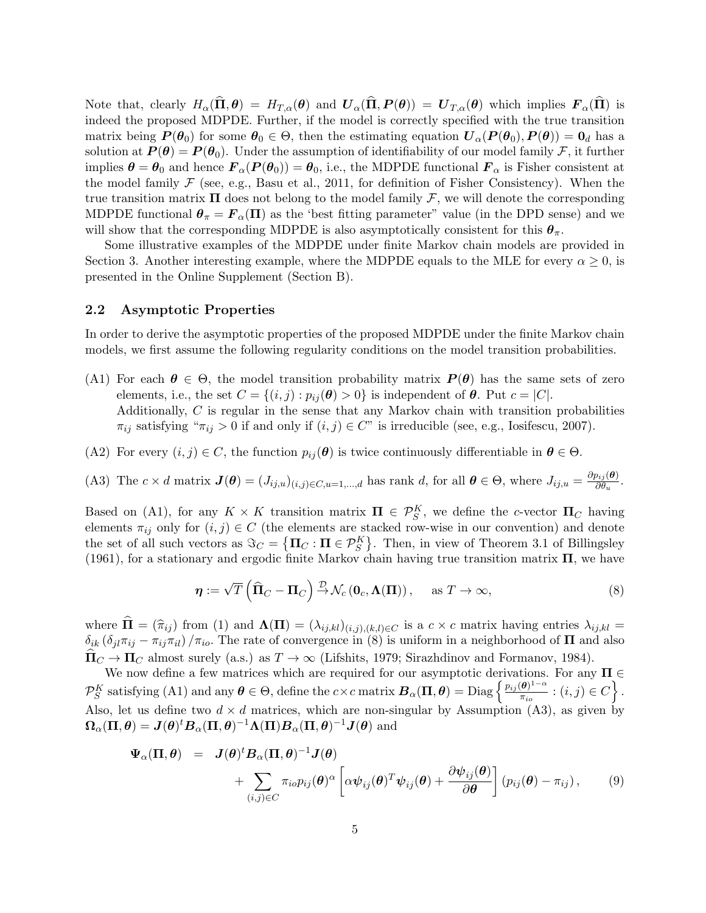Note that, clearly $H_\alpha(\widehat{\mathbf{\Pi}}, \boldsymbol{\theta}) = H_{T,\alpha}(\boldsymbol{\theta})$ and $\boldsymbol{U}_\alpha(\widehat{\mathbf{\Pi}}, \boldsymbol{P}(\boldsymbol{\theta})) = \boldsymbol{U}_{T,\alpha}(\boldsymbol{\theta})$ which implies $\boldsymbol{F}_\alpha(\widehat{\mathbf{\Pi}})$ is indeed the proposed MDPDE. Further, if the model is correctly specified with the true transition matrix being $\boldsymbol{P}(\boldsymbol{\theta}_0)$ for some $\boldsymbol{\theta}_0 \in \Theta$, then the estimating equation $\boldsymbol{U}_\alpha(\boldsymbol{P}(\boldsymbol{\theta}_0), \boldsymbol{P}(\boldsymbol{\theta})) = \mathbf{0}_d$ has a solution at $\boldsymbol{P}(\boldsymbol{\theta}) = \boldsymbol{P}(\boldsymbol{\theta}_0)$. Under the assumption of identifiability of our model family $\mathcal{F}$, it further implies $\boldsymbol{\theta} = \boldsymbol{\theta}_0$ and hence $\boldsymbol{F}_\alpha(\boldsymbol{P}(\boldsymbol{\theta}_0)) = \boldsymbol{\theta}_0$, i.e., the MDPDE functional $\boldsymbol{F}_\alpha$ is Fisher consistent at the model family $\mathcal{F}$ (see, e.g., Basu et al., 2011, for definition of Fisher Consistency). When the true transition matrix $\mathbf{\Pi}$ does not belong to the model family $\mathcal{F}$, we will denote the corresponding MDPDE functional $\boldsymbol{\theta}_\pi = \boldsymbol{F}_\alpha(\mathbf{\Pi})$ as the 'best fitting parameter" value (in the DPD sense) and we will show that the corresponding MDPDE is also asymptotically consistent for this $\boldsymbol{\theta}_\pi$.

Some illustrative examples of the MDPDE under finite Markov chain models are provided in Section 3. Another interesting example, where the MDPDE equals to the MLE for every $\alpha \geq 0$, is presented in the Online Supplement (Section B).

## 2.2 Asymptotic Properties

In order to derive the asymptotic properties of the proposed MDPDE under the finite Markov chain models, we first assume the following regularity conditions on the model transition probabilities.

(A1) For each $\boldsymbol{\theta} \in \Theta$, the model transition probability matrix $\boldsymbol{P}(\boldsymbol{\theta})$ has the same sets of zero elements, i.e., the set $C = \{(i,j) : p_{ij}(\boldsymbol{\theta}) > 0\}$ is independent of $\boldsymbol{\theta}$. Put $c = |C|$.
Additionally, $C$ is regular in the sense that any Markov chain with transition probabilities $\pi_{ij}$ satisfying "$\pi_{ij} > 0$ if and only if $(i,j) \in C$" is irreducible (see, e.g., Iosifescu, 2007).

(A2) For every $(i,j) \in C$, the function $p_{ij}(\boldsymbol{\theta})$ is twice continuously differentiable in $\boldsymbol{\theta} \in \Theta$.

(A3) The $c \times d$ matrix $\boldsymbol{J}(\boldsymbol{\theta}) = (J_{ij,u})_{(i,j)\in C, u=1,\ldots,d}$ has rank $d$, for all $\boldsymbol{\theta} \in \Theta$, where $J_{ij,u} = \frac{\partial p_{ij}(\boldsymbol{\theta})}{\partial \theta_u}$.

Based on (A1), for any $K \times K$ transition matrix $\mathbf{\Pi} \in \mathcal{P}_S^K$, we define the $c$-vector $\mathbf{\Pi}_C$ having elements $\pi_{ij}$ only for $(i,j) \in C$ (the elements are stacked row-wise in our convention) and denote the set of all such vectors as $\Im_C = \{\mathbf{\Pi}_C : \mathbf{\Pi} \in \mathcal{P}_S^K\}$. Then, in view of Theorem 3.1 of Billingsley (1961), for a stationary and ergodic finite Markov chain having true transition matrix $\mathbf{\Pi}$, we have

$$\boldsymbol{\eta} := \sqrt{T}\left(\widehat{\mathbf{\Pi}}_C - \mathbf{\Pi}_C\right) \xrightarrow{\mathcal{D}} \mathcal{N}_c\left(\mathbf{0}_c, \mathbf{\Lambda}(\mathbf{\Pi})\right), \quad \text{as } T \to \infty, \tag{8}$$

where $\widehat{\mathbf{\Pi}} = (\widehat{\pi}_{ij})$ from (1) and $\mathbf{\Lambda}(\mathbf{\Pi}) = (\lambda_{ij,kl})_{(i,j),(k,l)\in C}$ is a $c \times c$ matrix having entries $\lambda_{ij,kl} = \delta_{ik}\left(\delta_{jl}\pi_{ij} - \pi_{ij}\pi_{il}\right)/\pi_{io}$. The rate of convergence in (8) is uniform in a neighborhood of $\mathbf{\Pi}$ and also $\widehat{\mathbf{\Pi}}_C \to \mathbf{\Pi}_C$ almost surely (a.s.) as $T \to \infty$ (Lifshits, 1979; Sirazhdinov and Formanov, 1984).

We now define a few matrices which are required for our asymptotic derivations. For any $\mathbf{\Pi} \in \mathcal{P}_S^K$ satisfying (A1) and any $\boldsymbol{\theta} \in \Theta$, define the $c \times c$ matrix $\boldsymbol{B}_\alpha(\mathbf{\Pi}, \boldsymbol{\theta}) = \text{Diag}\left\{\frac{p_{ij}(\boldsymbol{\theta})^{1-\alpha}}{\pi_{io}} : (i,j) \in C\right\}$. Also, let us define two $d \times d$ matrices, which are non-singular by Assumption (A3), as given by $\mathbf{\Omega}_\alpha(\mathbf{\Pi}, \boldsymbol{\theta}) = \boldsymbol{J}(\boldsymbol{\theta})^t \boldsymbol{B}_\alpha(\mathbf{\Pi}, \boldsymbol{\theta})^{-1} \mathbf{\Lambda}(\mathbf{\Pi}) \boldsymbol{B}_\alpha(\mathbf{\Pi}, \boldsymbol{\theta})^{-1} \boldsymbol{J}(\boldsymbol{\theta})$ and

$$\begin{aligned}
\mathbf{\Psi}_\alpha(\mathbf{\Pi}, \boldsymbol{\theta}) &= \boldsymbol{J}(\boldsymbol{\theta})^t \boldsymbol{B}_\alpha(\mathbf{\Pi}, \boldsymbol{\theta})^{-1} \boldsymbol{J}(\boldsymbol{\theta}) \\
&\quad + \sum_{(i,j)\in C} \pi_{io} p_{ij}(\boldsymbol{\theta})^\alpha \left[\alpha \boldsymbol{\psi}_{ij}(\boldsymbol{\theta})^T \boldsymbol{\psi}_{ij}(\boldsymbol{\theta}) + \frac{\partial \boldsymbol{\psi}_{ij}(\boldsymbol{\theta})}{\partial \boldsymbol{\theta}}\right] \left(p_{ij}(\boldsymbol{\theta}) - \pi_{ij}\right),
\end{aligned} \tag{9}$$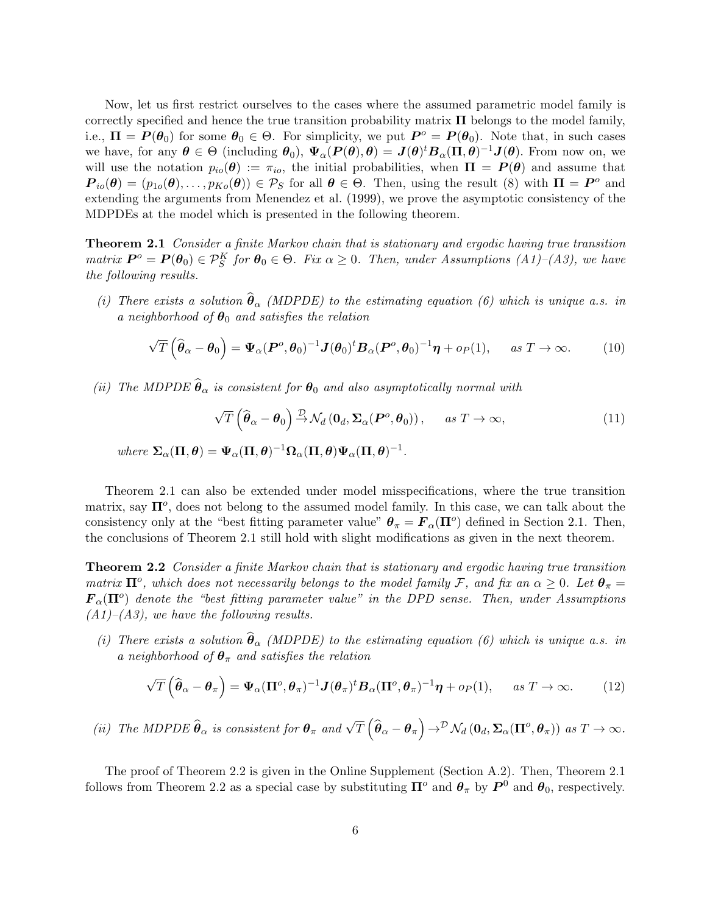Now, let us first restrict ourselves to the cases where the assumed parametric model family is correctly specified and hence the true transition probability matrix $\boldsymbol{\Pi}$ belongs to the model family, i.e., $\boldsymbol{\Pi} = \boldsymbol{P}(\boldsymbol{\theta}_0)$ for some $\boldsymbol{\theta}_0 \in \Theta$. For simplicity, we put $\boldsymbol{P}^o = \boldsymbol{P}(\boldsymbol{\theta}_0)$. Note that, in such cases we have, for any $\boldsymbol{\theta} \in \Theta$ (including $\boldsymbol{\theta}_0$), $\boldsymbol{\Psi}_\alpha(\boldsymbol{P}(\boldsymbol{\theta}), \boldsymbol{\theta}) = \boldsymbol{J}(\boldsymbol{\theta})^t \boldsymbol{B}_\alpha(\boldsymbol{\Pi}, \boldsymbol{\theta})^{-1} \boldsymbol{J}(\boldsymbol{\theta})$. From now on, we will use the notation $p_{io}(\boldsymbol{\theta}) := \pi_{io}$, the initial probabilities, when $\boldsymbol{\Pi} = \boldsymbol{P}(\boldsymbol{\theta})$ and assume that $\boldsymbol{P}_{io}(\boldsymbol{\theta}) = (p_{1o}(\boldsymbol{\theta}), \ldots, p_{Ko}(\boldsymbol{\theta})) \in \mathcal{P}_S$ for all $\boldsymbol{\theta} \in \Theta$. Then, using the result (8) with $\boldsymbol{\Pi} = \boldsymbol{P}^o$ and extending the arguments from Menendez et al. (1999), we prove the asymptotic consistency of the MDPDEs at the model which is presented in the following theorem.

**Theorem 2.1** *Consider a finite Markov chain that is stationary and ergodic having true transition matrix $\boldsymbol{P}^o = \boldsymbol{P}(\boldsymbol{\theta}_0) \in \mathcal{P}_S^K$ for $\boldsymbol{\theta}_0 \in \Theta$. Fix $\alpha \geq 0$. Then, under Assumptions (A1)–(A3), we have the following results.*

*(i) There exists a solution $\widehat{\boldsymbol{\theta}}_\alpha$ (MDPDE) to the estimating equation (6) which is unique a.s. in a neighborhood of $\boldsymbol{\theta}_0$ and satisfies the relation*

$$\sqrt{T}\left(\widehat{\boldsymbol{\theta}}_\alpha - \boldsymbol{\theta}_0\right) = \boldsymbol{\Psi}_\alpha(\boldsymbol{P}^o, \boldsymbol{\theta}_0)^{-1} \boldsymbol{J}(\boldsymbol{\theta}_0)^t \boldsymbol{B}_\alpha(\boldsymbol{P}^o, \boldsymbol{\theta}_0)^{-1} \boldsymbol{\eta} + o_P(1), \quad \text{as } T \to \infty. \tag{10}$$

*(ii) The MDPDE $\widehat{\boldsymbol{\theta}}_\alpha$ is consistent for $\boldsymbol{\theta}_0$ and also asymptotically normal with*

$$\sqrt{T}\left(\widehat{\boldsymbol{\theta}}_\alpha - \boldsymbol{\theta}_0\right) \xrightarrow{\mathcal{D}} \mathcal{N}_d\left(\boldsymbol{0}_d, \boldsymbol{\Sigma}_\alpha(\boldsymbol{P}^o, \boldsymbol{\theta}_0)\right), \quad \text{as } T \to \infty, \tag{11}$$

*where $\boldsymbol{\Sigma}_\alpha(\boldsymbol{\Pi}, \boldsymbol{\theta}) = \boldsymbol{\Psi}_\alpha(\boldsymbol{\Pi}, \boldsymbol{\theta})^{-1} \boldsymbol{\Omega}_\alpha(\boldsymbol{\Pi}, \boldsymbol{\theta}) \boldsymbol{\Psi}_\alpha(\boldsymbol{\Pi}, \boldsymbol{\theta})^{-1}$.*

Theorem 2.1 can also be extended under model misspecifications, where the true transition matrix, say $\boldsymbol{\Pi}^o$, does not belong to the assumed model family. In this case, we can talk about the consistency only at the "best fitting parameter value" $\boldsymbol{\theta}_\pi = \boldsymbol{F}_\alpha(\boldsymbol{\Pi}^o)$ defined in Section 2.1. Then, the conclusions of Theorem 2.1 still hold with slight modifications as given in the next theorem.

**Theorem 2.2** *Consider a finite Markov chain that is stationary and ergodic having true transition matrix $\boldsymbol{\Pi}^o$, which does not necessarily belongs to the model family $\mathcal{F}$, and fix an $\alpha \geq 0$. Let $\boldsymbol{\theta}_\pi = \boldsymbol{F}_\alpha(\boldsymbol{\Pi}^o)$ denote the "best fitting parameter value" in the DPD sense. Then, under Assumptions (A1)–(A3), we have the following results.*

*(i) There exists a solution $\widehat{\boldsymbol{\theta}}_\alpha$ (MDPDE) to the estimating equation (6) which is unique a.s. in a neighborhood of $\boldsymbol{\theta}_\pi$ and satisfies the relation*

$$\sqrt{T}\left(\widehat{\boldsymbol{\theta}}_\alpha - \boldsymbol{\theta}_\pi\right) = \boldsymbol{\Psi}_\alpha(\boldsymbol{\Pi}^o, \boldsymbol{\theta}_\pi)^{-1} \boldsymbol{J}(\boldsymbol{\theta}_\pi)^t \boldsymbol{B}_\alpha(\boldsymbol{\Pi}^o, \boldsymbol{\theta}_\pi)^{-1} \boldsymbol{\eta} + o_P(1), \quad \text{as } T \to \infty. \tag{12}$$

*(ii) The MDPDE $\widehat{\boldsymbol{\theta}}_\alpha$ is consistent for $\boldsymbol{\theta}_\pi$ and $\sqrt{T}\left(\widehat{\boldsymbol{\theta}}_\alpha - \boldsymbol{\theta}_\pi\right) \to^{\mathcal{D}} \mathcal{N}_d\left(\boldsymbol{0}_d, \boldsymbol{\Sigma}_\alpha(\boldsymbol{\Pi}^o, \boldsymbol{\theta}_\pi)\right)$ as $T \to \infty$.*

The proof of Theorem 2.2 is given in the Online Supplement (Section A.2). Then, Theorem 2.1 follows from Theorem 2.2 as a special case by substituting $\boldsymbol{\Pi}^o$ and $\boldsymbol{\theta}_\pi$ by $\boldsymbol{P}^0$ and $\boldsymbol{\theta}_0$, respectively.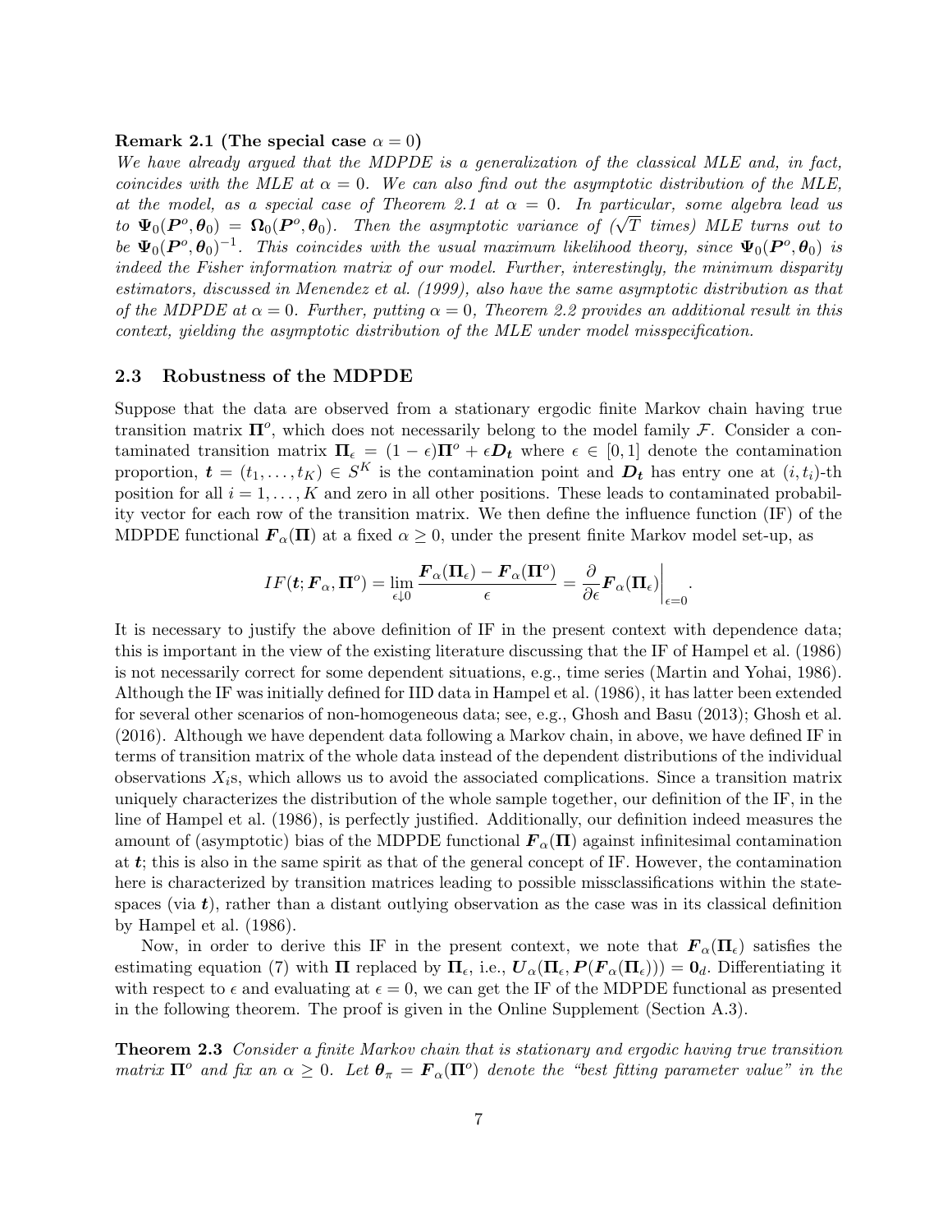**Remark 2.1 (The special case $\alpha = 0$)**

*We have already argued that the MDPDE is a generalization of the classical MLE and, in fact, coincides with the MLE at $\alpha = 0$. We can also find out the asymptotic distribution of the MLE, at the model, as a special case of Theorem 2.1 at $\alpha = 0$. In particular, some algebra lead us to $\boldsymbol{\Psi}_0(\boldsymbol{P}^o, \boldsymbol{\theta}_0) = \boldsymbol{\Omega}_0(\boldsymbol{P}^o, \boldsymbol{\theta}_0)$. Then the asymptotic variance of ($\sqrt{T}$ times) MLE turns out to be $\boldsymbol{\Psi}_0(\boldsymbol{P}^o, \boldsymbol{\theta}_0)^{-1}$. This coincides with the usual maximum likelihood theory, since $\boldsymbol{\Psi}_0(\boldsymbol{P}^o, \boldsymbol{\theta}_0)$ is indeed the Fisher information matrix of our model. Further, interestingly, the minimum disparity estimators, discussed in Menendez et al. (1999), also have the same asymptotic distribution as that of the MDPDE at $\alpha = 0$. Further, putting $\alpha = 0$, Theorem 2.2 provides an additional result in this context, yielding the asymptotic distribution of the MLE under model misspecification.*

### 2.3 Robustness of the MDPDE

Suppose that the data are observed from a stationary ergodic finite Markov chain having true transition matrix $\boldsymbol{\Pi}^o$, which does not necessarily belong to the model family $\mathcal{F}$. Consider a contaminated transition matrix $\boldsymbol{\Pi}_\epsilon = (1-\epsilon)\boldsymbol{\Pi}^o + \epsilon \boldsymbol{D}_{\boldsymbol{t}}$ where $\epsilon \in [0, 1]$ denote the contamination proportion, $\boldsymbol{t} = (t_1, \ldots, t_K) \in S^K$ is the contamination point and $\boldsymbol{D}_{\boldsymbol{t}}$ has entry one at $(i, t_i)$-th position for all $i = 1, \ldots, K$ and zero in all other positions. These leads to contaminated probability vector for each row of the transition matrix. We then define the influence function (IF) of the MDPDE functional $\boldsymbol{F}_\alpha(\boldsymbol{\Pi})$ at a fixed $\alpha \geq 0$, under the present finite Markov model set-up, as

$$IF(\boldsymbol{t}; \boldsymbol{F}_\alpha, \boldsymbol{\Pi}^o) = \lim_{\epsilon \downarrow 0} \frac{\boldsymbol{F}_\alpha(\boldsymbol{\Pi}_\epsilon) - \boldsymbol{F}_\alpha(\boldsymbol{\Pi}^o)}{\epsilon} = \frac{\partial}{\partial \epsilon} \boldsymbol{F}_\alpha(\boldsymbol{\Pi}_\epsilon)\bigg|_{\epsilon=0}.$$

It is necessary to justify the above definition of IF in the present context with dependence data; this is important in the view of the existing literature discussing that the IF of Hampel et al. (1986) is not necessarily correct for some dependent situations, e.g., time series (Martin and Yohai, 1986). Although the IF was initially defined for IID data in Hampel et al. (1986), it has latter been extended for several other scenarios of non-homogeneous data; see, e.g., Ghosh and Basu (2013); Ghosh et al. (2016). Although we have dependent data following a Markov chain, in above, we have defined IF in terms of transition matrix of the whole data instead of the dependent distributions of the individual observations $X_i$s, which allows us to avoid the associated complications. Since a transition matrix uniquely characterizes the distribution of the whole sample together, our definition of the IF, in the line of Hampel et al. (1986), is perfectly justified. Additionally, our definition indeed measures the amount of (asymptotic) bias of the MDPDE functional $\boldsymbol{F}_\alpha(\boldsymbol{\Pi})$ against infinitesimal contamination at $\boldsymbol{t}$; this is also in the same spirit as that of the general concept of IF. However, the contamination here is characterized by transition matrices leading to possible missclassifications within the state-spaces (via $\boldsymbol{t}$), rather than a distant outlying observation as the case was in its classical definition by Hampel et al. (1986).

Now, in order to derive this IF in the present context, we note that $\boldsymbol{F}_\alpha(\boldsymbol{\Pi}_\epsilon)$ satisfies the estimating equation (7) with $\boldsymbol{\Pi}$ replaced by $\boldsymbol{\Pi}_\epsilon$, i.e., $\boldsymbol{U}_\alpha(\boldsymbol{\Pi}_\epsilon, \boldsymbol{P}(\boldsymbol{F}_\alpha(\boldsymbol{\Pi}_\epsilon))) = \boldsymbol{0}_d$. Differentiating it with respect to $\epsilon$ and evaluating at $\epsilon = 0$, we can get the IF of the MDPDE functional as presented in the following theorem. The proof is given in the Online Supplement (Section A.3).

**Theorem 2.3** *Consider a finite Markov chain that is stationary and ergodic having true transition matrix $\boldsymbol{\Pi}^o$ and fix an $\alpha \geq 0$. Let $\boldsymbol{\theta}_\pi = \boldsymbol{F}_\alpha(\boldsymbol{\Pi}^o)$ denote the "best fitting parameter value" in the*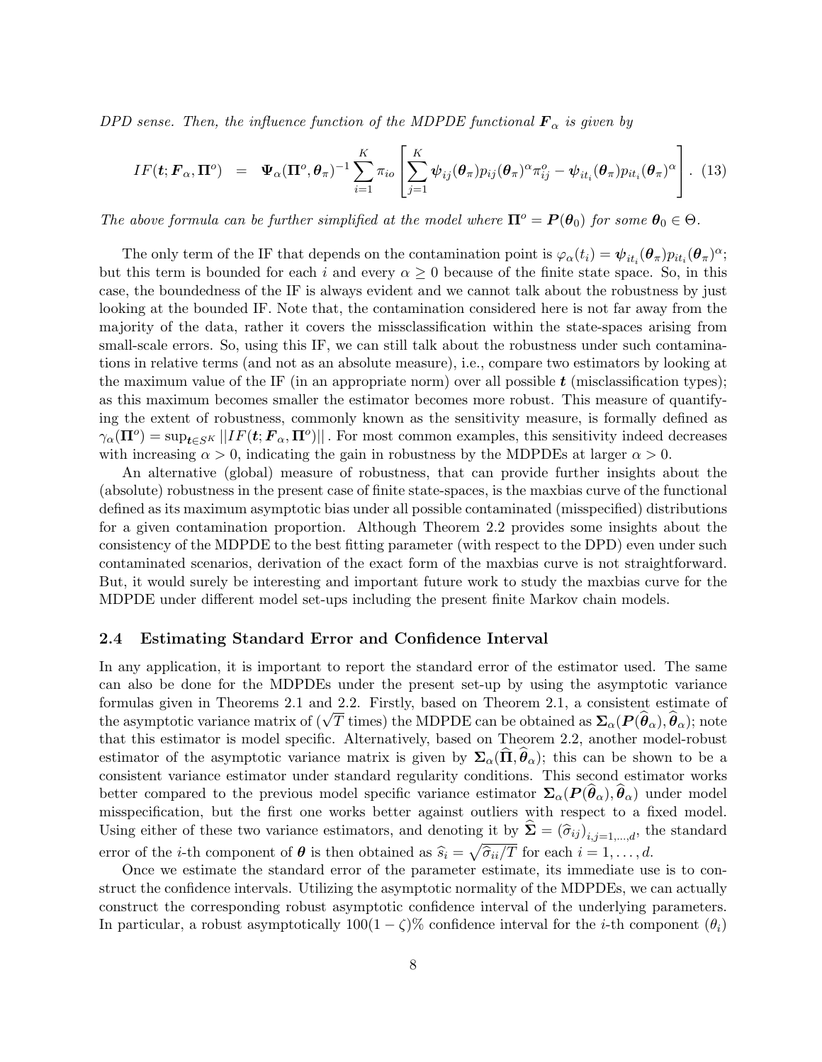*DPD sense. Then, the influence function of the MDPDE functional $\boldsymbol{F}_\alpha$ is given by*

$$
IF(\boldsymbol{t}; \boldsymbol{F}_\alpha, \boldsymbol{\Pi}^o) \quad = \quad \boldsymbol{\Psi}_\alpha(\boldsymbol{\Pi}^o, \boldsymbol{\theta}_\pi)^{-1} \sum_{i=1}^{K} \pi_{io} \left[ \sum_{j=1}^{K} \boldsymbol{\psi}_{ij}(\boldsymbol{\theta}_\pi) p_{ij}(\boldsymbol{\theta}_\pi)^\alpha \pi_{ij}^o - \boldsymbol{\psi}_{it_i}(\boldsymbol{\theta}_\pi) p_{it_i}(\boldsymbol{\theta}_\pi)^\alpha \right]. \quad (13)
$$

*The above formula can be further simplified at the model where $\boldsymbol{\Pi}^o = \boldsymbol{P}(\boldsymbol{\theta}_0)$ for some $\boldsymbol{\theta}_0 \in \Theta$.*

The only term of the IF that depends on the contamination point is $\varphi_\alpha(t_i) = \boldsymbol{\psi}_{it_i}(\boldsymbol{\theta}_\pi) p_{it_i}(\boldsymbol{\theta}_\pi)^\alpha$; but this term is bounded for each $i$ and every $\alpha \geq 0$ because of the finite state space. So, in this case, the boundedness of the IF is always evident and we cannot talk about the robustness by just looking at the bounded IF. Note that, the contamination considered here is not far away from the majority of the data, rather it covers the missclassification within the state-spaces arising from small-scale errors. So, using this IF, we can still talk about the robustness under such contaminations in relative terms (and not as an absolute measure), i.e., compare two estimators by looking at the maximum value of the IF (in an appropriate norm) over all possible $\boldsymbol{t}$ (misclassification types); as this maximum becomes smaller the estimator becomes more robust. This measure of quantifying the extent of robustness, commonly known as the sensitivity measure, is formally defined as $\gamma_\alpha(\boldsymbol{\Pi}^o) = \sup_{\boldsymbol{t} \in S^K} ||IF(\boldsymbol{t}; \boldsymbol{F}_\alpha, \boldsymbol{\Pi}^o)||$. For most common examples, this sensitivity indeed decreases with increasing $\alpha > 0$, indicating the gain in robustness by the MDPDEs at larger $\alpha > 0$.

An alternative (global) measure of robustness, that can provide further insights about the (absolute) robustness in the present case of finite state-spaces, is the maxbias curve of the functional defined as its maximum asymptotic bias under all possible contaminated (misspecified) distributions for a given contamination proportion. Although Theorem 2.2 provides some insights about the consistency of the MDPDE to the best fitting parameter (with respect to the DPD) even under such contaminated scenarios, derivation of the exact form of the maxbias curve is not straightforward. But, it would surely be interesting and important future work to study the maxbias curve for the MDPDE under different model set-ups including the present finite Markov chain models.

### 2.4 Estimating Standard Error and Confidence Interval

In any application, it is important to report the standard error of the estimator used. The same can also be done for the MDPDEs under the present set-up by using the asymptotic variance formulas given in Theorems 2.1 and 2.2. Firstly, based on Theorem 2.1, a consistent estimate of the asymptotic variance matrix of ($\sqrt{T}$ times) the MDPDE can be obtained as $\boldsymbol{\Sigma}_\alpha(\boldsymbol{P}(\widehat{\boldsymbol{\theta}}_\alpha), \widehat{\boldsymbol{\theta}}_\alpha)$; note that this estimator is model specific. Alternatively, based on Theorem 2.2, another model-robust estimator of the asymptotic variance matrix is given by $\boldsymbol{\Sigma}_\alpha(\widehat{\boldsymbol{\Pi}}, \widehat{\boldsymbol{\theta}}_\alpha)$; this can be shown to be a consistent variance estimator under standard regularity conditions. This second estimator works better compared to the previous model specific variance estimator $\boldsymbol{\Sigma}_\alpha(\boldsymbol{P}(\widehat{\boldsymbol{\theta}}_\alpha), \widehat{\boldsymbol{\theta}}_\alpha)$ under model misspecification, but the first one works better against outliers with respect to a fixed model. Using either of these two variance estimators, and denoting it by $\widehat{\boldsymbol{\Sigma}} = (\widehat{\sigma}_{ij})_{i,j=1,\ldots,d}$, the standard error of the $i$-th component of $\boldsymbol{\theta}$ is then obtained as $\widehat{s}_i = \sqrt{\widehat{\sigma}_{ii}/T}$ for each $i = 1, \ldots, d$.

Once we estimate the standard error of the parameter estimate, its immediate use is to construct the confidence intervals. Utilizing the asymptotic normality of the MDPDEs, we can actually construct the corresponding robust asymptotic confidence interval of the underlying parameters. In particular, a robust asymptotically $100(1 - \zeta)\%$ confidence interval for the $i$-th component ($\theta_i$)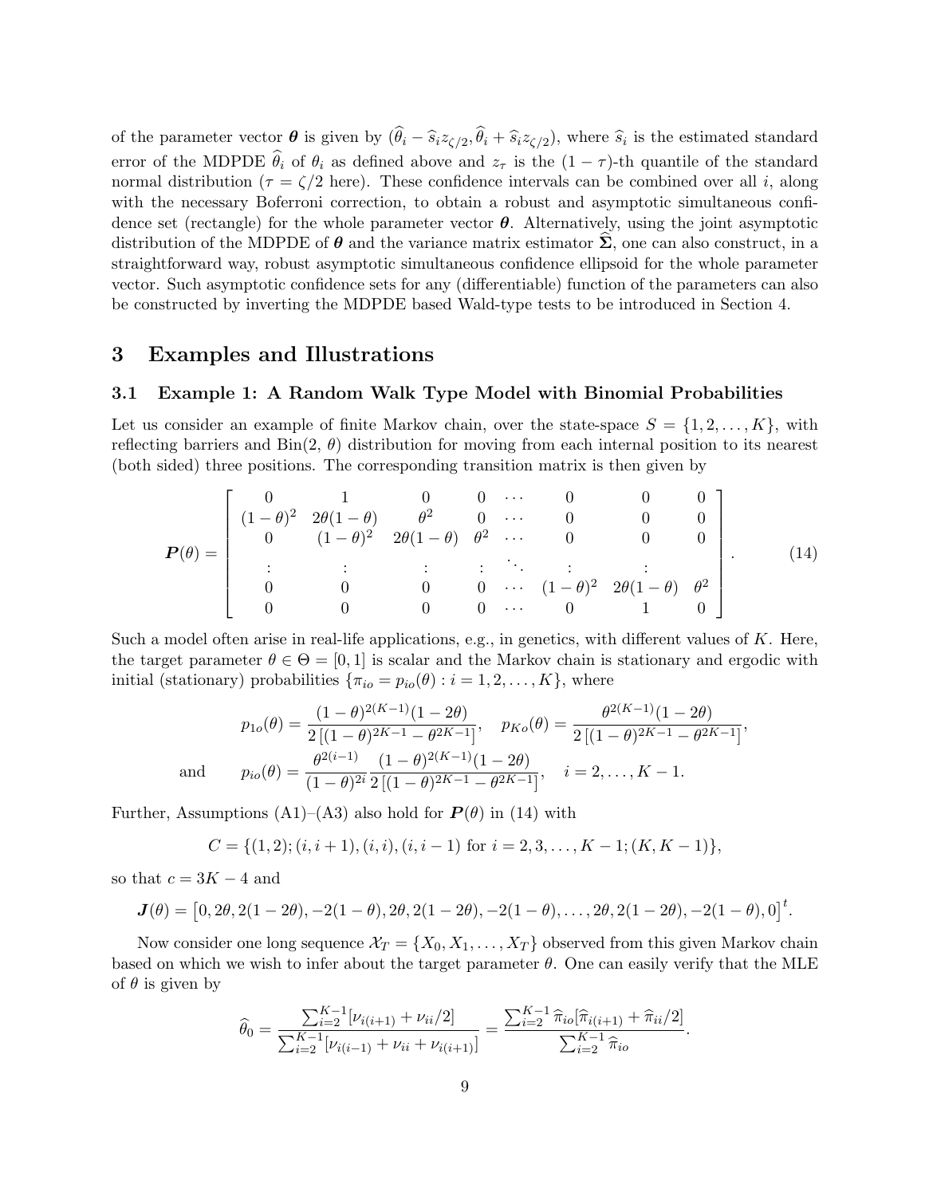of the parameter vector $\boldsymbol{\theta}$ is given by $(\widehat{\theta}_i - \widehat{s}_i z_{\zeta/2}, \widehat{\theta}_i + \widehat{s}_i z_{\zeta/2})$, where $\widehat{s}_i$ is the estimated standard error of the MDPDE $\widehat{\theta}_i$ of $\theta_i$ as defined above and $z_\tau$ is the $(1-\tau)$-th quantile of the standard normal distribution ($\tau = \zeta/2$ here). These confidence intervals can be combined over all $i$, along with the necessary Boferroni correction, to obtain a robust and asymptotic simultaneous confidence set (rectangle) for the whole parameter vector $\boldsymbol{\theta}$. Alternatively, using the joint asymptotic distribution of the MDPDE of $\boldsymbol{\theta}$ and the variance matrix estimator $\widehat{\boldsymbol{\Sigma}}$, one can also construct, in a straightforward way, robust asymptotic simultaneous confidence ellipsoid for the whole parameter vector. Such asymptotic confidence sets for any (differentiable) function of the parameters can also be constructed by inverting the MDPDE based Wald-type tests to be introduced in Section 4.

## 3 Examples and Illustrations

### 3.1 Example 1: A Random Walk Type Model with Binomial Probabilities

Let us consider an example of finite Markov chain, over the state-space $S = \{1, 2, \ldots, K\}$, with reflecting barriers and Bin(2, $\theta$) distribution for moving from each internal position to its nearest (both sided) three positions. The corresponding transition matrix is then given by

$$
\boldsymbol{P}(\theta) = \begin{bmatrix}
0 & 1 & 0 & 0 & \cdots & 0 & 0 & 0 \\
(1-\theta)^2 & 2\theta(1-\theta) & \theta^2 & 0 & \cdots & 0 & 0 & 0 \\
0 & (1-\theta)^2 & 2\theta(1-\theta) & \theta^2 & \cdots & 0 & 0 & 0 \\
\vdots & \vdots & \vdots & \vdots & \ddots & \vdots & \vdots & \\
0 & 0 & 0 & 0 & \cdots & (1-\theta)^2 & 2\theta(1-\theta) & \theta^2 \\
0 & 0 & 0 & 0 & \cdots & 0 & 1 & 0
\end{bmatrix}. \tag{14}
$$

Such a model often arise in real-life applications, e.g., in genetics, with different values of $K$. Here, the target parameter $\theta \in \Theta = [0, 1]$ is scalar and the Markov chain is stationary and ergodic with initial (stationary) probabilities $\{\pi_{io} = p_{io}(\theta) : i = 1, 2, \ldots, K\}$, where

$$
p_{1o}(\theta) = \frac{(1-\theta)^{2(K-1)}(1-2\theta)}{2\left[(1-\theta)^{2K-1} - \theta^{2K-1}\right]}, \quad p_{Ko}(\theta) = \frac{\theta^{2(K-1)}(1-2\theta)}{2\left[(1-\theta)^{2K-1} - \theta^{2K-1}\right]},
$$

$$
\text{and} \qquad p_{io}(\theta) = \frac{\theta^{2(i-1)}}{(1-\theta)^{2i}} \frac{(1-\theta)^{2(K-1)}(1-2\theta)}{2\left[(1-\theta)^{2K-1} - \theta^{2K-1}\right]}, \quad i = 2, \ldots, K-1.
$$

Further, Assumptions (A1)–(A3) also hold for $\boldsymbol{P}(\theta)$ in (14) with

$$
C = \{(1,2); (i, i+1), (i,i), (i, i-1) \text{ for } i = 2, 3, \ldots, K-1; (K, K-1)\},
$$

so that $c = 3K - 4$ and

$$
\boldsymbol{J}(\theta) = \left[0, 2\theta, 2(1-2\theta), -2(1-\theta), 2\theta, 2(1-2\theta), -2(1-\theta), \ldots, 2\theta, 2(1-2\theta), -2(1-\theta), 0\right]^t.
$$

Now consider one long sequence $\mathcal{X}_T = \{X_0, X_1, \ldots, X_T\}$ observed from this given Markov chain based on which we wish to infer about the target parameter $\theta$. One can easily verify that the MLE of $\theta$ is given by

$$
\widehat{\theta}_0 = \frac{\sum_{i=2}^{K-1}[\nu_{i(i+1)} + \nu_{ii}/2]}{\sum_{i=2}^{K-1}[\nu_{i(i-1)} + \nu_{ii} + \nu_{i(i+1)}]} = \frac{\sum_{i=2}^{K-1}\widehat{\pi}_{io}[\widehat{\pi}_{i(i+1)} + \widehat{\pi}_{ii}/2]}{\sum_{i=2}^{K-1}\widehat{\pi}_{io}}.
$$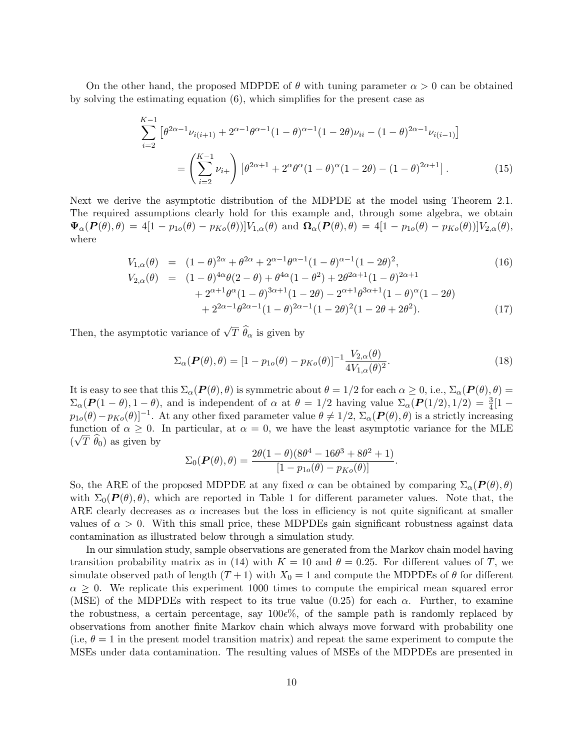On the other hand, the proposed MDPDE of $\theta$ with tuning parameter $\alpha > 0$ can be obtained by solving the estimating equation (6), which simplifies for the present case as

$$
\sum_{i=2}^{K-1} \left[\theta^{2\alpha-1}\nu_{i(i+1)} + 2^{\alpha-1}\theta^{\alpha-1}(1-\theta)^{\alpha-1}(1-2\theta)\nu_{ii} - (1-\theta)^{2\alpha-1}\nu_{i(i-1)}\right]
$$

$$
= \left(\sum_{i=2}^{K-1}\nu_{i+}\right)\left[\theta^{2\alpha+1} + 2^{\alpha}\theta^{\alpha}(1-\theta)^{\alpha}(1-2\theta) - (1-\theta)^{2\alpha+1}\right]. \tag{15}
$$

Next we derive the asymptotic distribution of the MDPDE at the model using Theorem 2.1. The required assumptions clearly hold for this example and, through some algebra, we obtain $\boldsymbol{\Psi}_\alpha(\boldsymbol{P}(\theta), \theta) = 4[1 - p_{1o}(\theta) - p_{Ko}(\theta))]V_{1,\alpha}(\theta)$ and $\boldsymbol{\Omega}_\alpha(\boldsymbol{P}(\theta), \theta) = 4[1 - p_{1o}(\theta) - p_{Ko}(\theta))]V_{2,\alpha}(\theta)$, where

$$
V_{1,\alpha}(\theta) = (1-\theta)^{2\alpha} + \theta^{2\alpha} + 2^{\alpha-1}\theta^{\alpha-1}(1-\theta)^{\alpha-1}(1-2\theta)^2, \tag{16}
$$

$$
\begin{aligned}
V_{2,\alpha}(\theta) = {} & (1-\theta)^{4\alpha}\theta(2-\theta) + \theta^{4\alpha}(1-\theta^2) + 2\theta^{2\alpha+1}(1-\theta)^{2\alpha+1} \\
& + 2^{\alpha+1}\theta^{\alpha}(1-\theta)^{3\alpha+1}(1-2\theta) - 2^{\alpha+1}\theta^{3\alpha+1}(1-\theta)^{\alpha}(1-2\theta) \\
& + 2^{2\alpha-1}\theta^{2\alpha-1}(1-\theta)^{2\alpha-1}(1-2\theta)^2(1-2\theta+2\theta^2).
\end{aligned} \tag{17}
$$

Then, the asymptotic variance of $\sqrt{T}\,\widehat{\theta}_\alpha$ is given by

$$
\Sigma_\alpha(\boldsymbol{P}(\theta), \theta) = [1 - p_{1o}(\theta) - p_{Ko}(\theta)]^{-1}\frac{V_{2,\alpha}(\theta)}{4V_{1,\alpha}(\theta)^2}. \tag{18}
$$

It is easy to see that this $\Sigma_\alpha(\boldsymbol{P}(\theta), \theta)$ is symmetric about $\theta = 1/2$ for each $\alpha \geq 0$, i.e., $\Sigma_\alpha(\boldsymbol{P}(\theta), \theta) = \Sigma_\alpha(\boldsymbol{P}(1-\theta), 1-\theta)$, and is independent of $\alpha$ at $\theta = 1/2$ having value $\Sigma_\alpha(\boldsymbol{P}(1/2), 1/2) = \frac{3}{4}[1 - p_{1o}(\theta) - p_{Ko}(\theta)]^{-1}$. At any other fixed parameter value $\theta \neq 1/2$, $\Sigma_\alpha(\boldsymbol{P}(\theta), \theta)$ is a strictly increasing function of $\alpha \geq 0$. In particular, at $\alpha = 0$, we have the least asymptotic variance for the MLE ($\sqrt{T}\,\widehat{\theta}_0$) as given by

$$
\Sigma_0(\boldsymbol{P}(\theta), \theta) = \frac{2\theta(1-\theta)(8\theta^4 - 16\theta^3 + 8\theta^2 + 1)}{[1 - p_{1o}(\theta) - p_{Ko}(\theta)]}.
$$

So, the ARE of the proposed MDPDE at any fixed $\alpha$ can be obtained by comparing $\Sigma_\alpha(\boldsymbol{P}(\theta), \theta)$ with $\Sigma_0(\boldsymbol{P}(\theta), \theta)$, which are reported in Table 1 for different parameter values. Note that, the ARE clearly decreases as $\alpha$ increases but the loss in efficiency is not quite significant at smaller values of $\alpha > 0$. With this small price, these MDPDEs gain significant robustness against data contamination as illustrated below through a simulation study.

In our simulation study, sample observations are generated from the Markov chain model having transition probability matrix as in (14) with $K = 10$ and $\theta = 0.25$. For different values of $T$, we simulate observed path of length $(T+1)$ with $X_0 = 1$ and compute the MDPDEs of $\theta$ for different $\alpha \geq 0$. We replicate this experiment 1000 times to compute the empirical mean squared error (MSE) of the MDPDEs with respect to its true value (0.25) for each $\alpha$. Further, to examine the robustness, a certain percentage, say $100\epsilon\%$, of the sample path is randomly replaced by observations from another finite Markov chain which always move forward with probability one (i.e, $\theta = 1$ in the present model transition matrix) and repeat the same experiment to compute the MSEs under data contamination. The resulting values of MSEs of the MDPDEs are presented in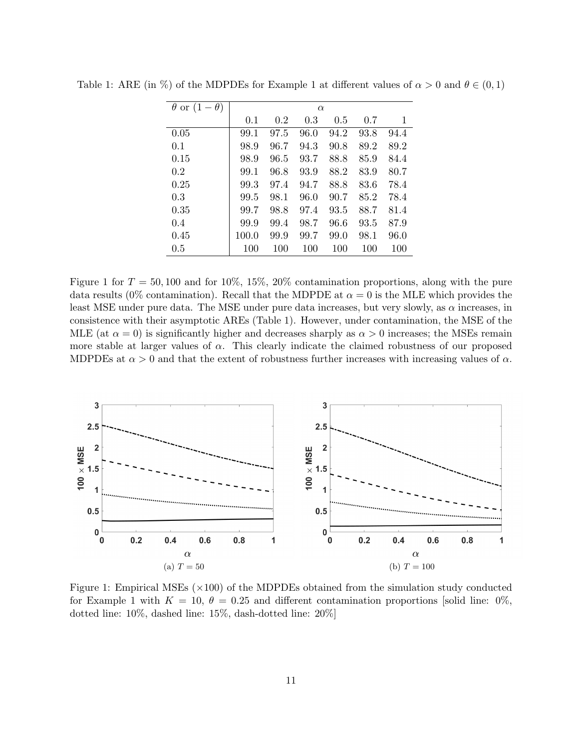Table 1: ARE (in %) of the MDPDEs for Example 1 at different values of $\alpha > 0$ and $\theta \in (0, 1)$

| $\theta$ or $(1-\theta)$ | $\alpha$ | | | | | |
|---|---|---|---|---|---|---|
| | 0.1 | 0.2 | 0.3 | 0.5 | 0.7 | 1 |
| 0.05 | 99.1 | 97.5 | 96.0 | 94.2 | 93.8 | 94.4 |
| 0.1 | 98.9 | 96.7 | 94.3 | 90.8 | 89.2 | 89.2 |
| 0.15 | 98.9 | 96.5 | 93.7 | 88.8 | 85.9 | 84.4 |
| 0.2 | 99.1 | 96.8 | 93.9 | 88.2 | 83.9 | 80.7 |
| 0.25 | 99.3 | 97.4 | 94.7 | 88.8 | 83.6 | 78.4 |
| 0.3 | 99.5 | 98.1 | 96.0 | 90.7 | 85.2 | 78.4 |
| 0.35 | 99.7 | 98.8 | 97.4 | 93.5 | 88.7 | 81.4 |
| 0.4 | 99.9 | 99.4 | 98.7 | 96.6 | 93.5 | 87.9 |
| 0.45 | 100.0 | 99.9 | 99.7 | 99.0 | 98.1 | 96.0 |
| 0.5 | 100 | 100 | 100 | 100 | 100 | 100 |

Figure 1 for $T = 50, 100$ and for 10%, 15%, 20% contamination proportions, along with the pure data results (0% contamination). Recall that the MDPDE at $\alpha = 0$ is the MLE which provides the least MSE under pure data. The MSE under pure data increases, but very slowly, as $\alpha$ increases, in consistence with their asymptotic AREs (Table 1). However, under contamination, the MSE of the MLE (at $\alpha = 0$) is significantly higher and decreases sharply as $\alpha > 0$ increases; the MSEs remain more stable at larger values of $\alpha$. This clearly indicate the claimed robustness of our proposed MDPDEs at $\alpha > 0$ and that the extent of robustness further increases with increasing values of $\alpha$.

(a) $T = 50$ (b) $T = 100$

Figure 1: Empirical MSEs ($\times 100$) of the MDPDEs obtained from the simulation study conducted for Example 1 with $K = 10$, $\theta = 0.25$ and different contamination proportions [solid line: 0%, dotted line: 10%, dashed line: 15%, dash-dotted line: 20%]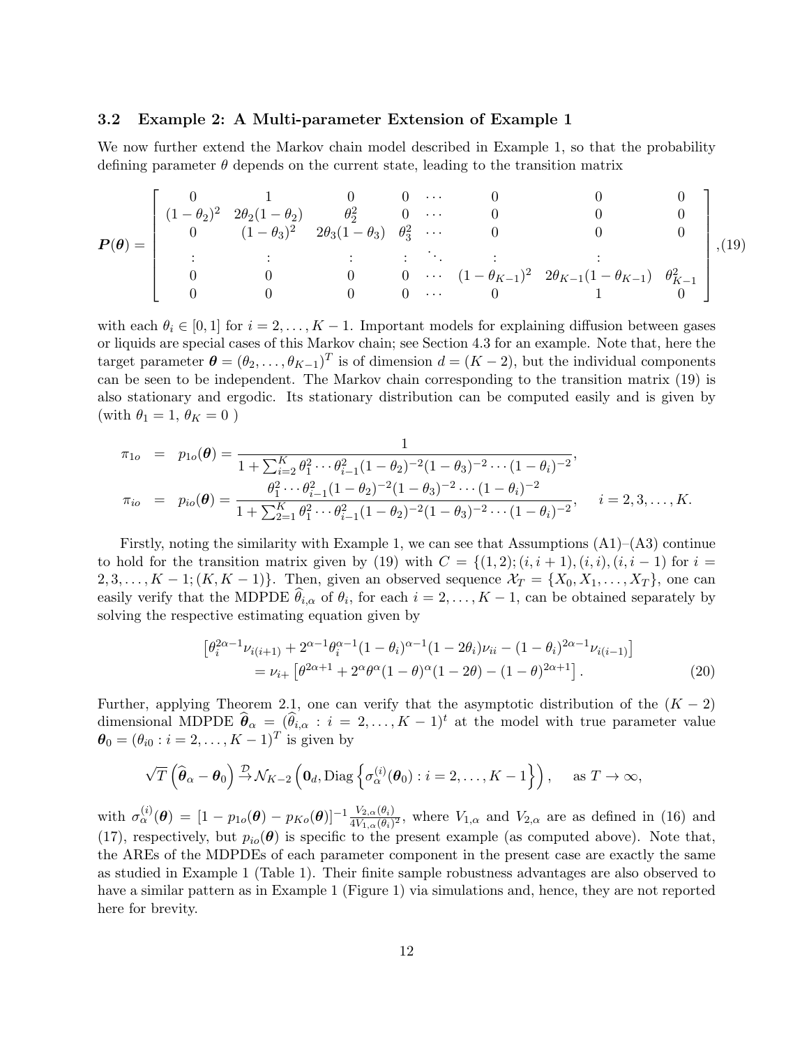### 3.2 Example 2: A Multi-parameter Extension of Example 1

We now further extend the Markov chain model described in Example 1, so that the probability defining parameter $\theta$ depends on the current state, leading to the transition matrix

$$
\boldsymbol{P}(\boldsymbol{\theta}) = \begin{bmatrix} 0 & 1 & 0 & 0 & \cdots & 0 & 0 & 0 \\ (1-\theta_2)^2 & 2\theta_2(1-\theta_2) & \theta_2^2 & 0 & \cdots & 0 & 0 & 0 \\ 0 & (1-\theta_3)^2 & 2\theta_3(1-\theta_3) & \theta_3^2 & \cdots & 0 & 0 & 0 \\ \vdots & \vdots & \vdots & \vdots & \ddots & \vdots & \vdots & \\ 0 & 0 & 0 & 0 & \cdots & (1-\theta_{K-1})^2 & 2\theta_{K-1}(1-\theta_{K-1}) & \theta_{K-1}^2 \\ 0 & 0 & 0 & 0 & \cdots & 0 & 1 & 0 \end{bmatrix}, \quad (19)
$$

with each $\theta_i \in [0,1]$ for $i = 2, \ldots, K-1$. Important models for explaining diffusion between gases or liquids are special cases of this Markov chain; see Section 4.3 for an example. Note that, here the target parameter $\boldsymbol{\theta} = (\theta_2, \ldots, \theta_{K-1})^T$ is of dimension $d = (K-2)$, but the individual components can be seen to be independent. The Markov chain corresponding to the transition matrix (19) is also stationary and ergodic. Its stationary distribution can be computed easily and is given by (with $\theta_1 = 1$, $\theta_K = 0$ )

$$
\begin{aligned}
\pi_{1o} &= p_{1o}(\boldsymbol{\theta}) = \frac{1}{1 + \sum_{i=2}^{K} \theta_1^2 \cdots \theta_{i-1}^2 (1-\theta_2)^{-2}(1-\theta_3)^{-2} \cdots (1-\theta_i)^{-2}}, \\
\pi_{io} &= p_{io}(\boldsymbol{\theta}) = \frac{\theta_1^2 \cdots \theta_{i-1}^2 (1-\theta_2)^{-2}(1-\theta_3)^{-2} \cdots (1-\theta_i)^{-2}}{1 + \sum_{2=1}^{K} \theta_1^2 \cdots \theta_{i-1}^2 (1-\theta_2)^{-2}(1-\theta_3)^{-2} \cdots (1-\theta_i)^{-2}}, \qquad i = 2, 3, \ldots, K.
\end{aligned}
$$

Firstly, noting the similarity with Example 1, we can see that Assumptions (A1)–(A3) continue to hold for the transition matrix given by (19) with $C = \{(1,2); (i,i+1), (i,i), (i,i-1) \text{ for } i = 2, 3, \ldots, K-1; (K, K-1)\}$. Then, given an observed sequence $\mathcal{X}_T = \{X_0, X_1, \ldots, X_T\}$, one can easily verify that the MDPDE $\widehat{\theta}_{i,\alpha}$ of $\theta_i$, for each $i = 2, \ldots, K-1$, can be obtained separately by solving the respective estimating equation given by

$$
\begin{aligned}
&\left[\theta_i^{2\alpha-1}\nu_{i(i+1)} + 2^{\alpha-1}\theta_i^{\alpha-1}(1-\theta_i)^{\alpha-1}(1-2\theta_i)\nu_{ii} - (1-\theta_i)^{2\alpha-1}\nu_{i(i-1)}\right] \\
&\qquad = \nu_{i+}\left[\theta^{2\alpha+1} + 2^{\alpha}\theta^{\alpha}(1-\theta)^{\alpha}(1-2\theta) - (1-\theta)^{2\alpha+1}\right]. \qquad (20)
\end{aligned}
$$

Further, applying Theorem 2.1, one can verify that the asymptotic distribution of the $(K-2)$ dimensional MDPDE $\widehat{\boldsymbol{\theta}}_\alpha = (\widehat{\theta}_{i,\alpha} : i = 2, \ldots, K-1)^t$ at the model with true parameter value $\boldsymbol{\theta}_0 = (\theta_{i0} : i = 2, \ldots, K-1)^T$ is given by

$$
\sqrt{T}\left(\widehat{\boldsymbol{\theta}}_\alpha - \boldsymbol{\theta}_0\right) \xrightarrow{\mathcal{D}} \mathcal{N}_{K-2}\left(\mathbf{0}_d, \text{Diag}\left\{\sigma_\alpha^{(i)}(\boldsymbol{\theta}_0) : i = 2, \ldots, K-1\right\}\right), \quad \text{as } T \to \infty,
$$

with $\sigma_\alpha^{(i)}(\boldsymbol{\theta}) = [1 - p_{1o}(\boldsymbol{\theta}) - p_{Ko}(\boldsymbol{\theta})]^{-1} \frac{V_{2,\alpha}(\theta_i)}{4V_{1,\alpha}(\theta_i)^2}$, where $V_{1,\alpha}$ and $V_{2,\alpha}$ are as defined in (16) and (17), respectively, but $p_{io}(\boldsymbol{\theta})$ is specific to the present example (as computed above). Note that, the AREs of the MDPDEs of each parameter component in the present case are exactly the same as studied in Example 1 (Table 1). Their finite sample robustness advantages are also observed to have a similar pattern as in Example 1 (Figure 1) via simulations and, hence, they are not reported here for brevity.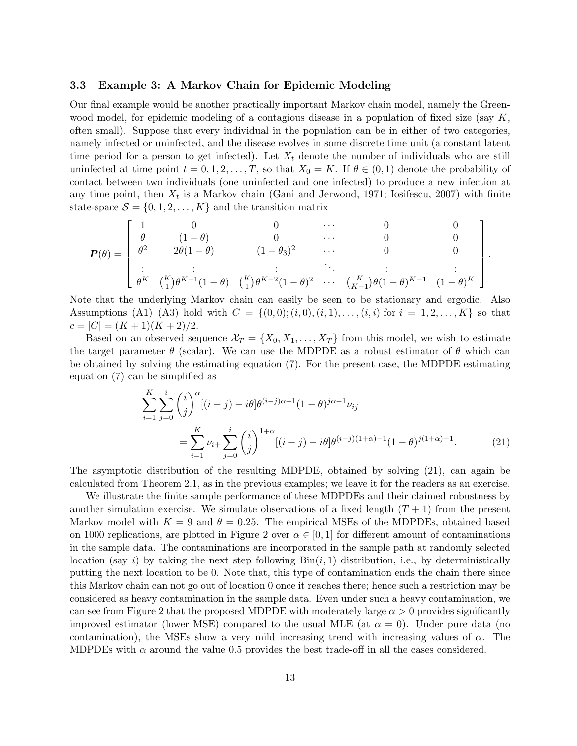### 3.3 Example 3: A Markov Chain for Epidemic Modeling

Our final example would be another practically important Markov chain model, namely the Greenwood model, for epidemic modeling of a contagious disease in a population of fixed size (say $K$, often small). Suppose that every individual in the population can be in either of two categories, namely infected or uninfected, and the disease evolves in some discrete time unit (a constant latent time period for a person to get infected). Let $X_t$ denote the number of individuals who are still uninfected at time point $t = 0, 1, 2, \ldots, T$, so that $X_0 = K$. If $\theta \in (0, 1)$ denote the probability of contact between two individuals (one uninfected and one infected) to produce a new infection at any time point, then $X_t$ is a Markov chain (Gani and Jerwood, 1971; Iosifescu, 2007) with finite state-space $\mathcal{S} = \{0, 1, 2, \ldots, K\}$ and the transition matrix

$$
\boldsymbol{P}(\theta) = \begin{bmatrix}
1 & 0 & 0 & \cdots & 0 & 0 \\
\theta & (1-\theta) & 0 & \cdots & 0 & 0 \\
\theta^2 & 2\theta(1-\theta) & (1-\theta_3)^2 & \cdots & 0 & 0 \\
\vdots & \vdots & \vdots & \ddots & \vdots & \vdots \\
\theta^K & \binom{K}{1}\theta^{K-1}(1-\theta) & \binom{K}{1}\theta^{K-2}(1-\theta)^2 & \cdots & \binom{K}{K-1}\theta(1-\theta)^{K-1} & (1-\theta)^K
\end{bmatrix}.
$$

Note that the underlying Markov chain can easily be seen to be stationary and ergodic. Also Assumptions (A1)–(A3) hold with $C = \{(0,0); (i,0), (i,1), \ldots, (i,i) \text{ for } i = 1, 2, \ldots, K\}$ so that $c = |C| = (K+1)(K+2)/2$.

Based on an observed sequence $\mathcal{X}_T = \{X_0, X_1, \ldots, X_T\}$ from this model, we wish to estimate the target parameter $\theta$ (scalar). We can use the MDPDE as a robust estimator of $\theta$ which can be obtained by solving the estimating equation (7). For the present case, the MDPDE estimating equation (7) can be simplified as

$$
\begin{aligned}
\sum_{i=1}^{K}\sum_{j=0}^{i} \binom{i}{j}^{\alpha} [(i-j) - i\theta]\theta^{(i-j)\alpha-1}(1-\theta)^{j\alpha-1}\nu_{ij} \\
= \sum_{i=1}^{K} \nu_{i+} \sum_{j=0}^{i} \binom{i}{j}^{1+\alpha} [(i-j) - i\theta]\theta^{(i-j)(1+\alpha)-1}(1-\theta)^{j(1+\alpha)-1}. \qquad (21)
\end{aligned}
$$

The asymptotic distribution of the resulting MDPDE, obtained by solving (21), can again be calculated from Theorem 2.1, as in the previous examples; we leave it for the readers as an exercise.

We illustrate the finite sample performance of these MDPDEs and their claimed robustness by another simulation exercise. We simulate observations of a fixed length $(T + 1)$ from the present Markov model with $K = 9$ and $\theta = 0.25$. The empirical MSEs of the MDPDEs, obtained based on 1000 replications, are plotted in Figure 2 over $\alpha \in [0, 1]$ for different amount of contaminations in the sample data. The contaminations are incorporated in the sample path at randomly selected location (say $i$) by taking the next step following $\text{Bin}(i, 1)$ distribution, i.e., by deterministically putting the next location to be 0. Note that, this type of contamination ends the chain there since this Markov chain can not go out of location 0 once it reaches there; hence such a restriction may be considered as heavy contamination in the sample data. Even under such a heavy contamination, we can see from Figure 2 that the proposed MDPDE with moderately large $\alpha > 0$ provides significantly improved estimator (lower MSE) compared to the usual MLE (at $\alpha = 0$). Under pure data (no contamination), the MSEs show a very mild increasing trend with increasing values of $\alpha$. The MDPDEs with $\alpha$ around the value 0.5 provides the best trade-off in all the cases considered.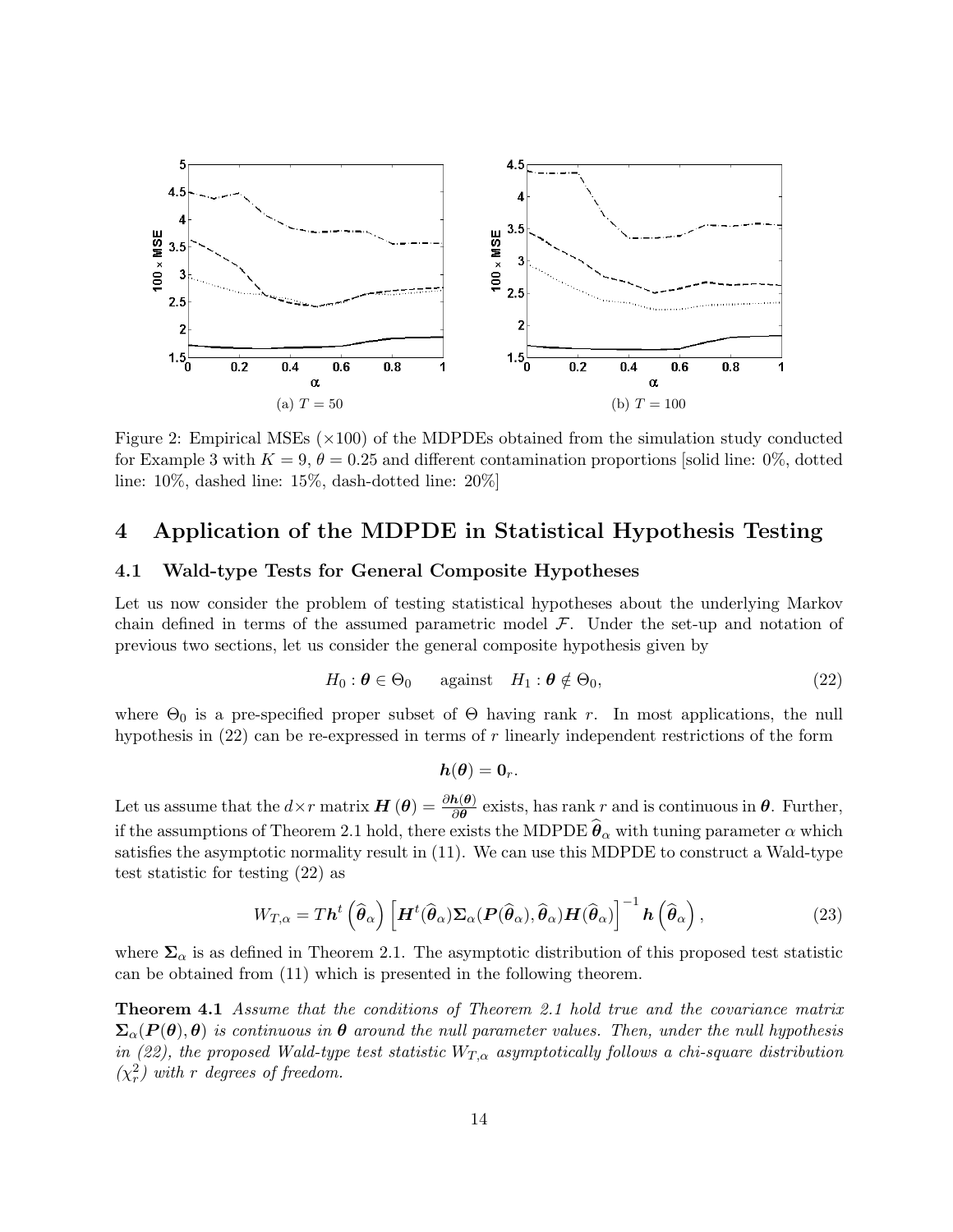(a) $T = 50$

(b) $T = 100$

Figure 2: Empirical MSEs ($\times 100$) of the MDPDEs obtained from the simulation study conducted for Example 3 with $K = 9$, $\theta = 0.25$ and different contamination proportions [solid line: 0%, dotted line: 10%, dashed line: 15%, dash-dotted line: 20%]

# 4 Application of the MDPDE in Statistical Hypothesis Testing

## 4.1 Wald-type Tests for General Composite Hypotheses

Let us now consider the problem of testing statistical hypotheses about the underlying Markov chain defined in terms of the assumed parametric model $\mathcal{F}$. Under the set-up and notation of previous two sections, let us consider the general composite hypothesis given by

$$H_0 : \boldsymbol{\theta} \in \Theta_0 \quad \text{against} \quad H_1 : \boldsymbol{\theta} \notin \Theta_0, \tag{22}$$

where $\Theta_0$ is a pre-specified proper subset of $\Theta$ having rank $r$. In most applications, the null hypothesis in (22) can be re-expressed in terms of $r$ linearly independent restrictions of the form

$$\boldsymbol{h}(\boldsymbol{\theta}) = \boldsymbol{0}_r.$$

Let us assume that the $d \times r$ matrix $\boldsymbol{H}(\boldsymbol{\theta}) = \frac{\partial \boldsymbol{h}(\boldsymbol{\theta})}{\partial \boldsymbol{\theta}}$ exists, has rank $r$ and is continuous in $\boldsymbol{\theta}$. Further, if the assumptions of Theorem 2.1 hold, there exists the MDPDE $\widehat{\boldsymbol{\theta}}_\alpha$ with tuning parameter $\alpha$ which satisfies the asymptotic normality result in (11). We can use this MDPDE to construct a Wald-type test statistic for testing (22) as

$$W_{T,\alpha} = T\boldsymbol{h}^t\left(\widehat{\boldsymbol{\theta}}_\alpha\right)\left[\boldsymbol{H}^t(\widehat{\boldsymbol{\theta}}_\alpha)\boldsymbol{\Sigma}_\alpha(\boldsymbol{P}(\widehat{\boldsymbol{\theta}}_\alpha), \widehat{\boldsymbol{\theta}}_\alpha)\boldsymbol{H}(\widehat{\boldsymbol{\theta}}_\alpha)\right]^{-1}\boldsymbol{h}\left(\widehat{\boldsymbol{\theta}}_\alpha\right), \tag{23}$$

where $\boldsymbol{\Sigma}_\alpha$ is as defined in Theorem 2.1. The asymptotic distribution of this proposed test statistic can be obtained from (11) which is presented in the following theorem.

**Theorem 4.1** *Assume that the conditions of Theorem 2.1 hold true and the covariance matrix $\boldsymbol{\Sigma}_\alpha(\boldsymbol{P}(\boldsymbol{\theta}), \boldsymbol{\theta})$ is continuous in $\boldsymbol{\theta}$ around the null parameter values. Then, under the null hypothesis in (22), the proposed Wald-type test statistic $W_{T,\alpha}$ asymptotically follows a chi-square distribution ($\chi^2_r$) with $r$ degrees of freedom.*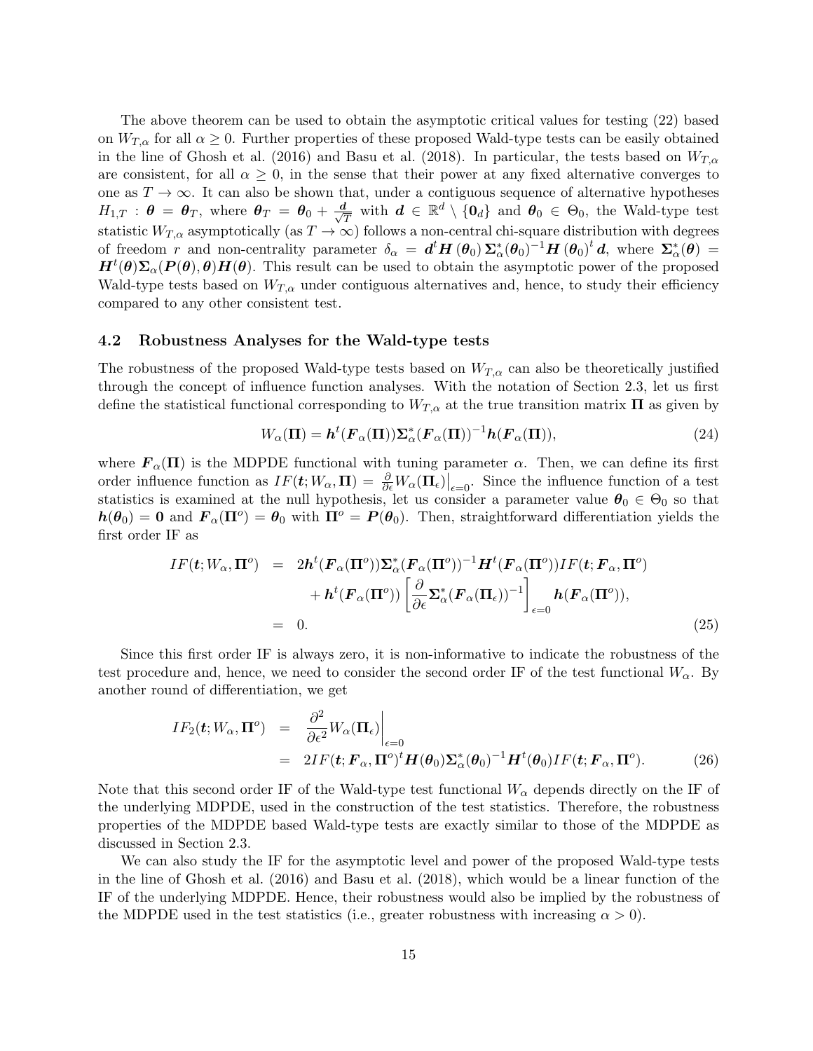The above theorem can be used to obtain the asymptotic critical values for testing (22) based on $W_{T,\alpha}$ for all $\alpha \geq 0$. Further properties of these proposed Wald-type tests can be easily obtained in the line of Ghosh et al. (2016) and Basu et al. (2018). In particular, the tests based on $W_{T,\alpha}$ are consistent, for all $\alpha \geq 0$, in the sense that their power at any fixed alternative converges to one as $T \to \infty$. It can also be shown that, under a contiguous sequence of alternative hypotheses $H_{1,T} : \boldsymbol{\theta} = \boldsymbol{\theta}_T$, where $\boldsymbol{\theta}_T = \boldsymbol{\theta}_0 + \frac{\boldsymbol{d}}{\sqrt{T}}$ with $\boldsymbol{d} \in \mathbb{R}^d \setminus \{\boldsymbol{0}_d\}$ and $\boldsymbol{\theta}_0 \in \Theta_0$, the Wald-type test statistic $W_{T,\alpha}$ asymptotically (as $T \to \infty$) follows a non-central chi-square distribution with degrees of freedom $r$ and non-centrality parameter $\delta_\alpha = \boldsymbol{d}^t \boldsymbol{H}(\boldsymbol{\theta}_0) \boldsymbol{\Sigma}_\alpha^*(\boldsymbol{\theta}_0)^{-1} \boldsymbol{H}(\boldsymbol{\theta}_0)^t \boldsymbol{d}$, where $\boldsymbol{\Sigma}_\alpha^*(\boldsymbol{\theta}) = \boldsymbol{H}^t(\boldsymbol{\theta})\boldsymbol{\Sigma}_\alpha(\boldsymbol{P}(\boldsymbol{\theta}), \boldsymbol{\theta})\boldsymbol{H}(\boldsymbol{\theta})$. This result can be used to obtain the asymptotic power of the proposed Wald-type tests based on $W_{T,\alpha}$ under contiguous alternatives and, hence, to study their efficiency compared to any other consistent test.

### 4.2 Robustness Analyses for the Wald-type tests

The robustness of the proposed Wald-type tests based on $W_{T,\alpha}$ can also be theoretically justified through the concept of influence function analyses. With the notation of Section 2.3, let us first define the statistical functional corresponding to $W_{T,\alpha}$ at the true transition matrix $\boldsymbol{\Pi}$ as given by

$$W_\alpha(\boldsymbol{\Pi}) = \boldsymbol{h}^t(\boldsymbol{F}_\alpha(\boldsymbol{\Pi}))\boldsymbol{\Sigma}_\alpha^*(\boldsymbol{F}_\alpha(\boldsymbol{\Pi}))^{-1}\boldsymbol{h}(\boldsymbol{F}_\alpha(\boldsymbol{\Pi})), \tag{24}$$

where $\boldsymbol{F}_\alpha(\boldsymbol{\Pi})$ is the MDPDE functional with tuning parameter $\alpha$. Then, we can define its first order influence function as $IF(\boldsymbol{t}; W_\alpha, \boldsymbol{\Pi}) = \frac{\partial}{\partial \epsilon} W_\alpha(\boldsymbol{\Pi}_\epsilon)\big|_{\epsilon=0}$. Since the influence function of a test statistics is examined at the null hypothesis, let us consider a parameter value $\boldsymbol{\theta}_0 \in \Theta_0$ so that $\boldsymbol{h}(\boldsymbol{\theta}_0) = \boldsymbol{0}$ and $\boldsymbol{F}_\alpha(\boldsymbol{\Pi}^o) = \boldsymbol{\theta}_0$ with $\boldsymbol{\Pi}^o = \boldsymbol{P}(\boldsymbol{\theta}_0)$. Then, straightforward differentiation yields the first order IF as

$$\begin{aligned}
IF(\boldsymbol{t}; W_\alpha, \boldsymbol{\Pi}^o) &= 2\boldsymbol{h}^t(\boldsymbol{F}_\alpha(\boldsymbol{\Pi}^o))\boldsymbol{\Sigma}_\alpha^*(\boldsymbol{F}_\alpha(\boldsymbol{\Pi}^o))^{-1}\boldsymbol{H}^t(\boldsymbol{F}_\alpha(\boldsymbol{\Pi}^o))IF(\boldsymbol{t}; \boldsymbol{F}_\alpha, \boldsymbol{\Pi}^o) \\
&\quad + \boldsymbol{h}^t(\boldsymbol{F}_\alpha(\boldsymbol{\Pi}^o)) \left[\frac{\partial}{\partial \epsilon}\boldsymbol{\Sigma}_\alpha^*(\boldsymbol{F}_\alpha(\boldsymbol{\Pi}_\epsilon))^{-1}\right]_{\epsilon=0} \boldsymbol{h}(\boldsymbol{F}_\alpha(\boldsymbol{\Pi}^o)), \\
&= 0.
\end{aligned} \tag{25}$$

Since this first order IF is always zero, it is non-informative to indicate the robustness of the test procedure and, hence, we need to consider the second order IF of the test functional $W_\alpha$. By another round of differentiation, we get

$$\begin{aligned}
IF_2(\boldsymbol{t}; W_\alpha, \boldsymbol{\Pi}^o) &= \left.\frac{\partial^2}{\partial \epsilon^2} W_\alpha(\boldsymbol{\Pi}_\epsilon)\right|_{\epsilon=0} \\
&= 2IF(\boldsymbol{t}; \boldsymbol{F}_\alpha, \boldsymbol{\Pi}^o)^t \boldsymbol{H}(\boldsymbol{\theta}_0)\boldsymbol{\Sigma}_\alpha^*(\boldsymbol{\theta}_0)^{-1}\boldsymbol{H}^t(\boldsymbol{\theta}_0)IF(\boldsymbol{t}; \boldsymbol{F}_\alpha, \boldsymbol{\Pi}^o).
\end{aligned} \tag{26}$$

Note that this second order IF of the Wald-type test functional $W_\alpha$ depends directly on the IF of the underlying MDPDE, used in the construction of the test statistics. Therefore, the robustness properties of the MDPDE based Wald-type tests are exactly similar to those of the MDPDE as discussed in Section 2.3.

We can also study the IF for the asymptotic level and power of the proposed Wald-type tests in the line of Ghosh et al. (2016) and Basu et al. (2018), which would be a linear function of the IF of the underlying MDPDE. Hence, their robustness would also be implied by the robustness of the MDPDE used in the test statistics (i.e., greater robustness with increasing $\alpha > 0$).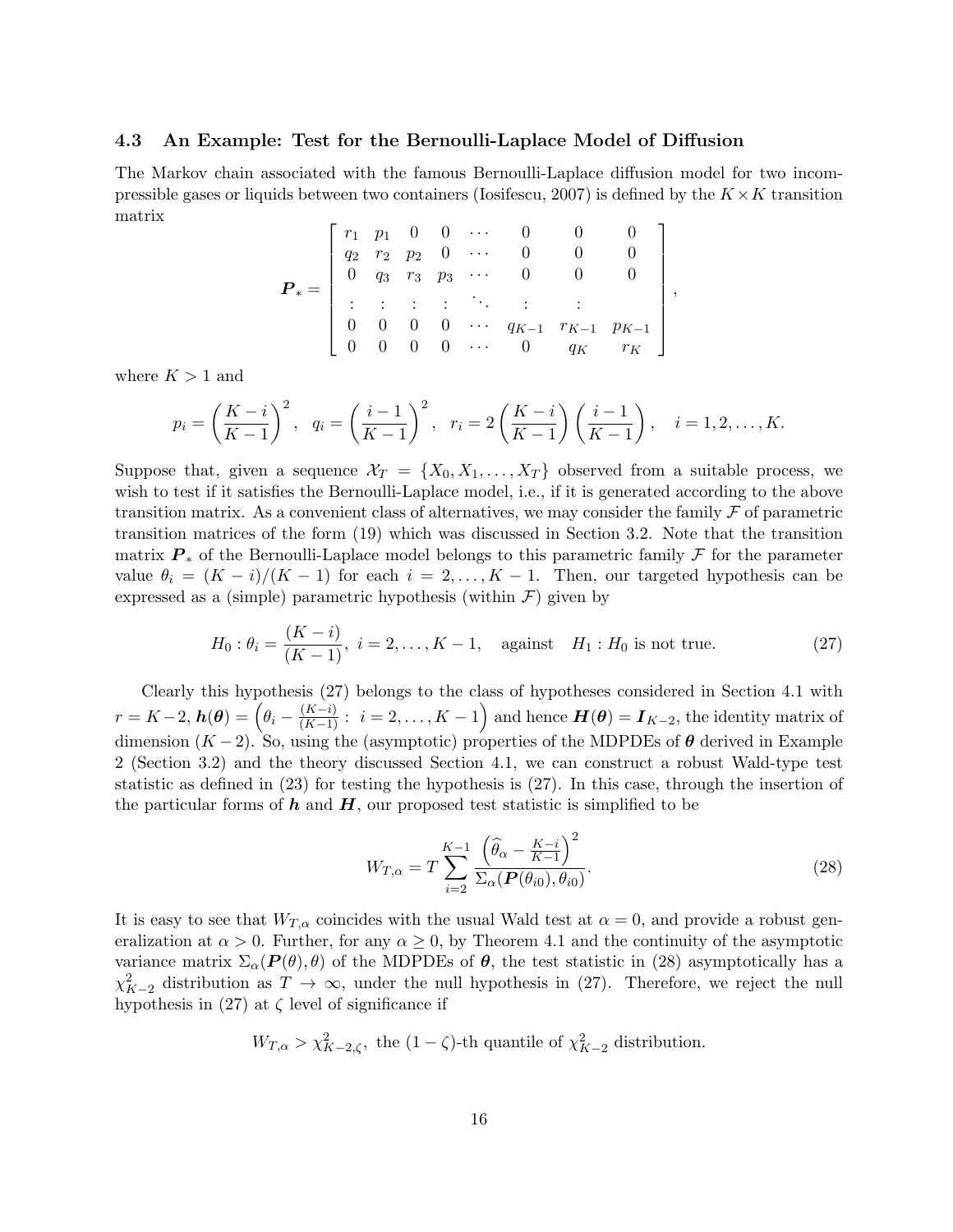### 4.3 An Example: Test for the Bernoulli-Laplace Model of Diffusion

The Markov chain associated with the famous Bernoulli-Laplace diffusion model for two incompressible gases or liquids between two containers (Iosifescu, 2007) is defined by the $K \times K$ transition matrix

$$
\boldsymbol{P}_* = \begin{bmatrix}
r_1 & p_1 & 0 & 0 & \cdots & 0 & 0 & 0 \\
q_2 & r_2 & p_2 & 0 & \cdots & 0 & 0 & 0 \\
0 & q_3 & r_3 & p_3 & \cdots & 0 & 0 & 0 \\
\vdots & \vdots & \vdots & \vdots & \ddots & \vdots & \vdots & \\
0 & 0 & 0 & 0 & \cdots & q_{K-1} & r_{K-1} & p_{K-1} \\
0 & 0 & 0 & 0 & \cdots & 0 & q_K & r_K
\end{bmatrix},
$$

where $K > 1$ and

$$
p_i = \left(\frac{K-i}{K-1}\right)^2, \quad q_i = \left(\frac{i-1}{K-1}\right)^2, \quad r_i = 2\left(\frac{K-i}{K-1}\right)\left(\frac{i-1}{K-1}\right), \quad i = 1, 2, \ldots, K.
$$

Suppose that, given a sequence $\mathcal{X}_T = \{X_0, X_1, \ldots, X_T\}$ observed from a suitable process, we wish to test if it satisfies the Bernoulli-Laplace model, i.e., if it is generated according to the above transition matrix. As a convenient class of alternatives, we may consider the family $\mathcal{F}$ of parametric transition matrices of the form (19) which was discussed in Section 3.2. Note that the transition matrix $\boldsymbol{P}_*$ of the Bernoulli-Laplace model belongs to this parametric family $\mathcal{F}$ for the parameter value $\theta_i = (K-i)/(K-1)$ for each $i = 2, \ldots, K-1$. Then, our targeted hypothesis can be expressed as a (simple) parametric hypothesis (within $\mathcal{F}$) given by

$$
H_0 : \theta_i = \frac{(K-i)}{(K-1)}, \ i = 2, \ldots, K-1, \quad \text{against} \quad H_1 : H_0 \text{ is not true.} \tag{27}
$$

Clearly this hypothesis (27) belongs to the class of hypotheses considered in Section 4.1 with $r = K-2$, $\boldsymbol{h}(\boldsymbol{\theta}) = \left(\theta_i - \frac{(K-i)}{(K-1)} : \ i = 2, \ldots, K-1\right)$ and hence $\boldsymbol{H}(\boldsymbol{\theta}) = \boldsymbol{I}_{K-2}$, the identity matrix of dimension $(K-2)$. So, using the (asymptotic) properties of the MDPDEs of $\boldsymbol{\theta}$ derived in Example 2 (Section 3.2) and the theory discussed Section 4.1, we can construct a robust Wald-type test statistic as defined in (23) for testing the hypothesis is (27). In this case, through the insertion of the particular forms of $\boldsymbol{h}$ and $\boldsymbol{H}$, our proposed test statistic is simplified to be

$$
W_{T,\alpha} = T \sum_{i=2}^{K-1} \frac{\left(\widehat{\theta}_\alpha - \frac{K-i}{K-1}\right)^2}{\Sigma_\alpha(\boldsymbol{P}(\theta_{i0}), \theta_{i0})}. \tag{28}
$$

It is easy to see that $W_{T,\alpha}$ coincides with the usual Wald test at $\alpha = 0$, and provide a robust generalization at $\alpha > 0$. Further, for any $\alpha \geq 0$, by Theorem 4.1 and the continuity of the asymptotic variance matrix $\Sigma_\alpha(\boldsymbol{P}(\theta), \theta)$ of the MDPDEs of $\boldsymbol{\theta}$, the test statistic in (28) asymptotically has a $\chi^2_{K-2}$ distribution as $T \to \infty$, under the null hypothesis in (27). Therefore, we reject the null hypothesis in (27) at $\zeta$ level of significance if

$$
W_{T,\alpha} > \chi^2_{K-2,\zeta}, \text{ the } (1-\zeta)\text{-th quantile of } \chi^2_{K-2} \text{ distribution.}
$$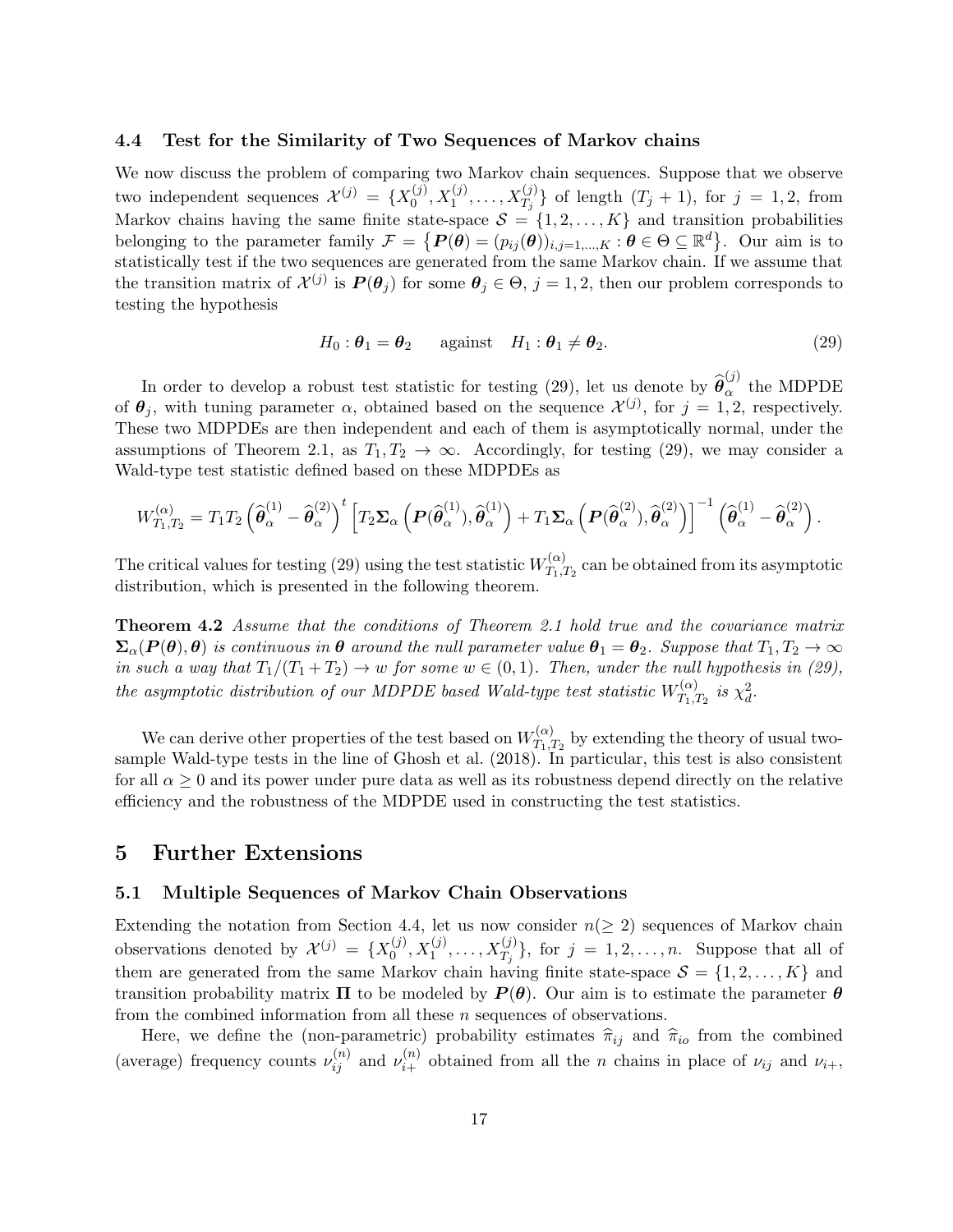### 4.4 Test for the Similarity of Two Sequences of Markov chains

We now discuss the problem of comparing two Markov chain sequences. Suppose that we observe two independent sequences $\mathcal{X}^{(j)} = \{X_0^{(j)}, X_1^{(j)}, \ldots, X_{T_j}^{(j)}\}$ of length $(T_j + 1)$, for $j = 1, 2$, from Markov chains having the same finite state-space $\mathcal{S} = \{1, 2, \ldots, K\}$ and transition probabilities belonging to the parameter family $\mathcal{F} = \left\{\boldsymbol{P}(\boldsymbol{\theta}) = (p_{ij}(\boldsymbol{\theta}))_{i,j=1,\ldots,K} : \boldsymbol{\theta} \in \Theta \subseteq \mathbb{R}^d\right\}$. Our aim is to statistically test if the two sequences are generated from the same Markov chain. If we assume that the transition matrix of $\mathcal{X}^{(j)}$ is $\boldsymbol{P}(\boldsymbol{\theta}_j)$ for some $\boldsymbol{\theta}_j \in \Theta$, $j = 1, 2$, then our problem corresponds to testing the hypothesis

$$H_0 : \boldsymbol{\theta}_1 = \boldsymbol{\theta}_2 \quad \text{ against } \quad H_1 : \boldsymbol{\theta}_1 \neq \boldsymbol{\theta}_2. \tag{29}$$

In order to develop a robust test statistic for testing (29), let us denote by $\widehat{\boldsymbol{\theta}}_\alpha^{(j)}$ the MDPDE of $\boldsymbol{\theta}_j$, with tuning parameter $\alpha$, obtained based on the sequence $\mathcal{X}^{(j)}$, for $j = 1, 2$, respectively. These two MDPDEs are then independent and each of them is asymptotically normal, under the assumptions of Theorem 2.1, as $T_1, T_2 \to \infty$. Accordingly, for testing (29), we may consider a Wald-type test statistic defined based on these MDPDEs as

$$W_{T_1,T_2}^{(\alpha)} = T_1 T_2 \left(\widehat{\boldsymbol{\theta}}_\alpha^{(1)} - \widehat{\boldsymbol{\theta}}_\alpha^{(2)}\right)^t \left[T_2 \boldsymbol{\Sigma}_\alpha\left(\boldsymbol{P}(\widehat{\boldsymbol{\theta}}_\alpha^{(1)}), \widehat{\boldsymbol{\theta}}_\alpha^{(1)}\right) + T_1 \boldsymbol{\Sigma}_\alpha\left(\boldsymbol{P}(\widehat{\boldsymbol{\theta}}_\alpha^{(2)}), \widehat{\boldsymbol{\theta}}_\alpha^{(2)}\right)\right]^{-1} \left(\widehat{\boldsymbol{\theta}}_\alpha^{(1)} - \widehat{\boldsymbol{\theta}}_\alpha^{(2)}\right).$$

The critical values for testing (29) using the test statistic $W_{T_1,T_2}^{(\alpha)}$ can be obtained from its asymptotic distribution, which is presented in the following theorem.

**Theorem 4.2** *Assume that the conditions of Theorem 2.1 hold true and the covariance matrix $\boldsymbol{\Sigma}_\alpha(\boldsymbol{P}(\boldsymbol{\theta}), \boldsymbol{\theta})$ is continuous in $\boldsymbol{\theta}$ around the null parameter value $\boldsymbol{\theta}_1 = \boldsymbol{\theta}_2$. Suppose that $T_1, T_2 \to \infty$ in such a way that $T_1/(T_1 + T_2) \to w$ for some $w \in (0, 1)$. Then, under the null hypothesis in (29), the asymptotic distribution of our MDPDE based Wald-type test statistic $W_{T_1,T_2}^{(\alpha)}$ is $\chi_d^2$.*

We can derive other properties of the test based on $W_{T_1,T_2}^{(\alpha)}$ by extending the theory of usual two-sample Wald-type tests in the line of Ghosh et al. (2018). In particular, this test is also consistent for all $\alpha \geq 0$ and its power under pure data as well as its robustness depend directly on the relative efficiency and the robustness of the MDPDE used in constructing the test statistics.

## 5 Further Extensions

### 5.1 Multiple Sequences of Markov Chain Observations

Extending the notation from Section 4.4, let us now consider $n (\geq 2)$ sequences of Markov chain observations denoted by $\mathcal{X}^{(j)} = \{X_0^{(j)}, X_1^{(j)}, \ldots, X_{T_j}^{(j)}\}$, for $j = 1, 2, \ldots, n$. Suppose that all of them are generated from the same Markov chain having finite state-space $\mathcal{S} = \{1, 2, \ldots, K\}$ and transition probability matrix $\boldsymbol{\Pi}$ to be modeled by $\boldsymbol{P}(\boldsymbol{\theta})$. Our aim is to estimate the parameter $\boldsymbol{\theta}$ from the combined information from all these $n$ sequences of observations.

Here, we define the (non-parametric) probability estimates $\widehat{\pi}_{ij}$ and $\widehat{\pi}_{io}$ from the combined (average) frequency counts $\nu_{ij}^{(n)}$ and $\nu_{i+}^{(n)}$ obtained from all the $n$ chains in place of $\nu_{ij}$ and $\nu_{i+}$,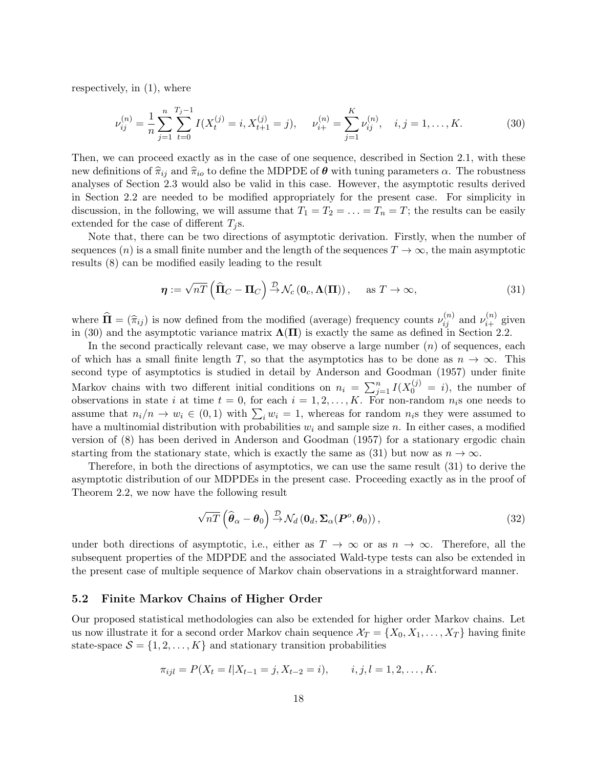respectively, in (1), where

$$\nu_{ij}^{(n)} = \frac{1}{n}\sum_{j=1}^{n}\sum_{t=0}^{T_j-1} I(X_t^{(j)} = i, X_{t+1}^{(j)} = j), \qquad \nu_{i+}^{(n)} = \sum_{j=1}^{K}\nu_{ij}^{(n)}, \quad i, j = 1, \ldots, K. \tag{30}$$

Then, we can proceed exactly as in the case of one sequence, described in Section 2.1, with these new definitions of $\widehat{\pi}_{ij}$ and $\widehat{\pi}_{io}$ to define the MDPDE of $\boldsymbol{\theta}$ with tuning parameters $\alpha$. The robustness analyses of Section 2.3 would also be valid in this case. However, the asymptotic results derived in Section 2.2 are needed to be modified appropriately for the present case. For simplicity in discussion, in the following, we will assume that $T_1 = T_2 = \ldots = T_n = T$; the results can be easily extended for the case of different $T_j$s.

Note that, there can be two directions of asymptotic derivation. Firstly, when the number of sequences ($n$) is a small finite number and the length of the sequences $T \to \infty$, the main asymptotic results (8) can be modified easily leading to the result

$$\boldsymbol{\eta} := \sqrt{nT}\left(\widehat{\boldsymbol{\Pi}}_C - \boldsymbol{\Pi}_C\right) \xrightarrow{\mathcal{D}} \mathcal{N}_c\left(\mathbf{0}_c, \boldsymbol{\Lambda}(\boldsymbol{\Pi})\right), \qquad \text{as } T \to \infty, \tag{31}$$

where $\widehat{\boldsymbol{\Pi}} = (\widehat{\pi}_{ij})$ is now defined from the modified (average) frequency counts $\nu_{ij}^{(n)}$ and $\nu_{i+}^{(n)}$ given in (30) and the asymptotic variance matrix $\boldsymbol{\Lambda}(\boldsymbol{\Pi})$ is exactly the same as defined in Section 2.2.

In the second practically relevant case, we may observe a large number ($n$) of sequences, each of which has a small finite length $T$, so that the asymptotics has to be done as $n \to \infty$. This second type of asymptotics is studied in detail by Anderson and Goodman (1957) under finite Markov chains with two different initial conditions on $n_i = \sum_{j=1}^{n} I(X_0^{(j)} = i)$, the number of observations in state $i$ at time $t = 0$, for each $i = 1, 2, \ldots, K$. For non-random $n_i$s one needs to assume that $n_i/n \to w_i \in (0, 1)$ with $\sum_i w_i = 1$, whereas for random $n_i$s they were assumed to have a multinomial distribution with probabilities $w_i$ and sample size $n$. In either cases, a modified version of (8) has been derived in Anderson and Goodman (1957) for a stationary ergodic chain starting from the stationary state, which is exactly the same as (31) but now as $n \to \infty$.

Therefore, in both the directions of asymptotics, we can use the same result (31) to derive the asymptotic distribution of our MDPDEs in the present case. Proceeding exactly as in the proof of Theorem 2.2, we now have the following result

$$\sqrt{nT}\left(\widehat{\boldsymbol{\theta}}_\alpha - \boldsymbol{\theta}_0\right) \xrightarrow{\mathcal{D}} \mathcal{N}_d\left(\mathbf{0}_d, \boldsymbol{\Sigma}_\alpha(\boldsymbol{P}^o, \boldsymbol{\theta}_0)\right), \tag{32}$$

under both directions of asymptotic, i.e., either as $T \to \infty$ or as $n \to \infty$. Therefore, all the subsequent properties of the MDPDE and the associated Wald-type tests can also be extended in the present case of multiple sequence of Markov chain observations in a straightforward manner.

### 5.2 Finite Markov Chains of Higher Order

Our proposed statistical methodologies can also be extended for higher order Markov chains. Let us now illustrate it for a second order Markov chain sequence $\mathcal{X}_T = \{X_0, X_1, \ldots, X_T\}$ having finite state-space $\mathcal{S} = \{1, 2, \ldots, K\}$ and stationary transition probabilities

$$\pi_{ijl} = P(X_t = l | X_{t-1} = j, X_{t-2} = i), \qquad i, j, l = 1, 2, \ldots, K.$$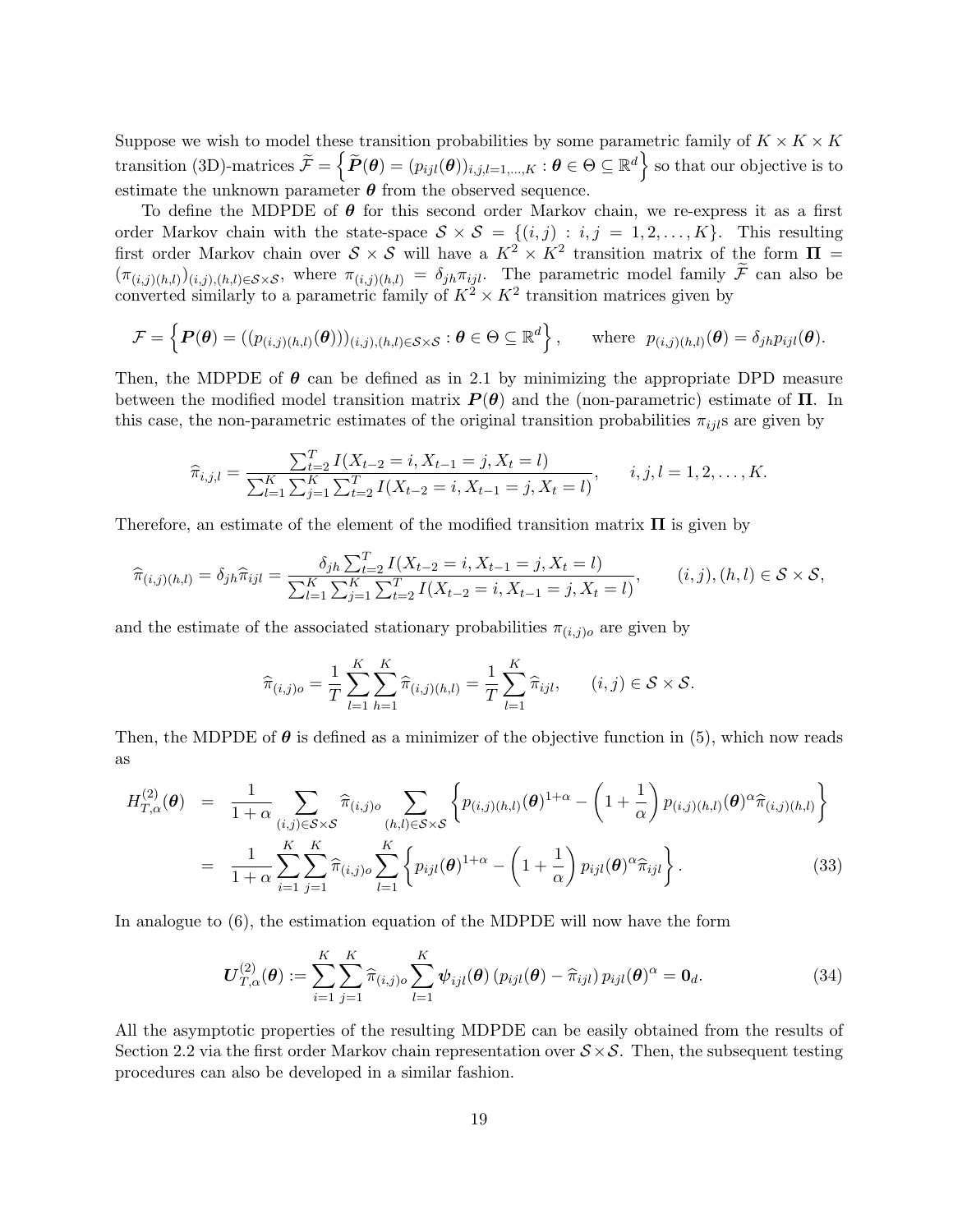Suppose we wish to model these transition probabilities by some parametric family of $K \times K \times K$ transition (3D)-matrices $\widetilde{\mathcal{F}} = \left\{ \widetilde{\boldsymbol{P}}(\boldsymbol{\theta}) = (p_{ijl}(\boldsymbol{\theta}))_{i,j,l=1,\ldots,K} : \boldsymbol{\theta} \in \Theta \subseteq \mathbb{R}^d \right\}$ so that our objective is to estimate the unknown parameter $\boldsymbol{\theta}$ from the observed sequence.

To define the MDPDE of $\boldsymbol{\theta}$ for this second order Markov chain, we re-express it as a first order Markov chain with the state-space $\mathcal{S} \times \mathcal{S} = \{(i,j) : i,j = 1,2,\ldots,K\}$. This resulting first order Markov chain over $\mathcal{S} \times \mathcal{S}$ will have a $K^2 \times K^2$ transition matrix of the form $\boldsymbol{\Pi} = (\pi_{(i,j)(h,l)})_{(i,j),(h,l) \in \mathcal{S}\times\mathcal{S}}$, where $\pi_{(i,j)(h,l)} = \delta_{jh}\pi_{ijl}$. The parametric model family $\widetilde{\mathcal{F}}$ can also be converted similarly to a parametric family of $K^2 \times K^2$ transition matrices given by

$$
\mathcal{F} = \left\{ \boldsymbol{P}(\boldsymbol{\theta}) = ((p_{(i,j)(h,l)}(\boldsymbol{\theta})))_{(i,j),(h,l) \in \mathcal{S}\times\mathcal{S}} : \boldsymbol{\theta} \in \Theta \subseteq \mathbb{R}^d \right\}, \qquad \text{where } \ p_{(i,j)(h,l)}(\boldsymbol{\theta}) = \delta_{jh} p_{ijl}(\boldsymbol{\theta}).
$$

Then, the MDPDE of $\boldsymbol{\theta}$ can be defined as in 2.1 by minimizing the appropriate DPD measure between the modified model transition matrix $\boldsymbol{P}(\boldsymbol{\theta})$ and the (non-parametric) estimate of $\boldsymbol{\Pi}$. In this case, the non-parametric estimates of the original transition probabilities $\pi_{ijl}$s are given by

$$
\widehat{\pi}_{i,j,l} = \frac{\sum_{t=2}^{T} I(X_{t-2} = i, X_{t-1} = j, X_t = l)}{\sum_{l=1}^{K}\sum_{j=1}^{K}\sum_{t=2}^{T} I(X_{t-2} = i, X_{t-1} = j, X_t = l)}, \qquad i,j,l = 1,2,\ldots,K.
$$

Therefore, an estimate of the element of the modified transition matrix $\boldsymbol{\Pi}$ is given by

$$
\widehat{\pi}_{(i,j)(h,l)} = \delta_{jh}\widehat{\pi}_{ijl} = \frac{\delta_{jh}\sum_{t=2}^{T} I(X_{t-2} = i, X_{t-1} = j, X_t = l)}{\sum_{l=1}^{K}\sum_{j=1}^{K}\sum_{t=2}^{T} I(X_{t-2} = i, X_{t-1} = j, X_t = l)}, \qquad (i,j),(h,l) \in \mathcal{S}\times\mathcal{S},
$$

and the estimate of the associated stationary probabilities $\pi_{(i,j)o}$ are given by

$$
\widehat{\pi}_{(i,j)o} = \frac{1}{T}\sum_{l=1}^{K}\sum_{h=1}^{K}\widehat{\pi}_{(i,j)(h,l)} = \frac{1}{T}\sum_{l=1}^{K}\widehat{\pi}_{ijl}, \qquad (i,j) \in \mathcal{S}\times\mathcal{S}.
$$

Then, the MDPDE of $\boldsymbol{\theta}$ is defined as a minimizer of the objective function in (5), which now reads as

$$
\begin{aligned}
H_{T,\alpha}^{(2)}(\boldsymbol{\theta}) &= \frac{1}{1+\alpha}\sum_{(i,j)\in\mathcal{S}\times\mathcal{S}}\widehat{\pi}_{(i,j)o}\sum_{(h,l)\in\mathcal{S}\times\mathcal{S}}\left\{ p_{(i,j)(h,l)}(\boldsymbol{\theta})^{1+\alpha} - \left(1+\frac{1}{\alpha}\right)p_{(i,j)(h,l)}(\boldsymbol{\theta})^{\alpha}\widehat{\pi}_{(i,j)(h,l)} \right\} \\
&= \frac{1}{1+\alpha}\sum_{i=1}^{K}\sum_{j=1}^{K}\widehat{\pi}_{(i,j)o}\sum_{l=1}^{K}\left\{ p_{ijl}(\boldsymbol{\theta})^{1+\alpha} - \left(1+\frac{1}{\alpha}\right)p_{ijl}(\boldsymbol{\theta})^{\alpha}\widehat{\pi}_{ijl} \right\}. \qquad (33)
\end{aligned}
$$

In analogue to (6), the estimation equation of the MDPDE will now have the form

$$
\boldsymbol{U}_{T,\alpha}^{(2)}(\boldsymbol{\theta}) := \sum_{i=1}^{K}\sum_{j=1}^{K}\widehat{\pi}_{(i,j)o}\sum_{l=1}^{K}\boldsymbol{\psi}_{ijl}(\boldsymbol{\theta})\left(p_{ijl}(\boldsymbol{\theta}) - \widehat{\pi}_{ijl}\right)p_{ijl}(\boldsymbol{\theta})^{\alpha} = \mathbf{0}_d. \qquad (34)
$$

All the asymptotic properties of the resulting MDPDE can be easily obtained from the results of Section 2.2 via the first order Markov chain representation over $\mathcal{S}\times\mathcal{S}$. Then, the subsequent testing procedures can also be developed in a similar fashion.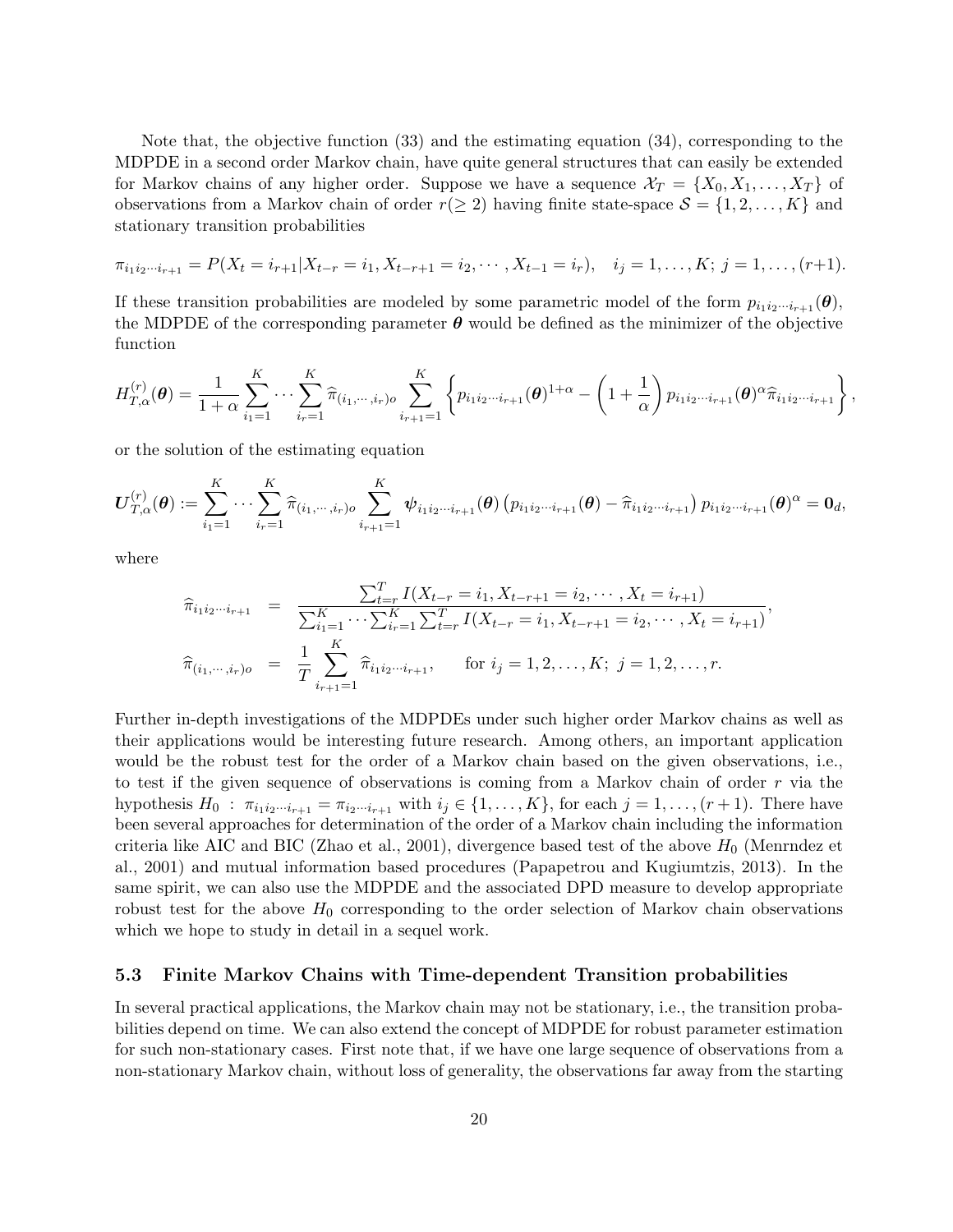Note that, the objective function (33) and the estimating equation (34), corresponding to the MDPDE in a second order Markov chain, have quite general structures that can easily be extended for Markov chains of any higher order. Suppose we have a sequence $\mathcal{X}_T = \{X_0, X_1, \ldots, X_T\}$ of observations from a Markov chain of order $r(\geq 2)$ having finite state-space $\mathcal{S} = \{1, 2, \ldots, K\}$ and stationary transition probabilities

$$\pi_{i_1 i_2 \cdots i_{r+1}} = P(X_t = i_{r+1} | X_{t-r} = i_1, X_{t-r+1} = i_2, \cdots, X_{t-1} = i_r), \quad i_j = 1, \ldots, K;\ j = 1, \ldots, (r+1).$$

If these transition probabilities are modeled by some parametric model of the form $p_{i_1 i_2 \cdots i_{r+1}}(\boldsymbol{\theta})$, the MDPDE of the corresponding parameter $\boldsymbol{\theta}$ would be defined as the minimizer of the objective function

$$H_{T,\alpha}^{(r)}(\boldsymbol{\theta}) = \frac{1}{1+\alpha} \sum_{i_1=1}^{K} \cdots \sum_{i_r=1}^{K} \widehat{\pi}_{(i_1,\cdots,i_r)o} \sum_{i_{r+1}=1}^{K} \left\{ p_{i_1 i_2 \cdots i_{r+1}}(\boldsymbol{\theta})^{1+\alpha} - \left(1 + \frac{1}{\alpha}\right) p_{i_1 i_2 \cdots i_{r+1}}(\boldsymbol{\theta})^{\alpha} \widehat{\pi}_{i_1 i_2 \cdots i_{r+1}} \right\},$$

or the solution of the estimating equation

$$\boldsymbol{U}_{T,\alpha}^{(r)}(\boldsymbol{\theta}) := \sum_{i_1=1}^{K} \cdots \sum_{i_r=1}^{K} \widehat{\pi}_{(i_1,\cdots,i_r)o} \sum_{i_{r+1}=1}^{K} \boldsymbol{\psi}_{i_1 i_2 \cdots i_{r+1}}(\boldsymbol{\theta}) \left( p_{i_1 i_2 \cdots i_{r+1}}(\boldsymbol{\theta}) - \widehat{\pi}_{i_1 i_2 \cdots i_{r+1}} \right) p_{i_1 i_2 \cdots i_{r+1}}(\boldsymbol{\theta})^{\alpha} = \boldsymbol{0}_d,$$

where

$$\widehat{\pi}_{i_1 i_2 \cdots i_{r+1}} = \frac{\sum_{t=r}^{T} I(X_{t-r} = i_1, X_{t-r+1} = i_2, \cdots, X_t = i_{r+1})}{\sum_{i_1=1}^{K} \cdots \sum_{i_r=1}^{K} \sum_{t=r}^{T} I(X_{t-r} = i_1, X_{t-r+1} = i_2, \cdots, X_t = i_{r+1})},$$

$$\widehat{\pi}_{(i_1,\cdots,i_r)o} = \frac{1}{T} \sum_{i_{r+1}=1}^{K} \widehat{\pi}_{i_1 i_2 \cdots i_{r+1}}, \qquad \text{for } i_j = 1, 2, \ldots, K;\ j = 1, 2, \ldots, r.$$

Further in-depth investigations of the MDPDEs under such higher order Markov chains as well as their applications would be interesting future research. Among others, an important application would be the robust test for the order of a Markov chain based on the given observations, i.e., to test if the given sequence of observations is coming from a Markov chain of order $r$ via the hypothesis $H_0 : \pi_{i_1 i_2 \cdots i_{r+1}} = \pi_{i_2 \cdots i_{r+1}}$ with $i_j \in \{1, \ldots, K\}$, for each $j = 1, \ldots, (r+1)$. There have been several approaches for determination of the order of a Markov chain including the information criteria like AIC and BIC (Zhao et al., 2001), divergence based test of the above $H_0$ (Menrndez et al., 2001) and mutual information based procedures (Papapetrou and Kugiumtzis, 2013). In the same spirit, we can also use the MDPDE and the associated DPD measure to develop appropriate robust test for the above $H_0$ corresponding to the order selection of Markov chain observations which we hope to study in detail in a sequel work.

### 5.3 Finite Markov Chains with Time-dependent Transition probabilities

In several practical applications, the Markov chain may not be stationary, i.e., the transition probabilities depend on time. We can also extend the concept of MDPDE for robust parameter estimation for such non-stationary cases. First note that, if we have one large sequence of observations from a non-stationary Markov chain, without loss of generality, the observations far away from the starting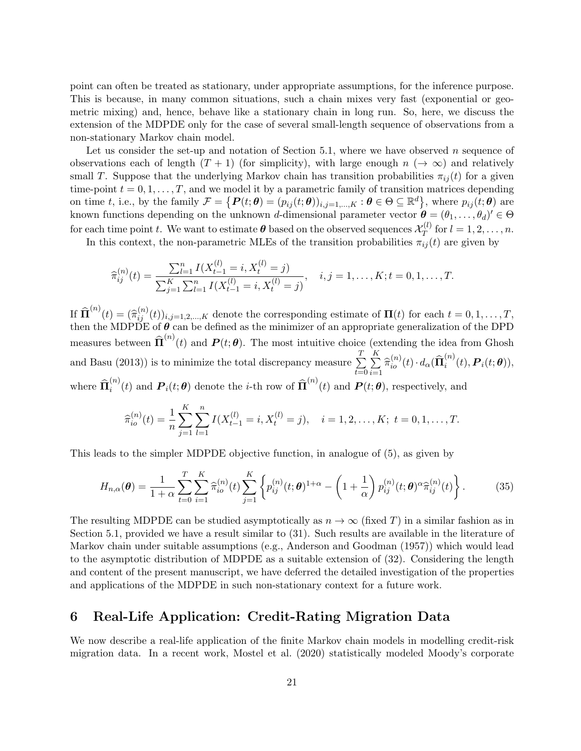point can often be treated as stationary, under appropriate assumptions, for the inference purpose. This is because, in many common situations, such a chain mixes very fast (exponential or geometric mixing) and, hence, behave like a stationary chain in long run. So, here, we discuss the extension of the MDPDE only for the case of several small-length sequence of observations from a non-stationary Markov chain model.

Let us consider the set-up and notation of Section 5.1, where we have observed $n$ sequence of observations each of length $(T+1)$ (for simplicity), with large enough $n$ $(\to \infty)$ and relatively small $T$. Suppose that the underlying Markov chain has transition probabilities $\pi_{ij}(t)$ for a given time-point $t = 0, 1, \ldots, T$, and we model it by a parametric family of transition matrices depending on time $t$, i.e., by the family $\mathcal{F} = \left\{ \boldsymbol{P}(t;\boldsymbol{\theta}) = (p_{ij}(t;\boldsymbol{\theta}))_{i,j=1,\ldots,K} : \boldsymbol{\theta} \in \Theta \subseteq \mathbb{R}^d \right\}$, where $p_{ij}(t;\boldsymbol{\theta})$ are known functions depending on the unknown $d$-dimensional parameter vector $\boldsymbol{\theta} = (\theta_1, \ldots, \theta_d)' \in \Theta$ for each time point $t$. We want to estimate $\boldsymbol{\theta}$ based on the observed sequences $\mathcal{X}_T^{(l)}$ for $l = 1, 2, \ldots, n$.

In this context, the non-parametric MLEs of the transition probabilities $\pi_{ij}(t)$ are given by

$$\widehat{\pi}_{ij}^{(n)}(t) = \frac{\sum_{l=1}^{n} I(X_{t-1}^{(l)} = i, X_t^{(l)} = j)}{\sum_{j=1}^{K} \sum_{l=1}^{n} I(X_{t-1}^{(l)} = i, X_t^{(l)} = j)}, \quad i, j = 1, \ldots, K; t = 0, 1, \ldots, T.$$

If $\widehat{\boldsymbol{\Pi}}^{(n)}(t) = (\widehat{\pi}_{ij}^{(n)}(t))_{i,j=1,2,\ldots,K}$ denote the corresponding estimate of $\boldsymbol{\Pi}(t)$ for each $t = 0, 1, \ldots, T$, then the MDPDE of $\boldsymbol{\theta}$ can be defined as the minimizer of an appropriate generalization of the DPD measures between $\widehat{\boldsymbol{\Pi}}^{(n)}(t)$ and $\boldsymbol{P}(t;\boldsymbol{\theta})$. The most intuitive choice (extending the idea from Ghosh and Basu (2013)) is to minimize the total discrepancy measure $\sum\limits_{t=0}^{T} \sum\limits_{i=1}^{K} \widehat{\pi}_{io}^{(n)}(t) \cdot d_\alpha(\widehat{\boldsymbol{\Pi}}_i^{(n)}(t), \boldsymbol{P}_i(t;\boldsymbol{\theta}))$, where $\widehat{\boldsymbol{\Pi}}_i^{(n)}(t)$ and $\boldsymbol{P}_i(t;\boldsymbol{\theta})$ denote the $i$-th row of $\widehat{\boldsymbol{\Pi}}^{(n)}(t)$ and $\boldsymbol{P}(t;\boldsymbol{\theta})$, respectively, and

$$\widehat{\pi}_{io}^{(n)}(t) = \frac{1}{n} \sum_{j=1}^{K} \sum_{l=1}^{n} I(X_{t-1}^{(l)} = i, X_t^{(l)} = j), \quad i = 1, 2, \ldots, K; \ t = 0, 1, \ldots, T.$$

This leads to the simpler MDPDE objective function, in analogue of (5), as given by

$$H_{n,\alpha}(\boldsymbol{\theta}) = \frac{1}{1+\alpha} \sum_{t=0}^{T} \sum_{i=1}^{K} \widehat{\pi}_{io}^{(n)}(t) \sum_{j=1}^{K} \left\{ p_{ij}^{(n)}(t;\boldsymbol{\theta})^{1+\alpha} - \left(1 + \frac{1}{\alpha}\right) p_{ij}^{(n)}(t;\boldsymbol{\theta})^{\alpha} \widehat{\pi}_{ij}^{(n)}(t) \right\}. \tag{35}$$

The resulting MDPDE can be studied asymptotically as $n \to \infty$ (fixed $T$) in a similar fashion as in Section 5.1, provided we have a result similar to (31). Such results are available in the literature of Markov chain under suitable assumptions (e.g., Anderson and Goodman (1957)) which would lead to the asymptotic distribution of MDPDE as a suitable extension of (32). Considering the length and content of the present manuscript, we have deferred the detailed investigation of the properties and applications of the MDPDE in such non-stationary context for a future work.

# 6 Real-Life Application: Credit-Rating Migration Data

We now describe a real-life application of the finite Markov chain models in modelling credit-risk migration data. In a recent work, Mostel et al. (2020) statistically modeled Moody's corporate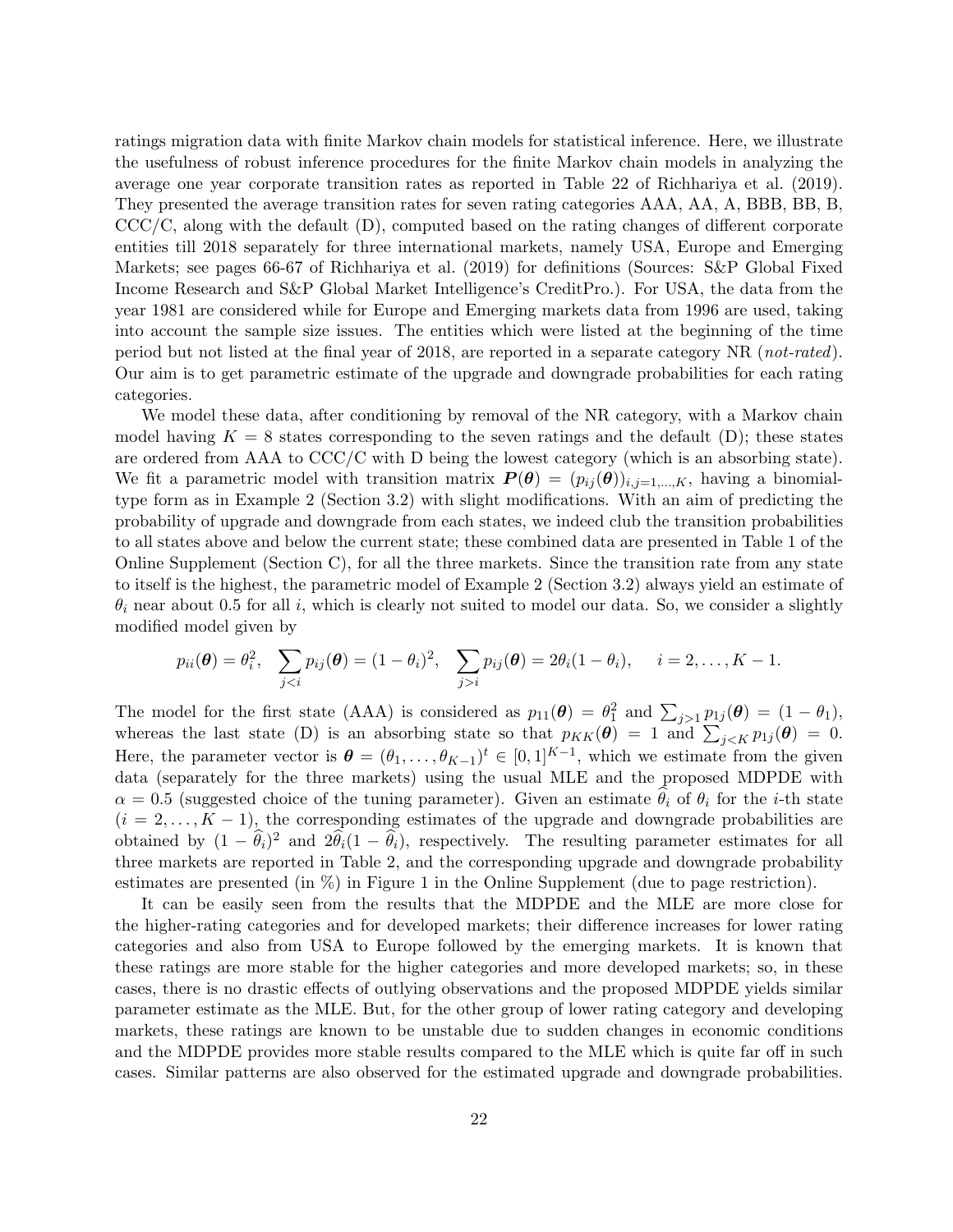ratings migration data with finite Markov chain models for statistical inference. Here, we illustrate the usefulness of robust inference procedures for the finite Markov chain models in analyzing the average one year corporate transition rates as reported in Table 22 of Richhariya et al. (2019). They presented the average transition rates for seven rating categories AAA, AA, A, BBB, BB, B, CCC/C, along with the default (D), computed based on the rating changes of different corporate entities till 2018 separately for three international markets, namely USA, Europe and Emerging Markets; see pages 66-67 of Richhariya et al. (2019) for definitions (Sources: S&P Global Fixed Income Research and S&P Global Market Intelligence's CreditPro.). For USA, the data from the year 1981 are considered while for Europe and Emerging markets data from 1996 are used, taking into account the sample size issues. The entities which were listed at the beginning of the time period but not listed at the final year of 2018, are reported in a separate category NR (*not-rated*). Our aim is to get parametric estimate of the upgrade and downgrade probabilities for each rating categories.

We model these data, after conditioning by removal of the NR category, with a Markov chain model having $K = 8$ states corresponding to the seven ratings and the default (D); these states are ordered from AAA to CCC/C with D being the lowest category (which is an absorbing state). We fit a parametric model with transition matrix $\boldsymbol{P}(\boldsymbol{\theta}) = (p_{ij}(\boldsymbol{\theta}))_{i,j=1,\ldots,K}$, having a binomial-type form as in Example 2 (Section 3.2) with slight modifications. With an aim of predicting the probability of upgrade and downgrade from each states, we indeed club the transition probabilities to all states above and below the current state; these combined data are presented in Table 1 of the Online Supplement (Section C), for all the three markets. Since the transition rate from any state to itself is the highest, the parametric model of Example 2 (Section 3.2) always yield an estimate of $\theta_i$ near about 0.5 for all $i$, which is clearly not suited to model our data. So, we consider a slightly modified model given by

$$p_{ii}(\boldsymbol{\theta}) = \theta_i^2, \quad \sum_{j<i} p_{ij}(\boldsymbol{\theta}) = (1-\theta_i)^2, \quad \sum_{j>i} p_{ij}(\boldsymbol{\theta}) = 2\theta_i(1-\theta_i), \qquad i = 2, \ldots, K-1.$$

The model for the first state (AAA) is considered as $p_{11}(\boldsymbol{\theta}) = \theta_1^2$ and $\sum_{j>1} p_{1j}(\boldsymbol{\theta}) = (1-\theta_1)$, whereas the last state (D) is an absorbing state so that $p_{KK}(\boldsymbol{\theta}) = 1$ and $\sum_{j<K} p_{1j}(\boldsymbol{\theta}) = 0$. Here, the parameter vector is $\boldsymbol{\theta} = (\theta_1, \ldots, \theta_{K-1})^t \in [0,1]^{K-1}$, which we estimate from the given data (separately for the three markets) using the usual MLE and the proposed MDPDE with $\alpha = 0.5$ (suggested choice of the tuning parameter). Given an estimate $\widehat{\theta}_i$ of $\theta_i$ for the $i$-th state ($i = 2, \ldots, K-1$), the corresponding estimates of the upgrade and downgrade probabilities are obtained by $(1-\widehat{\theta}_i)^2$ and $2\widehat{\theta}_i(1-\widehat{\theta}_i)$, respectively. The resulting parameter estimates for all three markets are reported in Table 2, and the corresponding upgrade and downgrade probability estimates are presented (in %) in Figure 1 in the Online Supplement (due to page restriction).

It can be easily seen from the results that the MDPDE and the MLE are more close for the higher-rating categories and for developed markets; their difference increases for lower rating categories and also from USA to Europe followed by the emerging markets. It is known that these ratings are more stable for the higher categories and more developed markets; so, in these cases, there is no drastic effects of outlying observations and the proposed MDPDE yields similar parameter estimate as the MLE. But, for the other group of lower rating category and developing markets, these ratings are known to be unstable due to sudden changes in economic conditions and the MDPDE provides more stable results compared to the MLE which is quite far off in such cases. Similar patterns are also observed for the estimated upgrade and downgrade probabilities.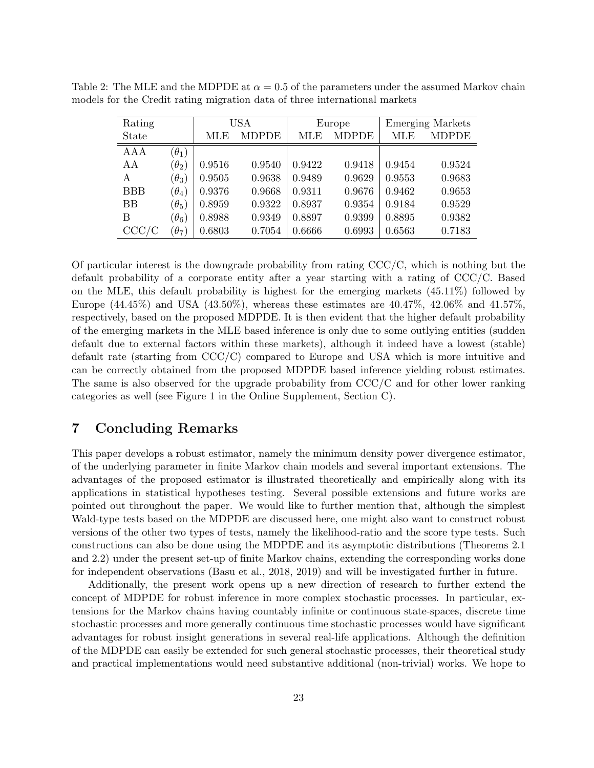Table 2: The MLE and the MDPDE at $\alpha = 0.5$ of the parameters under the assumed Markov chain models for the Credit rating migration data of three international markets

| Rating State | | USA | | Europe | | Emerging Markets | |
|---|---|---|---|---|---|---|---|
| | | MLE | MDPDE | MLE | MDPDE | MLE | MDPDE |
| AAA | $(\theta_1)$ | | | | | | |
| AA | $(\theta_2)$ | 0.9516 | 0.9540 | 0.9422 | 0.9418 | 0.9454 | 0.9524 |
| A | $(\theta_3)$ | 0.9505 | 0.9638 | 0.9489 | 0.9629 | 0.9553 | 0.9683 |
| BBB | $(\theta_4)$ | 0.9376 | 0.9668 | 0.9311 | 0.9676 | 0.9462 | 0.9653 |
| BB | $(\theta_5)$ | 0.8959 | 0.9322 | 0.8937 | 0.9354 | 0.9184 | 0.9529 |
| B | $(\theta_6)$ | 0.8988 | 0.9349 | 0.8897 | 0.9399 | 0.8895 | 0.9382 |
| CCC/C | $(\theta_7)$ | 0.6803 | 0.7054 | 0.6666 | 0.6993 | 0.6563 | 0.7183 |

Of particular interest is the downgrade probability from rating CCC/C, which is nothing but the default probability of a corporate entity after a year starting with a rating of CCC/C. Based on the MLE, this default probability is highest for the emerging markets (45.11%) followed by Europe (44.45%) and USA (43.50%), whereas these estimates are 40.47%, 42.06% and 41.57%, respectively, based on the proposed MDPDE. It is then evident that the higher default probability of the emerging markets in the MLE based inference is only due to some outlying entities (sudden default due to external factors within these markets), although it indeed have a lowest (stable) default rate (starting from CCC/C) compared to Europe and USA which is more intuitive and can be correctly obtained from the proposed MDPDE based inference yielding robust estimates. The same is also observed for the upgrade probability from CCC/C and for other lower ranking categories as well (see Figure 1 in the Online Supplement, Section C).

## 7 Concluding Remarks

This paper develops a robust estimator, namely the minimum density power divergence estimator, of the underlying parameter in finite Markov chain models and several important extensions. The advantages of the proposed estimator is illustrated theoretically and empirically along with its applications in statistical hypotheses testing. Several possible extensions and future works are pointed out throughout the paper. We would like to further mention that, although the simplest Wald-type tests based on the MDPDE are discussed here, one might also want to construct robust versions of the other two types of tests, namely the likelihood-ratio and the score type tests. Such constructions can also be done using the MDPDE and its asymptotic distributions (Theorems 2.1 and 2.2) under the present set-up of finite Markov chains, extending the corresponding works done for independent observations (Basu et al., 2018, 2019) and will be investigated further in future.

Additionally, the present work opens up a new direction of research to further extend the concept of MDPDE for robust inference in more complex stochastic processes. In particular, extensions for the Markov chains having countably infinite or continuous state-spaces, discrete time stochastic processes and more generally continuous time stochastic processes would have significant advantages for robust insight generations in several real-life applications. Although the definition of the MDPDE can easily be extended for such general stochastic processes, their theoretical study and practical implementations would need substantive additional (non-trivial) works. We hope to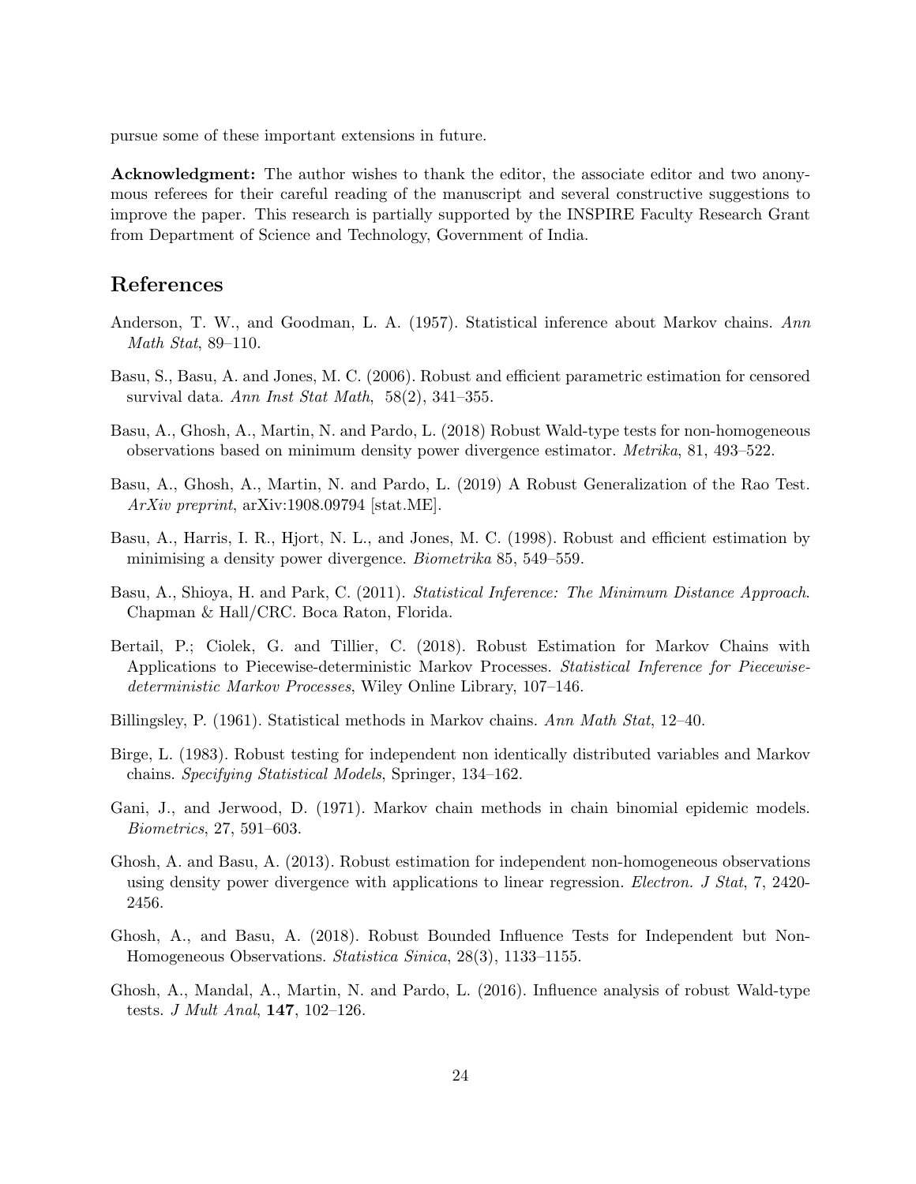pursue some of these important extensions in future.

**Acknowledgment:** The author wishes to thank the editor, the associate editor and two anonymous referees for their careful reading of the manuscript and several constructive suggestions to improve the paper. This research is partially supported by the INSPIRE Faculty Research Grant from Department of Science and Technology, Government of India.

# References

Anderson, T. W., and Goodman, L. A. (1957). Statistical inference about Markov chains. *Ann Math Stat*, 89–110.

Basu, S., Basu, A. and Jones, M. C. (2006). Robust and efficient parametric estimation for censored survival data. *Ann Inst Stat Math*, 58(2), 341–355.

Basu, A., Ghosh, A., Martin, N. and Pardo, L. (2018) Robust Wald-type tests for non-homogeneous observations based on minimum density power divergence estimator. *Metrika*, 81, 493–522.

Basu, A., Ghosh, A., Martin, N. and Pardo, L. (2019) A Robust Generalization of the Rao Test. *ArXiv preprint*, arXiv:1908.09794 [stat.ME].

Basu, A., Harris, I. R., Hjort, N. L., and Jones, M. C. (1998). Robust and efficient estimation by minimising a density power divergence. *Biometrika* 85, 549–559.

Basu, A., Shioya, H. and Park, C. (2011). *Statistical Inference: The Minimum Distance Approach*. Chapman & Hall/CRC. Boca Raton, Florida.

Bertail, P.; Ciolek, G. and Tillier, C. (2018). Robust Estimation for Markov Chains with Applications to Piecewise-deterministic Markov Processes. *Statistical Inference for Piecewise-deterministic Markov Processes*, Wiley Online Library, 107–146.

Billingsley, P. (1961). Statistical methods in Markov chains. *Ann Math Stat*, 12–40.

Birge, L. (1983). Robust testing for independent non identically distributed variables and Markov chains. *Specifying Statistical Models*, Springer, 134–162.

Gani, J., and Jerwood, D. (1971). Markov chain methods in chain binomial epidemic models. *Biometrics*, 27, 591–603.

Ghosh, A. and Basu, A. (2013). Robust estimation for independent non-homogeneous observations using density power divergence with applications to linear regression. *Electron. J Stat*, 7, 2420-2456.

Ghosh, A., and Basu, A. (2018). Robust Bounded Influence Tests for Independent but Non-Homogeneous Observations. *Statistica Sinica*, 28(3), 1133–1155.

Ghosh, A., Mandal, A., Martin, N. and Pardo, L. (2016). Influence analysis of robust Wald-type tests. *J Mult Anal*, **147**, 102–126.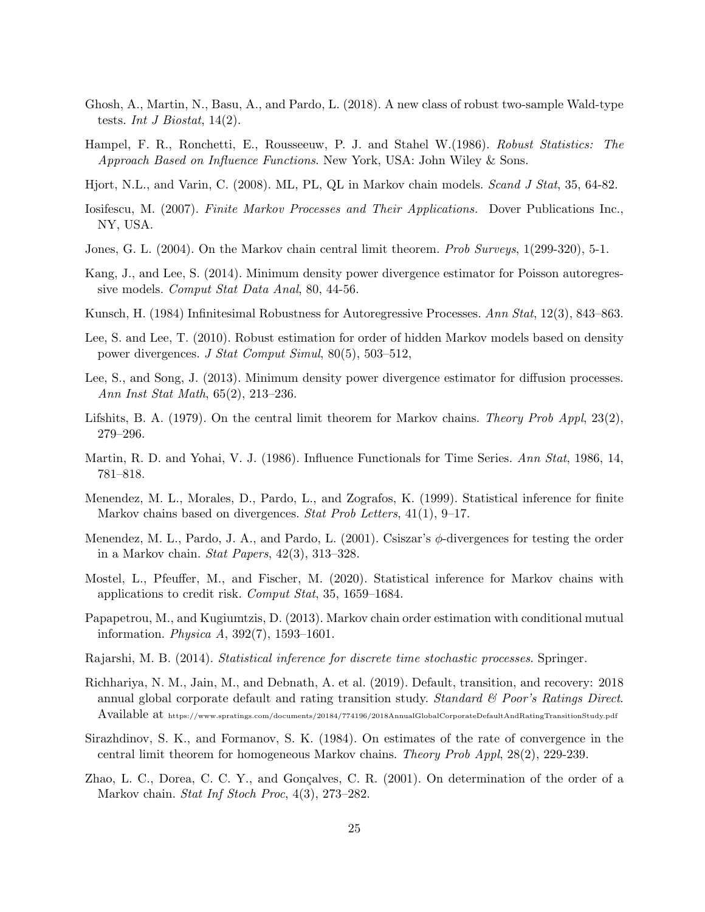Ghosh, A., Martin, N., Basu, A., and Pardo, L. (2018). A new class of robust two-sample Wald-type tests. *Int J Biostat*, 14(2).

Hampel, F. R., Ronchetti, E., Rousseeuw, P. J. and Stahel W.(1986). *Robust Statistics: The Approach Based on Influence Functions*. New York, USA: John Wiley & Sons.

Hjort, N.L., and Varin, C. (2008). ML, PL, QL in Markov chain models. *Scand J Stat*, 35, 64-82.

Iosifescu, M. (2007). *Finite Markov Processes and Their Applications.* Dover Publications Inc., NY, USA.

Jones, G. L. (2004). On the Markov chain central limit theorem. *Prob Surveys*, 1(299-320), 5-1.

Kang, J., and Lee, S. (2014). Minimum density power divergence estimator for Poisson autoregressive models. *Comput Stat Data Anal*, 80, 44-56.

Kunsch, H. (1984) Infinitesimal Robustness for Autoregressive Processes. *Ann Stat*, 12(3), 843–863.

Lee, S. and Lee, T. (2010). Robust estimation for order of hidden Markov models based on density power divergences. *J Stat Comput Simul*, 80(5), 503–512,

Lee, S., and Song, J. (2013). Minimum density power divergence estimator for diffusion processes. *Ann Inst Stat Math*, 65(2), 213–236.

Lifshits, B. A. (1979). On the central limit theorem for Markov chains. *Theory Prob Appl*, 23(2), 279–296.

Martin, R. D. and Yohai, V. J. (1986). Influence Functionals for Time Series. *Ann Stat*, 1986, 14, 781–818.

Menendez, M. L., Morales, D., Pardo, L., and Zografos, K. (1999). Statistical inference for finite Markov chains based on divergences. *Stat Prob Letters*, 41(1), 9–17.

Menendez, M. L., Pardo, J. A., and Pardo, L. (2001). Csiszar's $\phi$-divergences for testing the order in a Markov chain. *Stat Papers*, 42(3), 313–328.

Mostel, L., Pfeuffer, M., and Fischer, M. (2020). Statistical inference for Markov chains with applications to credit risk. *Comput Stat*, 35, 1659–1684.

Papapetrou, M., and Kugiumtzis, D. (2013). Markov chain order estimation with conditional mutual information. *Physica A*, 392(7), 1593–1601.

Rajarshi, M. B. (2014). *Statistical inference for discrete time stochastic processes*. Springer.

Richhariya, N. M., Jain, M., and Debnath, A. et al. (2019). Default, transition, and recovery: 2018 annual global corporate default and rating transition study. *Standard & Poor's Ratings Direct*. Available at https://www.spratings.com/documents/20184/774196/2018AnnualGlobalCorporateDefaultAndRatingTransitionStudy.pdf

Sirazhdinov, S. K., and Formanov, S. K. (1984). On estimates of the rate of convergence in the central limit theorem for homogeneous Markov chains. *Theory Prob Appl*, 28(2), 229-239.

Zhao, L. C., Dorea, C. C. Y., and Gonçalves, C. R. (2001). On determination of the order of a Markov chain. *Stat Inf Stoch Proc*, 4(3), 273–282.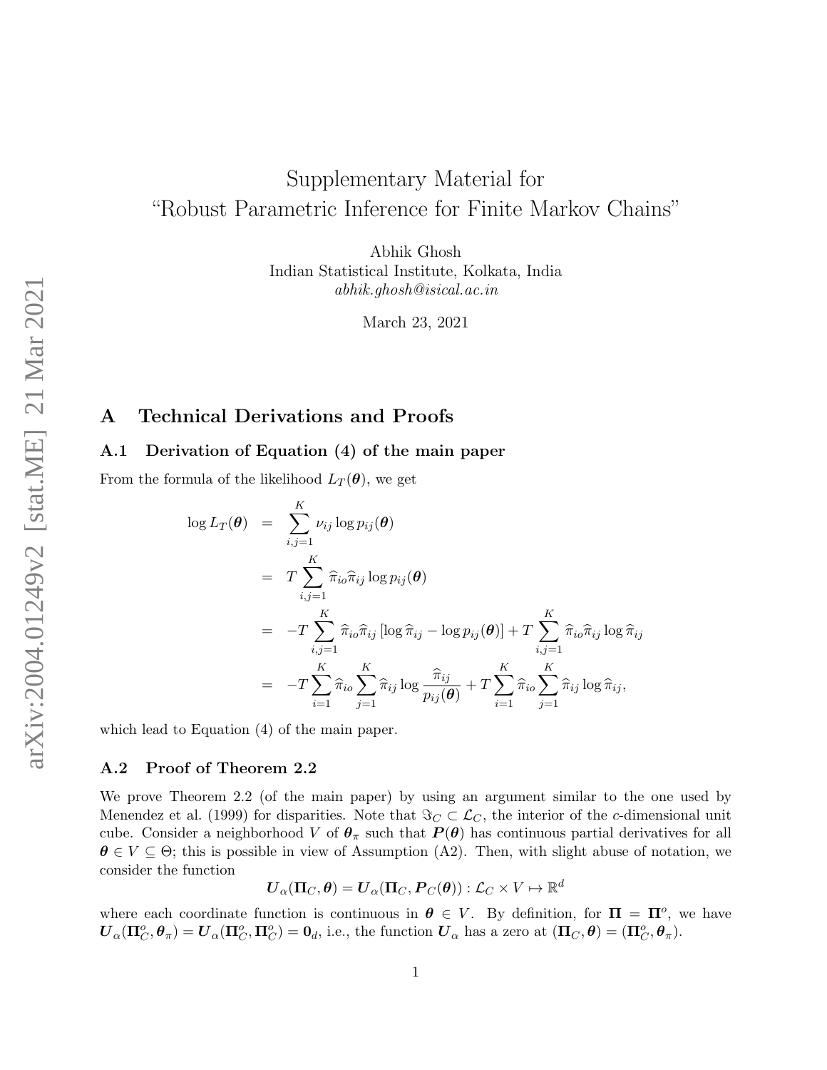# Supplementary Material for "Robust Parametric Inference for Finite Markov Chains"

Abhik Ghosh
Indian Statistical Institute, Kolkata, India
*abhik.ghosh@isical.ac.in*

March 23, 2021

## A Technical Derivations and Proofs

### A.1 Derivation of Equation (4) of the main paper

From the formula of the likelihood $L_T(\boldsymbol{\theta})$, we get

$$
\begin{aligned}
\log L_T(\boldsymbol{\theta}) &= \sum_{i,j=1}^{K} \nu_{ij} \log p_{ij}(\boldsymbol{\theta}) \\
&= T \sum_{i,j=1}^{K} \widehat{\pi}_{io} \widehat{\pi}_{ij} \log p_{ij}(\boldsymbol{\theta}) \\
&= -T \sum_{i,j=1}^{K} \widehat{\pi}_{io} \widehat{\pi}_{ij} \left[\log \widehat{\pi}_{ij} - \log p_{ij}(\boldsymbol{\theta})\right] + T \sum_{i,j=1}^{K} \widehat{\pi}_{io} \widehat{\pi}_{ij} \log \widehat{\pi}_{ij} \\
&= -T \sum_{i=1}^{K} \widehat{\pi}_{io} \sum_{j=1}^{K} \widehat{\pi}_{ij} \log \frac{\widehat{\pi}_{ij}}{p_{ij}(\boldsymbol{\theta})} + T \sum_{i=1}^{K} \widehat{\pi}_{io} \sum_{j=1}^{K} \widehat{\pi}_{ij} \log \widehat{\pi}_{ij},
\end{aligned}
$$

which lead to Equation (4) of the main paper.

### A.2 Proof of Theorem 2.2

We prove Theorem 2.2 (of the main paper) by using an argument similar to the one used by Menendez et al. (1999) for disparities. Note that $\Im_C \subset \mathcal{L}_C$, the interior of the $c$-dimensional unit cube. Consider a neighborhood $V$ of $\boldsymbol{\theta}_\pi$ such that $\boldsymbol{P}(\boldsymbol{\theta})$ has continuous partial derivatives for all $\boldsymbol{\theta} \in V \subseteq \Theta$; this is possible in view of Assumption (A2). Then, with slight abuse of notation, we consider the function

$$
\boldsymbol{U}_\alpha(\boldsymbol{\Pi}_C, \boldsymbol{\theta}) = \boldsymbol{U}_\alpha(\boldsymbol{\Pi}_C, \boldsymbol{P}_C(\boldsymbol{\theta})) : \mathcal{L}_C \times V \mapsto \mathbb{R}^d
$$

where each coordinate function is continuous in $\boldsymbol{\theta} \in V$. By definition, for $\boldsymbol{\Pi} = \boldsymbol{\Pi}^o$, we have $\boldsymbol{U}_\alpha(\boldsymbol{\Pi}_C^o, \boldsymbol{\theta}_\pi) = \boldsymbol{U}_\alpha(\boldsymbol{\Pi}_C^o, \boldsymbol{\Pi}_C^o) = \boldsymbol{0}_d$, i.e., the function $\boldsymbol{U}_\alpha$ has a zero at $(\boldsymbol{\Pi}_C, \boldsymbol{\theta}) = (\boldsymbol{\Pi}_C^o, \boldsymbol{\theta}_\pi)$.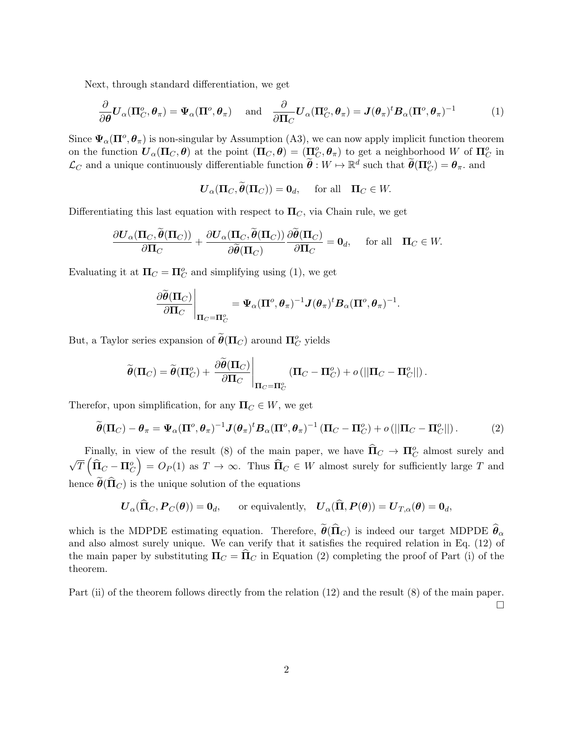Next, through standard differentiation, we get

$$\frac{\partial}{\partial \boldsymbol{\theta}} \boldsymbol{U}_\alpha(\boldsymbol{\Pi}_C^o, \boldsymbol{\theta}_\pi) = \boldsymbol{\Psi}_\alpha(\boldsymbol{\Pi}^o, \boldsymbol{\theta}_\pi) \quad \text{and} \quad \frac{\partial}{\partial \boldsymbol{\Pi}_C} \boldsymbol{U}_\alpha(\boldsymbol{\Pi}_C^o, \boldsymbol{\theta}_\pi) = \boldsymbol{J}(\boldsymbol{\theta}_\pi)^t \boldsymbol{B}_\alpha(\boldsymbol{\Pi}^o, \boldsymbol{\theta}_\pi)^{-1} \tag{1}$$

Since $\boldsymbol{\Psi}_\alpha(\boldsymbol{\Pi}^o, \boldsymbol{\theta}_\pi)$ is non-singular by Assumption (A3), we can now apply implicit function theorem on the function $\boldsymbol{U}_\alpha(\boldsymbol{\Pi}_C, \boldsymbol{\theta})$ at the point $(\boldsymbol{\Pi}_C, \boldsymbol{\theta}) = (\boldsymbol{\Pi}_C^o, \boldsymbol{\theta}_\pi)$ to get a neighborhood $W$ of $\boldsymbol{\Pi}_C^o$ in $\mathcal{L}_C$ and a unique continuously differentiable function $\widetilde{\boldsymbol{\theta}} : W \mapsto \mathbb{R}^d$ such that $\widetilde{\boldsymbol{\theta}}(\boldsymbol{\Pi}_C^o) = \boldsymbol{\theta}_\pi$. and

$$\boldsymbol{U}_\alpha(\boldsymbol{\Pi}_C, \widetilde{\boldsymbol{\theta}}(\boldsymbol{\Pi}_C)) = \boldsymbol{0}_d, \quad \text{for all} \quad \boldsymbol{\Pi}_C \in W.$$

Differentiating this last equation with respect to $\boldsymbol{\Pi}_C$, via Chain rule, we get

$$\frac{\partial \boldsymbol{U}_\alpha(\boldsymbol{\Pi}_C, \widetilde{\boldsymbol{\theta}}(\boldsymbol{\Pi}_C))}{\partial \boldsymbol{\Pi}_C} + \frac{\partial \boldsymbol{U}_\alpha(\boldsymbol{\Pi}_C, \widetilde{\boldsymbol{\theta}}(\boldsymbol{\Pi}_C))}{\partial \widetilde{\boldsymbol{\theta}}(\boldsymbol{\Pi}_C)} \frac{\partial \widetilde{\boldsymbol{\theta}}(\boldsymbol{\Pi}_C)}{\partial \boldsymbol{\Pi}_C} = \boldsymbol{0}_d, \quad \text{for all} \quad \boldsymbol{\Pi}_C \in W.$$

Evaluating it at $\boldsymbol{\Pi}_C = \boldsymbol{\Pi}_C^o$ and simplifying using (1), we get

$$\left.\frac{\partial \widetilde{\boldsymbol{\theta}}(\boldsymbol{\Pi}_C)}{\partial \boldsymbol{\Pi}_C}\right|_{\boldsymbol{\Pi}_C = \boldsymbol{\Pi}_C^o} = \boldsymbol{\Psi}_\alpha(\boldsymbol{\Pi}^o, \boldsymbol{\theta}_\pi)^{-1} \boldsymbol{J}(\boldsymbol{\theta}_\pi)^t \boldsymbol{B}_\alpha(\boldsymbol{\Pi}^o, \boldsymbol{\theta}_\pi)^{-1}.$$

But, a Taylor series expansion of $\widetilde{\boldsymbol{\theta}}(\boldsymbol{\Pi}_C)$ around $\boldsymbol{\Pi}_C^o$ yields

$$\widetilde{\boldsymbol{\theta}}(\boldsymbol{\Pi}_C) = \widetilde{\boldsymbol{\theta}}(\boldsymbol{\Pi}_C^o) + \left.\frac{\partial \widetilde{\boldsymbol{\theta}}(\boldsymbol{\Pi}_C)}{\partial \boldsymbol{\Pi}_C}\right|_{\boldsymbol{\Pi}_C = \boldsymbol{\Pi}_C^o} (\boldsymbol{\Pi}_C - \boldsymbol{\Pi}_C^o) + o\left(||\boldsymbol{\Pi}_C - \boldsymbol{\Pi}_C^o||\right).$$

Therefor, upon simplification, for any $\boldsymbol{\Pi}_C \in W$, we get

$$\widetilde{\boldsymbol{\theta}}(\boldsymbol{\Pi}_C) - \boldsymbol{\theta}_\pi = \boldsymbol{\Psi}_\alpha(\boldsymbol{\Pi}^o, \boldsymbol{\theta}_\pi)^{-1} \boldsymbol{J}(\boldsymbol{\theta}_\pi)^t \boldsymbol{B}_\alpha(\boldsymbol{\Pi}^o, \boldsymbol{\theta}_\pi)^{-1} (\boldsymbol{\Pi}_C - \boldsymbol{\Pi}_C^o) + o\left(||\boldsymbol{\Pi}_C - \boldsymbol{\Pi}_C^o||\right). \tag{2}$$

Finally, in view of the result (8) of the main paper, we have $\widehat{\boldsymbol{\Pi}}_C \to \boldsymbol{\Pi}_C^o$ almost surely and $\sqrt{T}\left(\widehat{\boldsymbol{\Pi}}_C - \boldsymbol{\Pi}_C^o\right) = O_P(1)$ as $T \to \infty$. Thus $\widehat{\boldsymbol{\Pi}}_C \in W$ almost surely for sufficiently large $T$ and hence $\widetilde{\boldsymbol{\theta}}(\widehat{\boldsymbol{\Pi}}_C)$ is the unique solution of the equations

$$\boldsymbol{U}_\alpha(\widehat{\boldsymbol{\Pi}}_C, \boldsymbol{P}_C(\boldsymbol{\theta})) = \boldsymbol{0}_d, \quad \text{or equivalently,} \quad \boldsymbol{U}_\alpha(\widehat{\boldsymbol{\Pi}}, \boldsymbol{P}(\boldsymbol{\theta})) = \boldsymbol{U}_{T,\alpha}(\boldsymbol{\theta}) = \boldsymbol{0}_d,$$

which is the MDPDE estimating equation. Therefore, $\widetilde{\boldsymbol{\theta}}(\widehat{\boldsymbol{\Pi}}_C)$ is indeed our target MDPDE $\widehat{\boldsymbol{\theta}}_\alpha$ and also almost surely unique. We can verify that it satisfies the required relation in Eq. (12) of the main paper by substituting $\boldsymbol{\Pi}_C = \widehat{\boldsymbol{\Pi}}_C$ in Equation (2) completing the proof of Part (i) of the theorem.

Part (ii) of the theorem follows directly from the relation (12) and the result (8) of the main paper. $\square$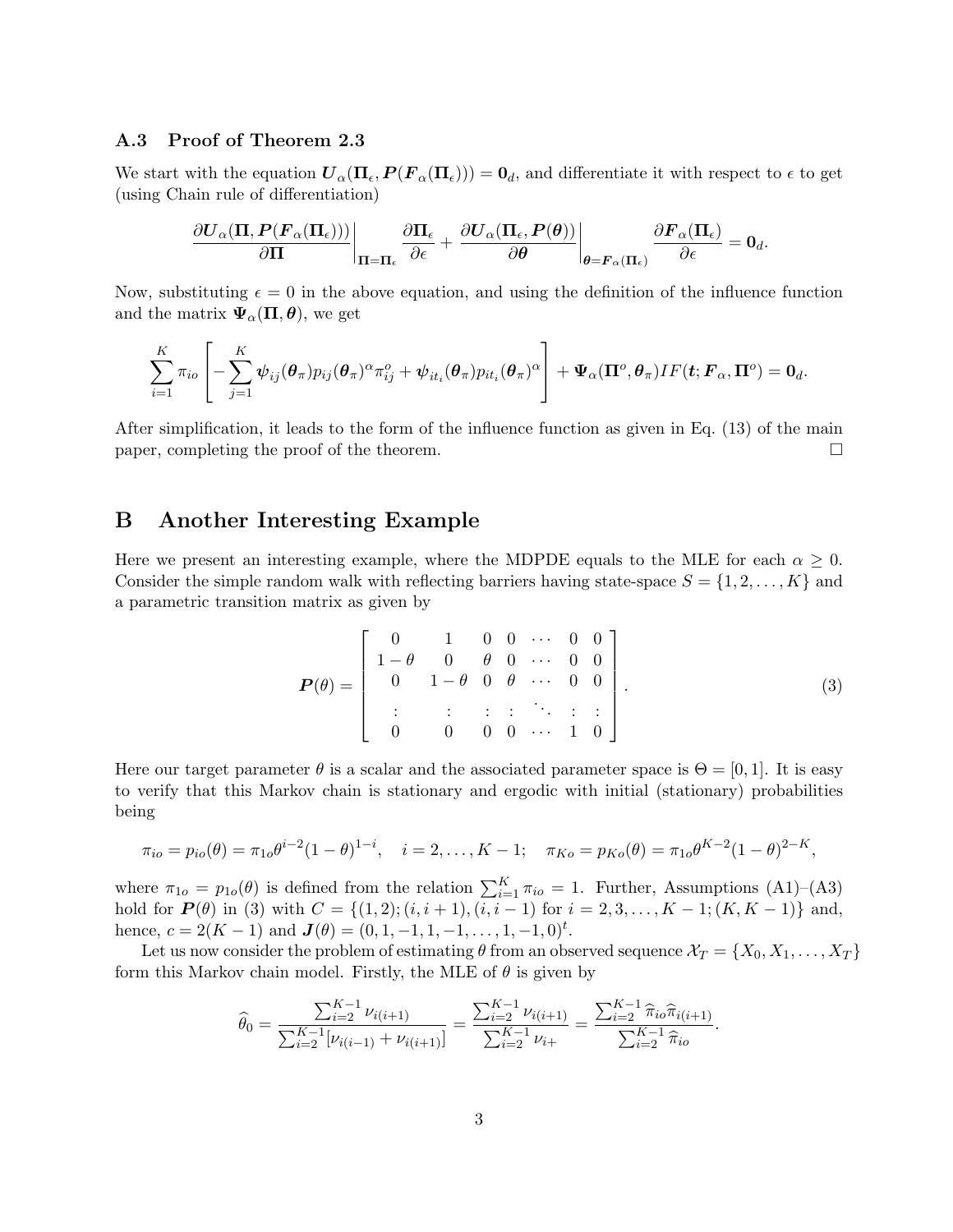### A.3 Proof of Theorem 2.3

We start with the equation $\boldsymbol{U}_\alpha(\boldsymbol{\Pi}_\epsilon, \boldsymbol{P}(\boldsymbol{F}_\alpha(\boldsymbol{\Pi}_\epsilon))) = \boldsymbol{0}_d$, and differentiate it with respect to $\epsilon$ to get (using Chain rule of differentiation)

$$\left.\frac{\partial \boldsymbol{U}_\alpha(\boldsymbol{\Pi}, \boldsymbol{P}(\boldsymbol{F}_\alpha(\boldsymbol{\Pi}_\epsilon)))}{\partial \boldsymbol{\Pi}}\right|_{\boldsymbol{\Pi}=\boldsymbol{\Pi}_\epsilon} \frac{\partial \boldsymbol{\Pi}_\epsilon}{\partial \epsilon} + \left.\frac{\partial \boldsymbol{U}_\alpha(\boldsymbol{\Pi}_\epsilon, \boldsymbol{P}(\boldsymbol{\theta}))}{\partial \boldsymbol{\theta}}\right|_{\boldsymbol{\theta}=\boldsymbol{F}_\alpha(\boldsymbol{\Pi}_\epsilon)} \frac{\partial \boldsymbol{F}_\alpha(\boldsymbol{\Pi}_\epsilon)}{\partial \epsilon} = \boldsymbol{0}_d.$$

Now, substituting $\epsilon = 0$ in the above equation, and using the definition of the influence function and the matrix $\boldsymbol{\Psi}_\alpha(\boldsymbol{\Pi}, \boldsymbol{\theta})$, we get

$$\sum_{i=1}^{K} \pi_{io}\left[-\sum_{j=1}^{K} \boldsymbol{\psi}_{ij}(\boldsymbol{\theta}_\pi) p_{ij}(\boldsymbol{\theta}_\pi)^\alpha \pi_{ij}^o + \boldsymbol{\psi}_{it_i}(\boldsymbol{\theta}_\pi) p_{it_i}(\boldsymbol{\theta}_\pi)^\alpha\right] + \boldsymbol{\Psi}_\alpha(\boldsymbol{\Pi}^o, \boldsymbol{\theta}_\pi) IF(\boldsymbol{t}; \boldsymbol{F}_\alpha, \boldsymbol{\Pi}^o) = \boldsymbol{0}_d.$$

After simplification, it leads to the form of the influence function as given in Eq. (13) of the main paper, completing the proof of the theorem. □

## B Another Interesting Example

Here we present an interesting example, where the MDPDE equals to the MLE for each $\alpha \geq 0$. Consider the simple random walk with reflecting barriers having state-space $S = \{1, 2, \ldots, K\}$ and a parametric transition matrix as given by

$$\boldsymbol{P}(\theta) = \begin{bmatrix} 0 & 1 & 0 & 0 & \cdots & 0 & 0 \\ 1-\theta & 0 & \theta & 0 & \cdots & 0 & 0 \\ 0 & 1-\theta & 0 & \theta & \cdots & 0 & 0 \\ \vdots & \vdots & \vdots & \vdots & \ddots & \vdots & \vdots \\ 0 & 0 & 0 & 0 & \cdots & 1 & 0 \end{bmatrix}. \tag{3}$$

Here our target parameter $\theta$ is a scalar and the associated parameter space is $\Theta = [0, 1]$. It is easy to verify that this Markov chain is stationary and ergodic with initial (stationary) probabilities being

$$\pi_{io} = p_{io}(\theta) = \pi_{1o}\theta^{i-2}(1-\theta)^{1-i}, \quad i = 2, \ldots, K-1; \quad \pi_{Ko} = p_{Ko}(\theta) = \pi_{1o}\theta^{K-2}(1-\theta)^{2-K},$$

where $\pi_{1o} = p_{1o}(\theta)$ is defined from the relation $\sum_{i=1}^{K} \pi_{io} = 1$. Further, Assumptions (A1)–(A3) hold for $\boldsymbol{P}(\theta)$ in (3) with $C = \{(1,2); (i, i+1), (i, i-1) \text{ for } i = 2, 3, \ldots, K-1; (K, K-1)\}$ and, hence, $c = 2(K-1)$ and $\boldsymbol{J}(\theta) = (0, 1, -1, 1, -1, \ldots, 1, -1, 0)^t$.

Let us now consider the problem of estimating $\theta$ from an observed sequence $\mathcal{X}_T = \{X_0, X_1, \ldots, X_T\}$ form this Markov chain model. Firstly, the MLE of $\theta$ is given by

$$\widehat{\theta}_0 = \frac{\sum_{i=2}^{K-1} \nu_{i(i+1)}}{\sum_{i=2}^{K-1}[\nu_{i(i-1)} + \nu_{i(i+1)}]} = \frac{\sum_{i=2}^{K-1} \nu_{i(i+1)}}{\sum_{i=2}^{K-1} \nu_{i+}} = \frac{\sum_{i=2}^{K-1} \widehat{\pi}_{io}\widehat{\pi}_{i(i+1)}}{\sum_{i=2}^{K-1} \widehat{\pi}_{io}}.$$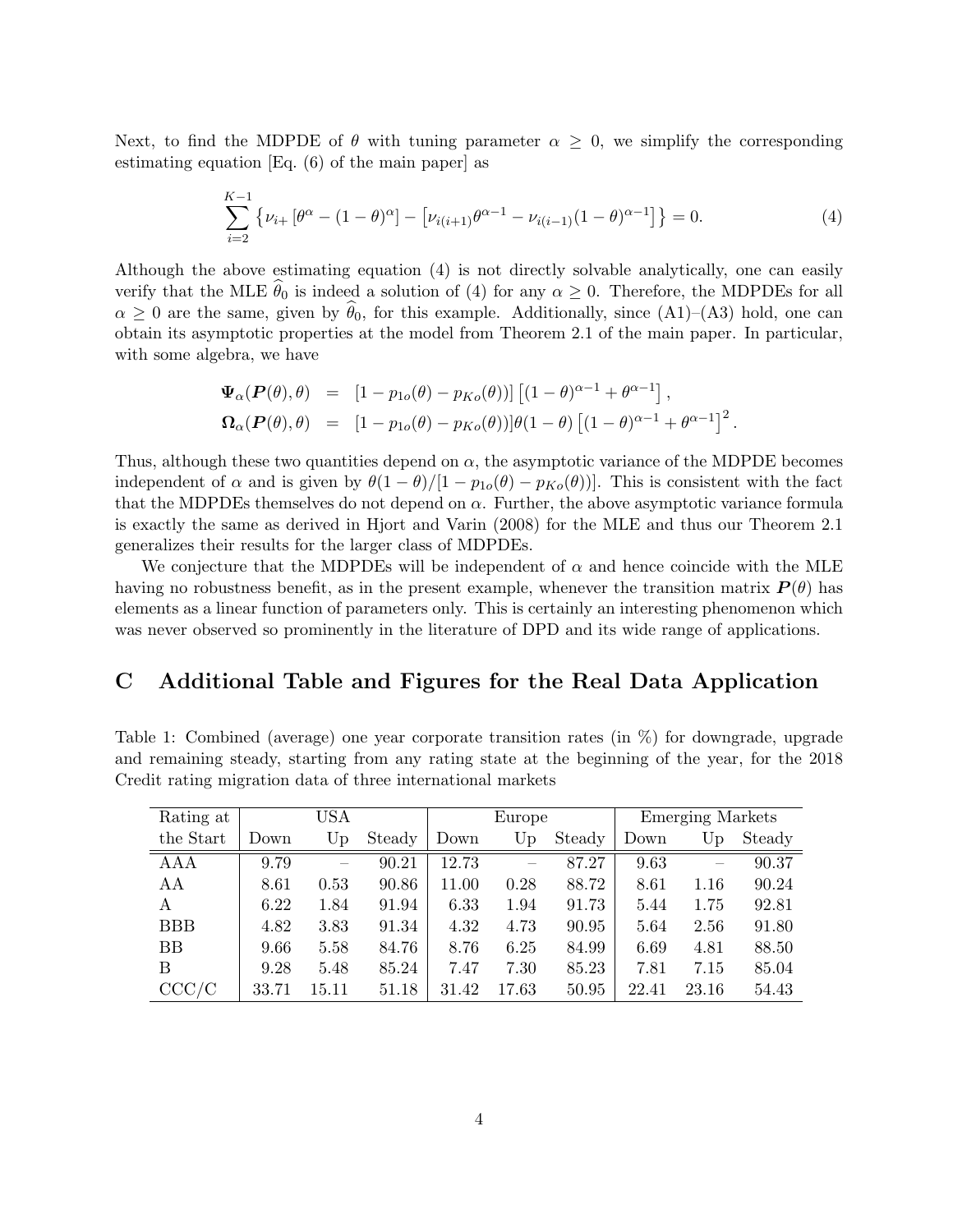Next, to find the MDPDE of $\theta$ with tuning parameter $\alpha \geq 0$, we simplify the corresponding estimating equation [Eq. (6) of the main paper] as

$$\sum_{i=2}^{K-1} \left\{ \nu_{i+} \left[ \theta^{\alpha} - (1-\theta)^{\alpha} \right] - \left[ \nu_{i(i+1)} \theta^{\alpha-1} - \nu_{i(i-1)} (1-\theta)^{\alpha-1} \right] \right\} = 0. \tag{4}$$

Although the above estimating equation (4) is not directly solvable analytically, one can easily verify that the MLE $\widehat{\theta}_0$ is indeed a solution of (4) for any $\alpha \geq 0$. Therefore, the MDPDEs for all $\alpha \geq 0$ are the same, given by $\widehat{\theta}_0$, for this example. Additionally, since (A1)–(A3) hold, one can obtain its asymptotic properties at the model from Theorem 2.1 of the main paper. In particular, with some algebra, we have

$$\begin{aligned}
\boldsymbol{\Psi}_{\alpha}(\boldsymbol{P}(\theta), \theta) &= \left[1 - p_{1o}(\theta) - p_{Ko}(\theta)\right] \left[(1-\theta)^{\alpha-1} + \theta^{\alpha-1}\right], \\
\boldsymbol{\Omega}_{\alpha}(\boldsymbol{P}(\theta), \theta) &= \left[1 - p_{1o}(\theta) - p_{Ko}(\theta)\right] \theta(1-\theta) \left[(1-\theta)^{\alpha-1} + \theta^{\alpha-1}\right]^2.
\end{aligned}$$

Thus, although these two quantities depend on $\alpha$, the asymptotic variance of the MDPDE becomes independent of $\alpha$ and is given by $\theta(1-\theta)/[1 - p_{1o}(\theta) - p_{Ko}(\theta)]$. This is consistent with the fact that the MDPDEs themselves do not depend on $\alpha$. Further, the above asymptotic variance formula is exactly the same as derived in Hjort and Varin (2008) for the MLE and thus our Theorem 2.1 generalizes their results for the larger class of MDPDEs.

We conjecture that the MDPDEs will be independent of $\alpha$ and hence coincide with the MLE having no robustness benefit, as in the present example, whenever the transition matrix $\boldsymbol{P}(\theta)$ has elements as a linear function of parameters only. This is certainly an interesting phenomenon which was never observed so prominently in the literature of DPD and its wide range of applications.

# C Additional Table and Figures for the Real Data Application

Table 1: Combined (average) one year corporate transition rates (in %) for downgrade, upgrade and remaining steady, starting from any rating state at the beginning of the year, for the 2018 Credit rating migration data of three international markets

| Rating at | USA | | | Europe | | | Emerging Markets | | |
|---|---|---|---|---|---|---|---|---|---|
| the Start | Down | Up | Steady | Down | Up | Steady | Down | Up | Steady |
| AAA | 9.79 | – | 90.21 | 12.73 | – | 87.27 | 9.63 | – | 90.37 |
| AA | 8.61 | 0.53 | 90.86 | 11.00 | 0.28 | 88.72 | 8.61 | 1.16 | 90.24 |
| A | 6.22 | 1.84 | 91.94 | 6.33 | 1.94 | 91.73 | 5.44 | 1.75 | 92.81 |
| BBB | 4.82 | 3.83 | 91.34 | 4.32 | 4.73 | 90.95 | 5.64 | 2.56 | 91.80 |
| BB | 9.66 | 5.58 | 84.76 | 8.76 | 6.25 | 84.99 | 6.69 | 4.81 | 88.50 |
| B | 9.28 | 5.48 | 85.24 | 7.47 | 7.30 | 85.23 | 7.81 | 7.15 | 85.04 |
| CCC/C | 33.71 | 15.11 | 51.18 | 31.42 | 17.63 | 50.95 | 22.41 | 23.16 | 54.43 |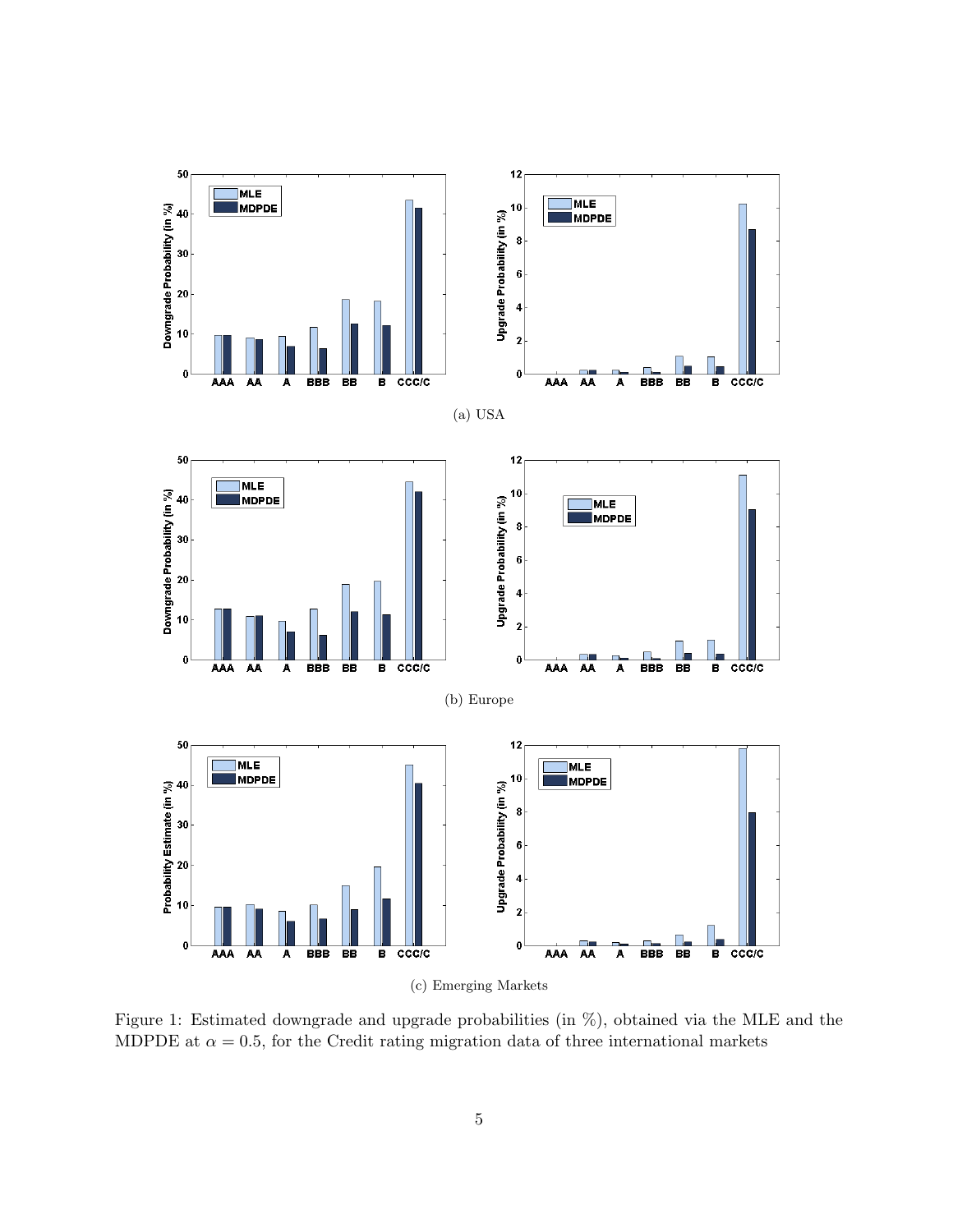(a) USA

(b) Europe

(c) Emerging Markets

Figure 1: Estimated downgrade and upgrade probabilities (in %), obtained via the MLE and the MDPDE at $\alpha = 0.5$, for the Credit rating migration data of three international markets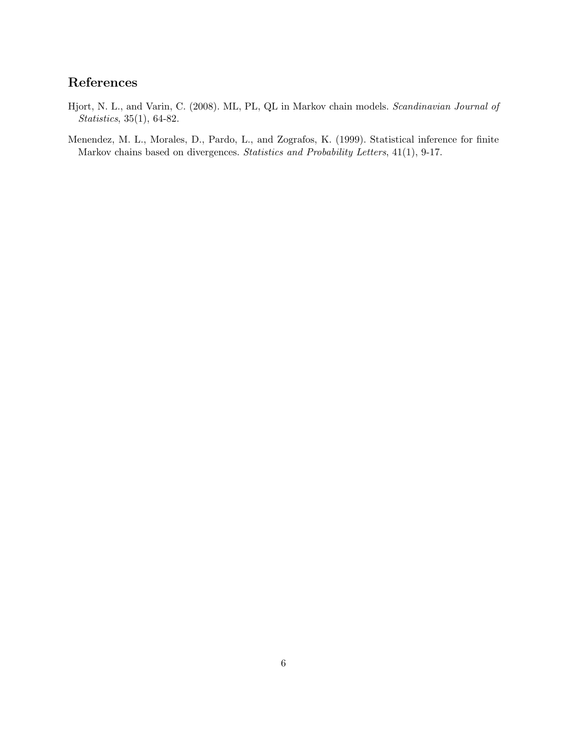## References

Hjort, N. L., and Varin, C. (2008). ML, PL, QL in Markov chain models. *Scandinavian Journal of Statistics*, 35(1), 64-82.

Menendez, M. L., Morales, D., Pardo, L., and Zografos, K. (1999). Statistical inference for finite Markov chains based on divergences. *Statistics and Probability Letters*, 41(1), 9-17.